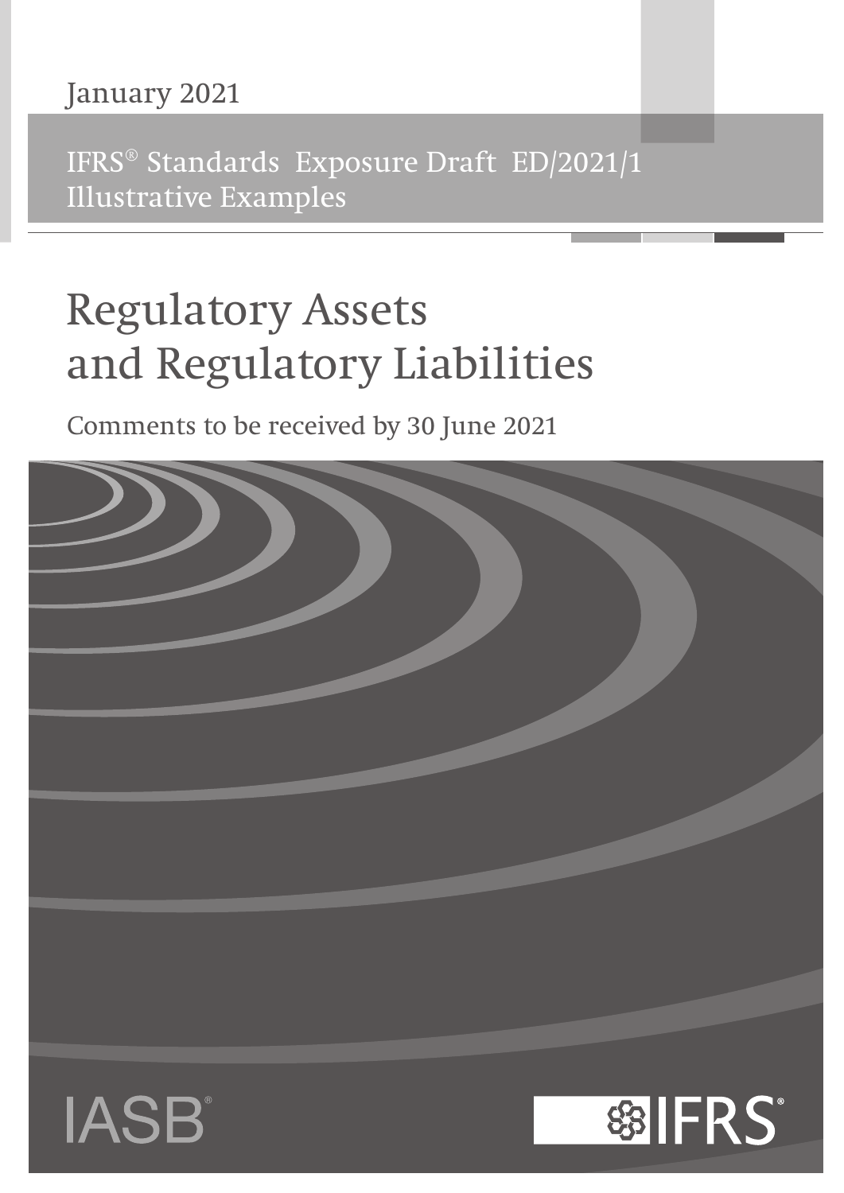January 2021

IFRS® Standards Exposure Draft ED/2021/1
Illustrative Examples

# Regulatory Assets and Regulatory Liabilities

Comments to be received by 30 June 2021

IASB®

IFRS®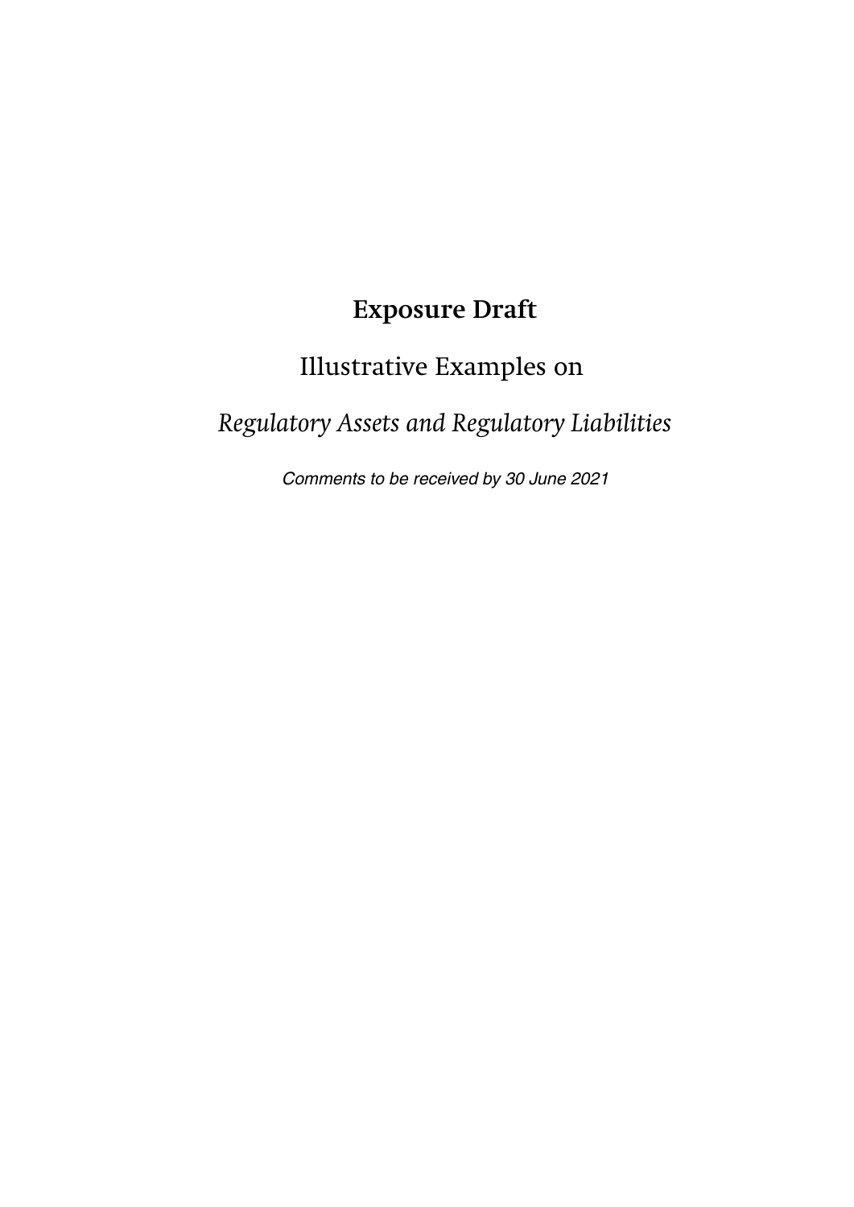# Exposure Draft

## Illustrative Examples on

## *Regulatory Assets and Regulatory Liabilities*

*Comments to be received by 30 June 2021*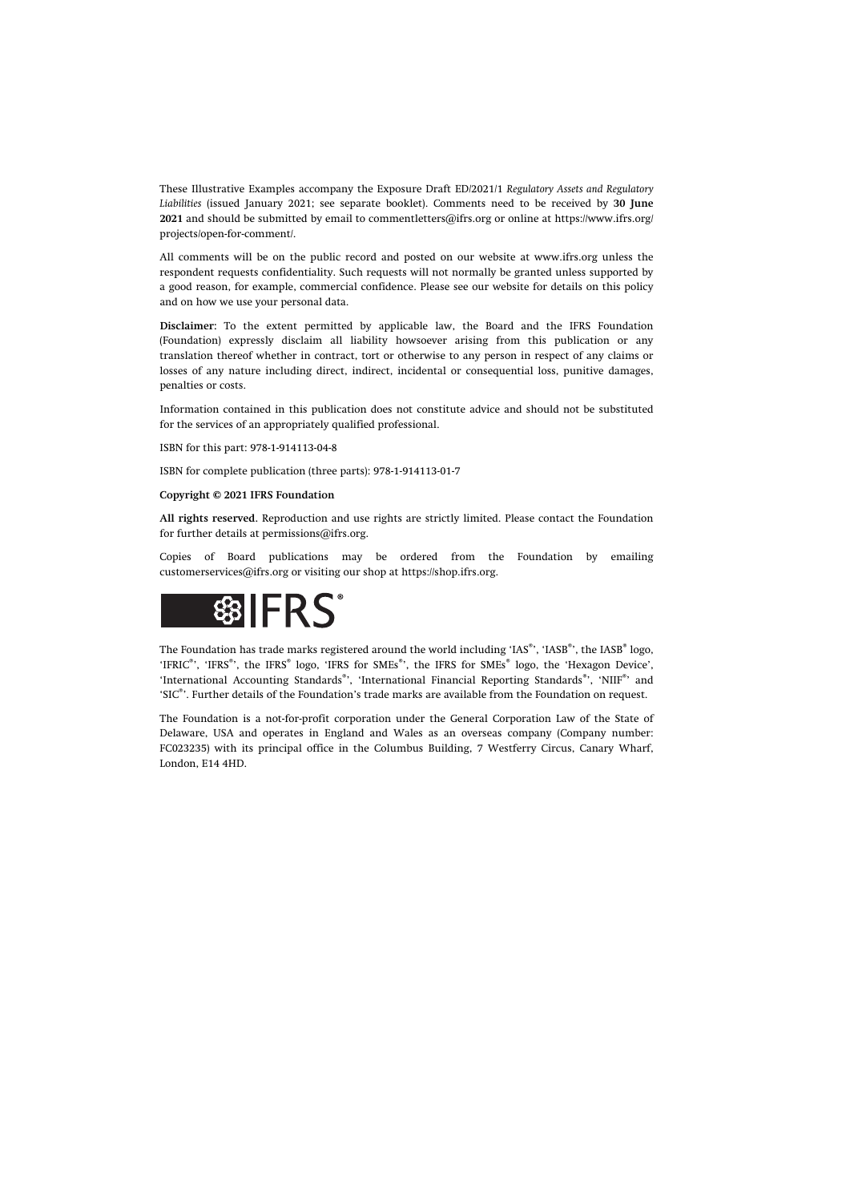These Illustrative Examples accompany the Exposure Draft ED/2021/1 *Regulatory Assets and Regulatory Liabilities* (issued January 2021; see separate booklet). Comments need to be received by **30 June 2021** and should be submitted by email to commentletters@ifrs.org or online at https://www.ifrs.org/projects/open-for-comment/.

All comments will be on the public record and posted on our website at www.ifrs.org unless the respondent requests confidentiality. Such requests will not normally be granted unless supported by a good reason, for example, commercial confidence. Please see our website for details on this policy and on how we use your personal data.

**Disclaimer:** To the extent permitted by applicable law, the Board and the IFRS Foundation (Foundation) expressly disclaim all liability howsoever arising from this publication or any translation thereof whether in contract, tort or otherwise to any person in respect of any claims or losses of any nature including direct, indirect, incidental or consequential loss, punitive damages, penalties or costs.

Information contained in this publication does not constitute advice and should not be substituted for the services of an appropriately qualified professional.

ISBN for this part: 978-1-914113-04-8

ISBN for complete publication (three parts): 978-1-914113-01-7

**Copyright © 2021 IFRS Foundation**

**All rights reserved.** Reproduction and use rights are strictly limited. Please contact the Foundation for further details at permissions@ifrs.org.

Copies of Board publications may be ordered from the Foundation by emailing customerservices@ifrs.org or visiting our shop at https://shop.ifrs.org.

IFRS®

The Foundation has trade marks registered around the world including 'IAS®', 'IASB®', the IASB® logo, 'IFRIC®', 'IFRS®', the IFRS® logo, 'IFRS for SMEs®', the IFRS for SMEs® logo, the 'Hexagon Device', 'International Accounting Standards®', 'International Financial Reporting Standards®', 'NIIF®' and 'SIC®'. Further details of the Foundation's trade marks are available from the Foundation on request.

The Foundation is a not-for-profit corporation under the General Corporation Law of the State of Delaware, USA and operates in England and Wales as an overseas company (Company number: FC023235) with its principal office in the Columbus Building, 7 Westferry Circus, Canary Wharf, London, E14 4HD.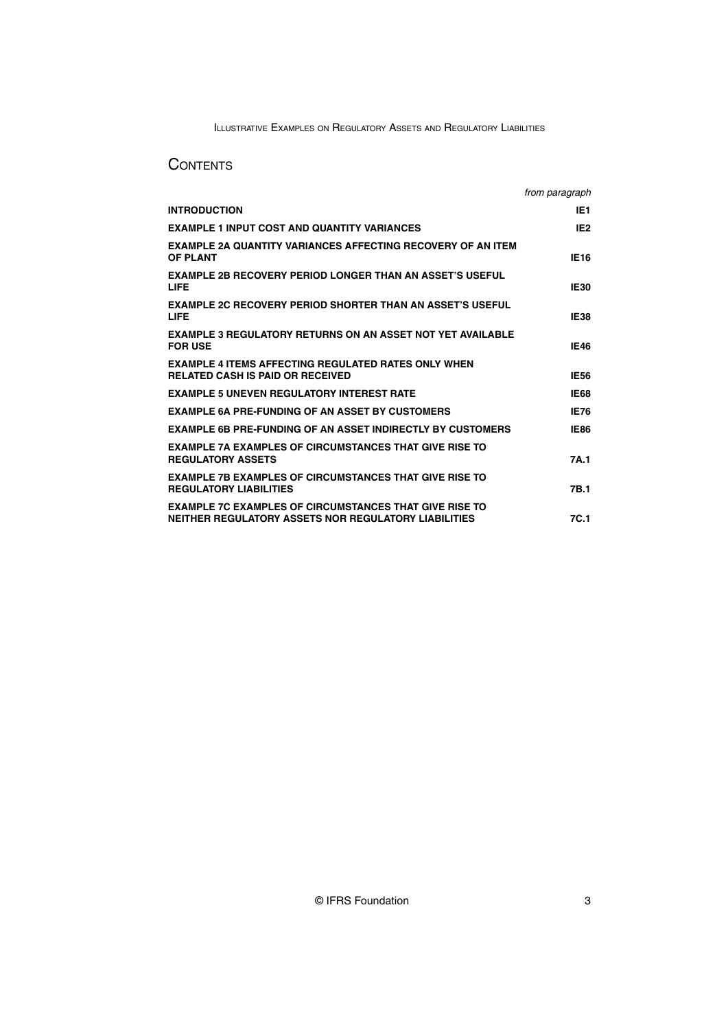# CONTENTS

| | *from paragraph* |
|---|---|
| **INTRODUCTION** | **IE1** |
| **EXAMPLE 1 INPUT COST AND QUANTITY VARIANCES** | **IE2** |
| **EXAMPLE 2A QUANTITY VARIANCES AFFECTING RECOVERY OF AN ITEM OF PLANT** | **IE16** |
| **EXAMPLE 2B RECOVERY PERIOD LONGER THAN AN ASSET'S USEFUL LIFE** | **IE30** |
| **EXAMPLE 2C RECOVERY PERIOD SHORTER THAN AN ASSET'S USEFUL LIFE** | **IE38** |
| **EXAMPLE 3 REGULATORY RETURNS ON AN ASSET NOT YET AVAILABLE FOR USE** | **IE46** |
| **EXAMPLE 4 ITEMS AFFECTING REGULATED RATES ONLY WHEN RELATED CASH IS PAID OR RECEIVED** | **IE56** |
| **EXAMPLE 5 UNEVEN REGULATORY INTEREST RATE** | **IE68** |
| **EXAMPLE 6A PRE-FUNDING OF AN ASSET BY CUSTOMERS** | **IE76** |
| **EXAMPLE 6B PRE-FUNDING OF AN ASSET INDIRECTLY BY CUSTOMERS** | **IE86** |
| **EXAMPLE 7A EXAMPLES OF CIRCUMSTANCES THAT GIVE RISE TO REGULATORY ASSETS** | **7A.1** |
| **EXAMPLE 7B EXAMPLES OF CIRCUMSTANCES THAT GIVE RISE TO REGULATORY LIABILITIES** | **7B.1** |
| **EXAMPLE 7C EXAMPLES OF CIRCUMSTANCES THAT GIVE RISE TO NEITHER REGULATORY ASSETS NOR REGULATORY LIABILITIES** | **7C.1** |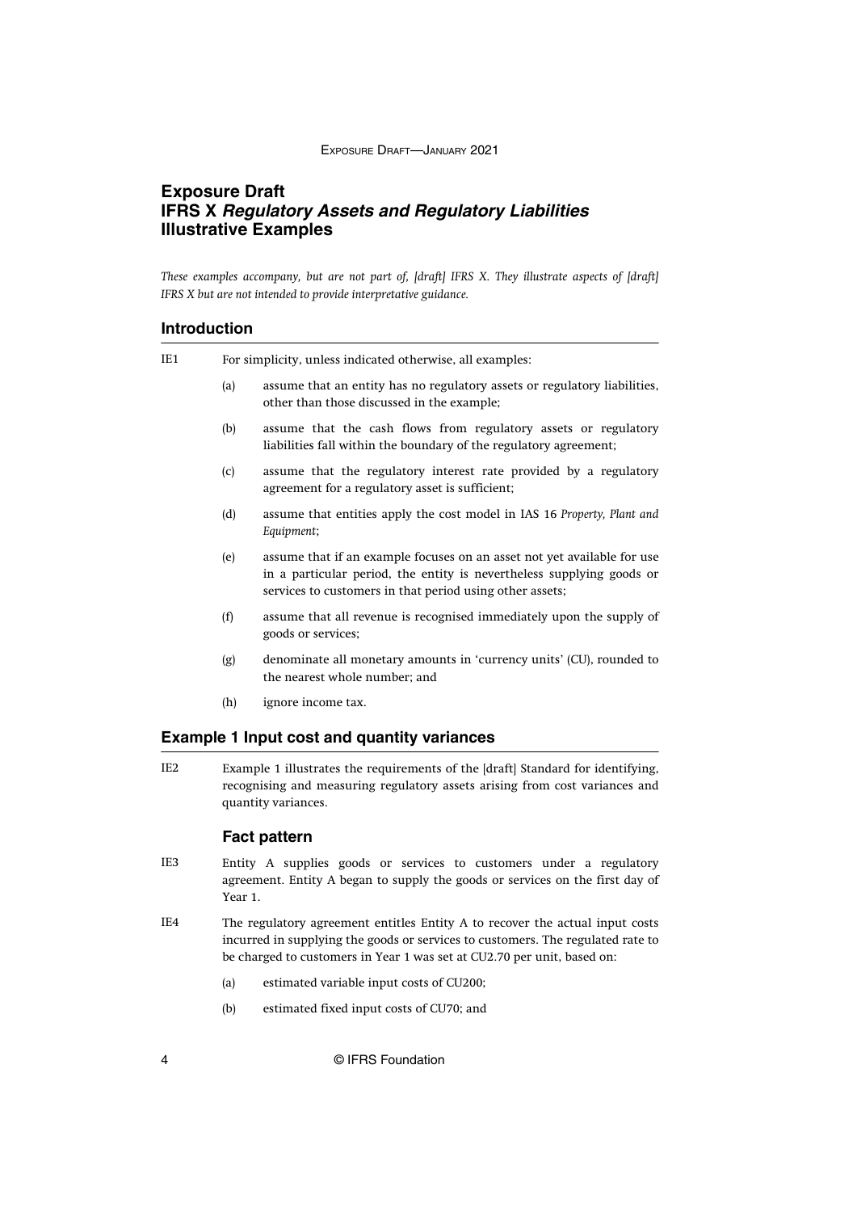# Exposure Draft
# IFRS X *Regulatory Assets and Regulatory Liabilities*
# Illustrative Examples

*These examples accompany, but are not part of, [draft] IFRS X. They illustrate aspects of [draft] IFRS X but are not intended to provide interpretative guidance.*

## Introduction

IE1 For simplicity, unless indicated otherwise, all examples:

(a) assume that an entity has no regulatory assets or regulatory liabilities, other than those discussed in the example;

(b) assume that the cash flows from regulatory assets or regulatory liabilities fall within the boundary of the regulatory agreement;

(c) assume that the regulatory interest rate provided by a regulatory agreement for a regulatory asset is sufficient;

(d) assume that entities apply the cost model in IAS 16 *Property, Plant and Equipment*;

(e) assume that if an example focuses on an asset not yet available for use in a particular period, the entity is nevertheless supplying goods or services to customers in that period using other assets;

(f) assume that all revenue is recognised immediately upon the supply of goods or services;

(g) denominate all monetary amounts in 'currency units' (CU), rounded to the nearest whole number; and

(h) ignore income tax.

## Example 1 Input cost and quantity variances

IE2 Example 1 illustrates the requirements of the [draft] Standard for identifying, recognising and measuring regulatory assets arising from cost variances and quantity variances.

### Fact pattern

IE3 Entity A supplies goods or services to customers under a regulatory agreement. Entity A began to supply the goods or services on the first day of Year 1.

IE4 The regulatory agreement entitles Entity A to recover the actual input costs incurred in supplying the goods or services to customers. The regulated rate to be charged to customers in Year 1 was set at CU2.70 per unit, based on:

(a) estimated variable input costs of CU200;

(b) estimated fixed input costs of CU70; and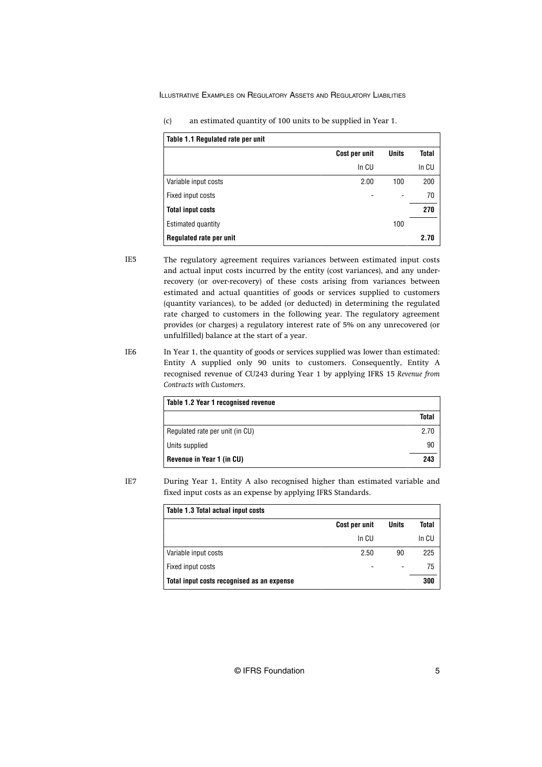(c) an estimated quantity of 100 units to be supplied in Year 1.

| Table 1.1 Regulated rate per unit | | | |
|---|---|---|---|
| | **Cost per unit** | **Units** | **Total** |
| | In CU | | In CU |
| Variable input costs | 2.00 | 100 | 200 |
| Fixed input costs | - | - | 70 |
| **Total input costs** | | | **270** |
| Estimated quantity | | 100 | |
| **Regulated rate per unit** | | | **2.70** |

IE5 The regulatory agreement requires variances between estimated input costs and actual input costs incurred by the entity (cost variances), and any under-recovery (or over-recovery) of these costs arising from variances between estimated and actual quantities of goods or services supplied to customers (quantity variances), to be added (or deducted) in determining the regulated rate charged to customers in the following year. The regulatory agreement provides (or charges) a regulatory interest rate of 5% on any unrecovered (or unfulfilled) balance at the start of a year.

IE6 In Year 1, the quantity of goods or services supplied was lower than estimated: Entity A supplied only 90 units to customers. Consequently, Entity A recognised revenue of CU243 during Year 1 by applying IFRS 15 *Revenue from Contracts with Customers*.

| Table 1.2 Year 1 recognised revenue | |
|---|---|
| | **Total** |
| Regulated rate per unit (in CU) | 2.70 |
| Units supplied | 90 |
| **Revenue in Year 1 (in CU)** | **243** |

IE7 During Year 1, Entity A also recognised higher than estimated variable and fixed input costs as an expense by applying IFRS Standards.

| Table 1.3 Total actual input costs | | | |
|---|---|---|---|
| | **Cost per unit** | **Units** | **Total** |
| | In CU | | In CU |
| Variable input costs | 2.50 | 90 | 225 |
| Fixed input costs | - | - | 75 |
| **Total input costs recognised as an expense** | | | **300** |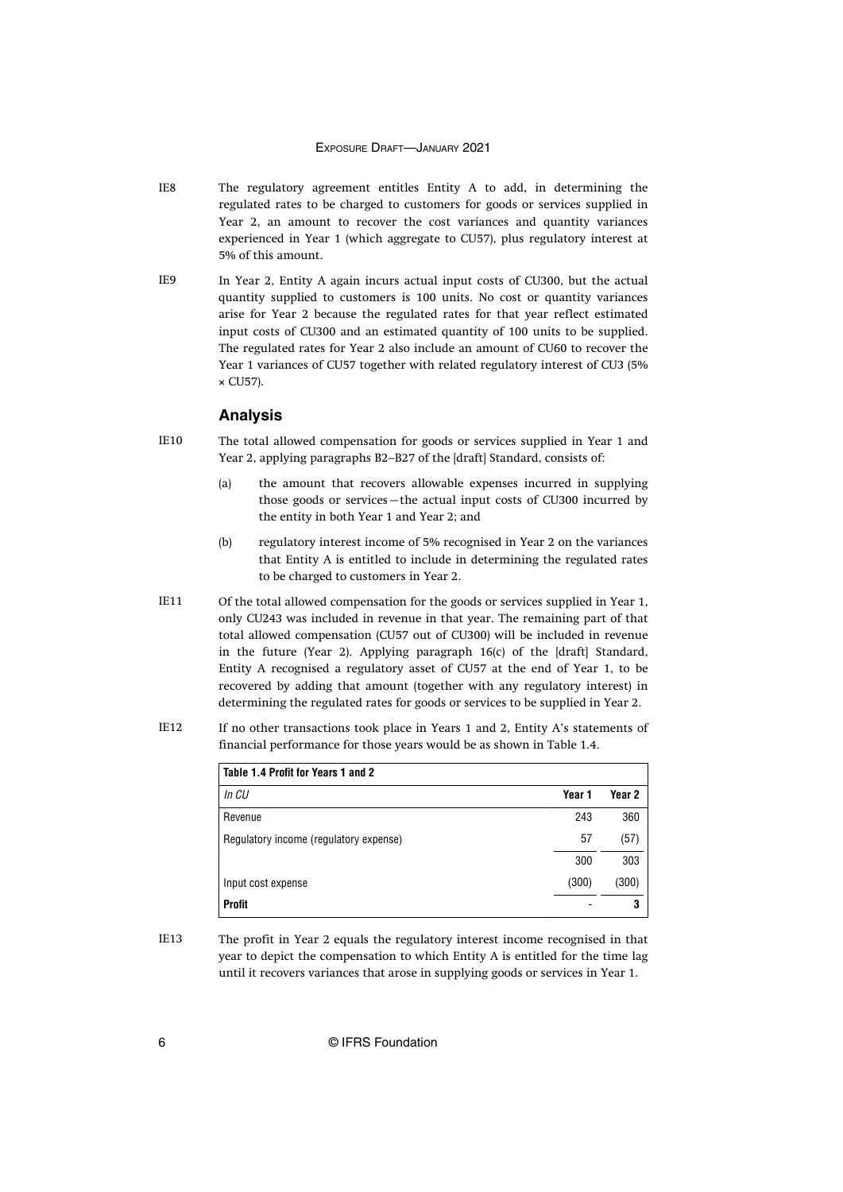IE8 The regulatory agreement entitles Entity A to add, in determining the regulated rates to be charged to customers for goods or services supplied in Year 2, an amount to recover the cost variances and quantity variances experienced in Year 1 (which aggregate to CU57), plus regulatory interest at 5% of this amount.

IE9 In Year 2, Entity A again incurs actual input costs of CU300, but the actual quantity supplied to customers is 100 units. No cost or quantity variances arise for Year 2 because the regulated rates for that year reflect estimated input costs of CU300 and an estimated quantity of 100 units to be supplied. The regulated rates for Year 2 also include an amount of CU60 to recover the Year 1 variances of CU57 together with related regulatory interest of CU3 (5% × CU57).

## Analysis

IE10 The total allowed compensation for goods or services supplied in Year 1 and Year 2, applying paragraphs B2–B27 of the [draft] Standard, consists of:

(a) the amount that recovers allowable expenses incurred in supplying those goods or services—the actual input costs of CU300 incurred by the entity in both Year 1 and Year 2; and

(b) regulatory interest income of 5% recognised in Year 2 on the variances that Entity A is entitled to include in determining the regulated rates to be charged to customers in Year 2.

IE11 Of the total allowed compensation for the goods or services supplied in Year 1, only CU243 was included in revenue in that year. The remaining part of that total allowed compensation (CU57 out of CU300) will be included in revenue in the future (Year 2). Applying paragraph 16(c) of the [draft] Standard, Entity A recognised a regulatory asset of CU57 at the end of Year 1, to be recovered by adding that amount (together with any regulatory interest) in determining the regulated rates for goods or services to be supplied in Year 2.

IE12 If no other transactions took place in Years 1 and 2, Entity A's statements of financial performance for those years would be as shown in Table 1.4.

| **Table 1.4 Profit for Years 1 and 2** | | |
|---|---|---|
| *In CU* | **Year 1** | **Year 2** |
| Revenue | 243 | 360 |
| Regulatory income (regulatory expense) | 57 | (57) |
| | 300 | 303 |
| Input cost expense | (300) | (300) |
| **Profit** | - | **3** |

IE13 The profit in Year 2 equals the regulatory interest income recognised in that year to depict the compensation to which Entity A is entitled for the time lag until it recovers variances that arose in supplying goods or services in Year 1.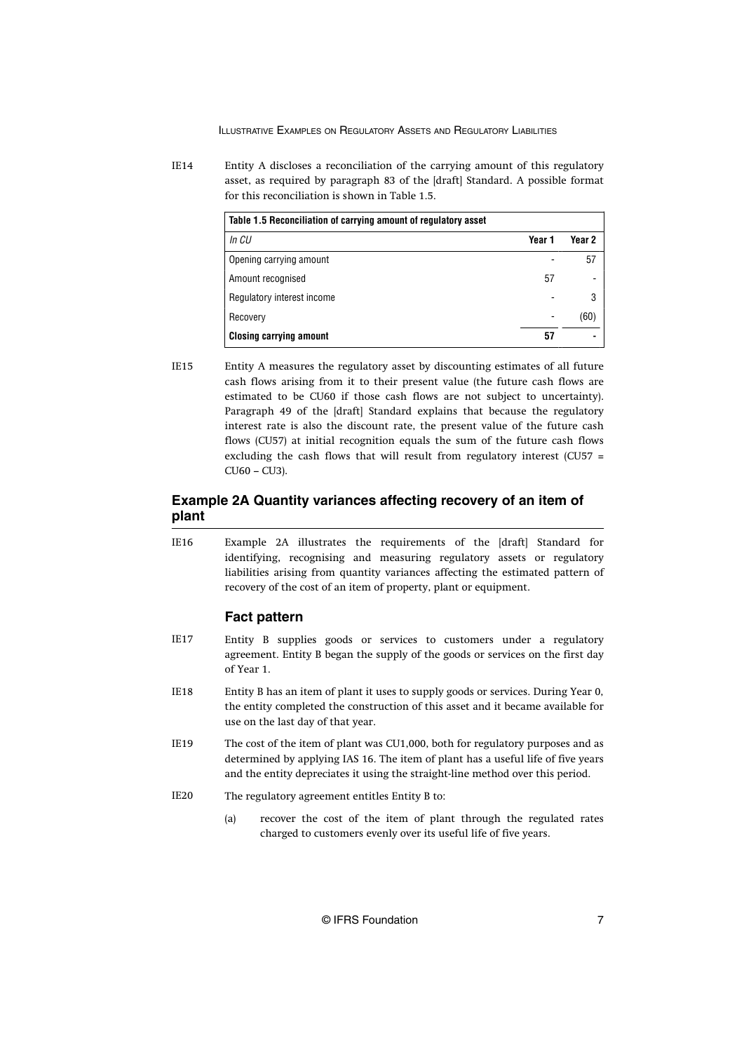IE14 Entity A discloses a reconciliation of the carrying amount of this regulatory asset, as required by paragraph 83 of the [draft] Standard. A possible format for this reconciliation is shown in Table 1.5.

| **Table 1.5 Reconciliation of carrying amount of regulatory asset** | | |
|---|---|---|
| *In CU* | **Year 1** | **Year 2** |
| Opening carrying amount | - | 57 |
| Amount recognised | 57 | - |
| Regulatory interest income | - | 3 |
| Recovery | - | (60) |
| **Closing carrying amount** | **57** | **-** |

IE15 Entity A measures the regulatory asset by discounting estimates of all future cash flows arising from it to their present value (the future cash flows are estimated to be CU60 if those cash flows are not subject to uncertainty). Paragraph 49 of the [draft] Standard explains that because the regulatory interest rate is also the discount rate, the present value of the future cash flows (CU57) at initial recognition equals the sum of the future cash flows excluding the cash flows that will result from regulatory interest (CU57 = CU60 – CU3).

## Example 2A Quantity variances affecting recovery of an item of plant

IE16 Example 2A illustrates the requirements of the [draft] Standard for identifying, recognising and measuring regulatory assets or regulatory liabilities arising from quantity variances affecting the estimated pattern of recovery of the cost of an item of property, plant or equipment.

### Fact pattern

IE17 Entity B supplies goods or services to customers under a regulatory agreement. Entity B began the supply of the goods or services on the first day of Year 1.

IE18 Entity B has an item of plant it uses to supply goods or services. During Year 0, the entity completed the construction of this asset and it became available for use on the last day of that year.

IE19 The cost of the item of plant was CU1,000, both for regulatory purposes and as determined by applying IAS 16. The item of plant has a useful life of five years and the entity depreciates it using the straight-line method over this period.

IE20 The regulatory agreement entitles Entity B to:

(a) recover the cost of the item of plant through the regulated rates charged to customers evenly over its useful life of five years.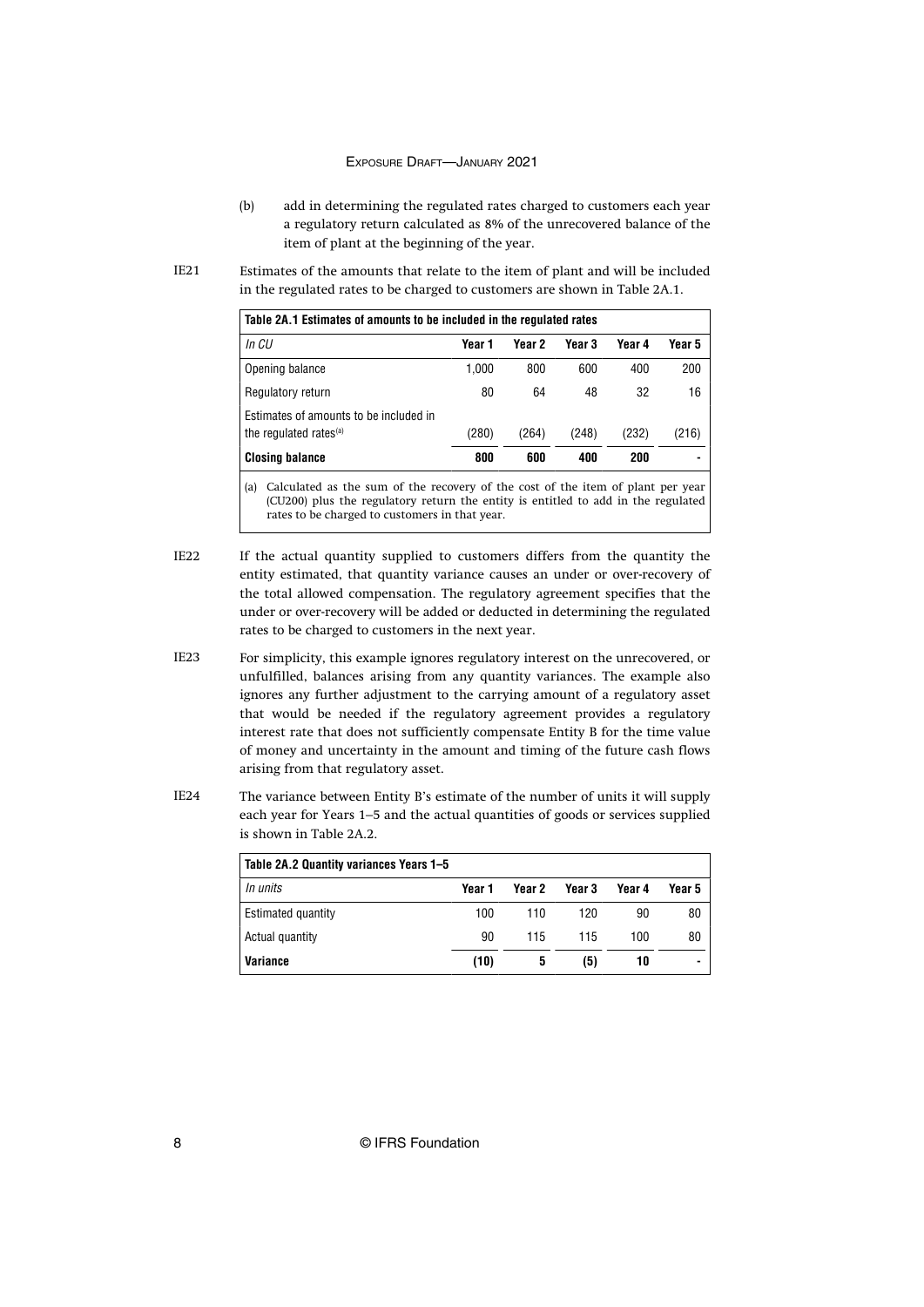(b) add in determining the regulated rates charged to customers each year a regulatory return calculated as 8% of the unrecovered balance of the item of plant at the beginning of the year.

IE21 Estimates of the amounts that relate to the item of plant and will be included in the regulated rates to be charged to customers are shown in Table 2A.1.

| Table 2A.1 Estimates of amounts to be included in the regulated rates | | | | | |
|---|---|---|---|---|---|
| *In CU* | **Year 1** | **Year 2** | **Year 3** | **Year 4** | **Year 5** |
| Opening balance | 1,000 | 800 | 600 | 400 | 200 |
| Regulatory return | 80 | 64 | 48 | 32 | 16 |
| Estimates of amounts to be included in the regulated rates[(a)] | (280) | (264) | (248) | (232) | (216) |
| **Closing balance** | **800** | **600** | **400** | **200** | **-** |

(a) Calculated as the sum of the recovery of the cost of the item of plant per year (CU200) plus the regulatory return the entity is entitled to add in the regulated rates to be charged to customers in that year.

IE22 If the actual quantity supplied to customers differs from the quantity the entity estimated, that quantity variance causes an under or over-recovery of the total allowed compensation. The regulatory agreement specifies that the under or over-recovery will be added or deducted in determining the regulated rates to be charged to customers in the next year.

IE23 For simplicity, this example ignores regulatory interest on the unrecovered, or unfulfilled, balances arising from any quantity variances. The example also ignores any further adjustment to the carrying amount of a regulatory asset that would be needed if the regulatory agreement provides a regulatory interest rate that does not sufficiently compensate Entity B for the time value of money and uncertainty in the amount and timing of the future cash flows arising from that regulatory asset.

IE24 The variance between Entity B's estimate of the number of units it will supply each year for Years 1–5 and the actual quantities of goods or services supplied is shown in Table 2A.2.

| Table 2A.2 Quantity variances Years 1–5 | | | | | |
|---|---|---|---|---|---|
| *In units* | **Year 1** | **Year 2** | **Year 3** | **Year 4** | **Year 5** |
| Estimated quantity | 100 | 110 | 120 | 90 | 80 |
| Actual quantity | 90 | 115 | 115 | 100 | 80 |
| **Variance** | **(10)** | **5** | **(5)** | **10** | **-** |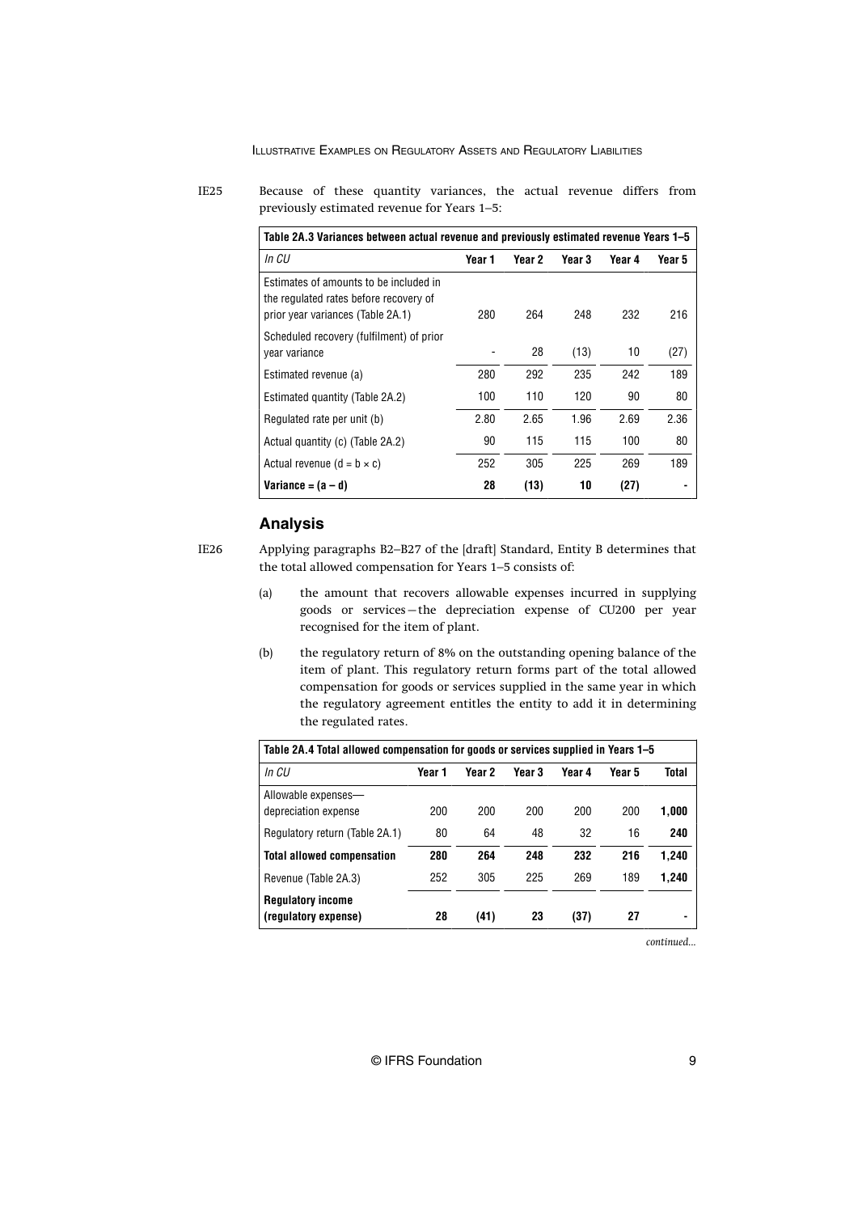IE25 Because of these quantity variances, the actual revenue differs from previously estimated revenue for Years 1–5:

| Table 2A.3 Variances between actual revenue and previously estimated revenue Years 1–5 | | | | | |
|---|---|---|---|---|---|
| *In CU* | **Year 1** | **Year 2** | **Year 3** | **Year 4** | **Year 5** |
| Estimates of amounts to be included in the regulated rates before recovery of prior year variances (Table 2A.1) | 280 | 264 | 248 | 232 | 216 |
| Scheduled recovery (fulfilment) of prior year variance | - | 28 | (13) | 10 | (27) |
| Estimated revenue (a) | 280 | 292 | 235 | 242 | 189 |
| Estimated quantity (Table 2A.2) | 100 | 110 | 120 | 90 | 80 |
| Regulated rate per unit (b) | 2.80 | 2.65 | 1.96 | 2.69 | 2.36 |
| Actual quantity (c) (Table 2A.2) | 90 | 115 | 115 | 100 | 80 |
| Actual revenue (d = b × c) | 252 | 305 | 225 | 269 | 189 |
| **Variance = (a – d)** | **28** | **(13)** | **10** | **(27)** | **-** |

## Analysis

IE26 Applying paragraphs B2–B27 of the [draft] Standard, Entity B determines that the total allowed compensation for Years 1–5 consists of:

(a) the amount that recovers allowable expenses incurred in supplying goods or services—the depreciation expense of CU200 per year recognised for the item of plant.

(b) the regulatory return of 8% on the outstanding opening balance of the item of plant. This regulatory return forms part of the total allowed compensation for goods or services supplied in the same year in which the regulatory agreement entitles the entity to add it in determining the regulated rates.

| Table 2A.4 Total allowed compensation for goods or services supplied in Years 1–5 | | | | | | |
|---|---|---|---|---|---|---|
| *In CU* | **Year 1** | **Year 2** | **Year 3** | **Year 4** | **Year 5** | **Total** |
| Allowable expenses—depreciation expense | 200 | 200 | 200 | 200 | 200 | **1,000** |
| Regulatory return (Table 2A.1) | 80 | 64 | 48 | 32 | 16 | **240** |
| **Total allowed compensation** | **280** | **264** | **248** | **232** | **216** | **1,240** |
| Revenue (Table 2A.3) | 252 | 305 | 225 | 269 | 189 | **1,240** |
| **Regulatory income (regulatory expense)** | **28** | **(41)** | **23** | **(37)** | **27** | **-** |

*continued...*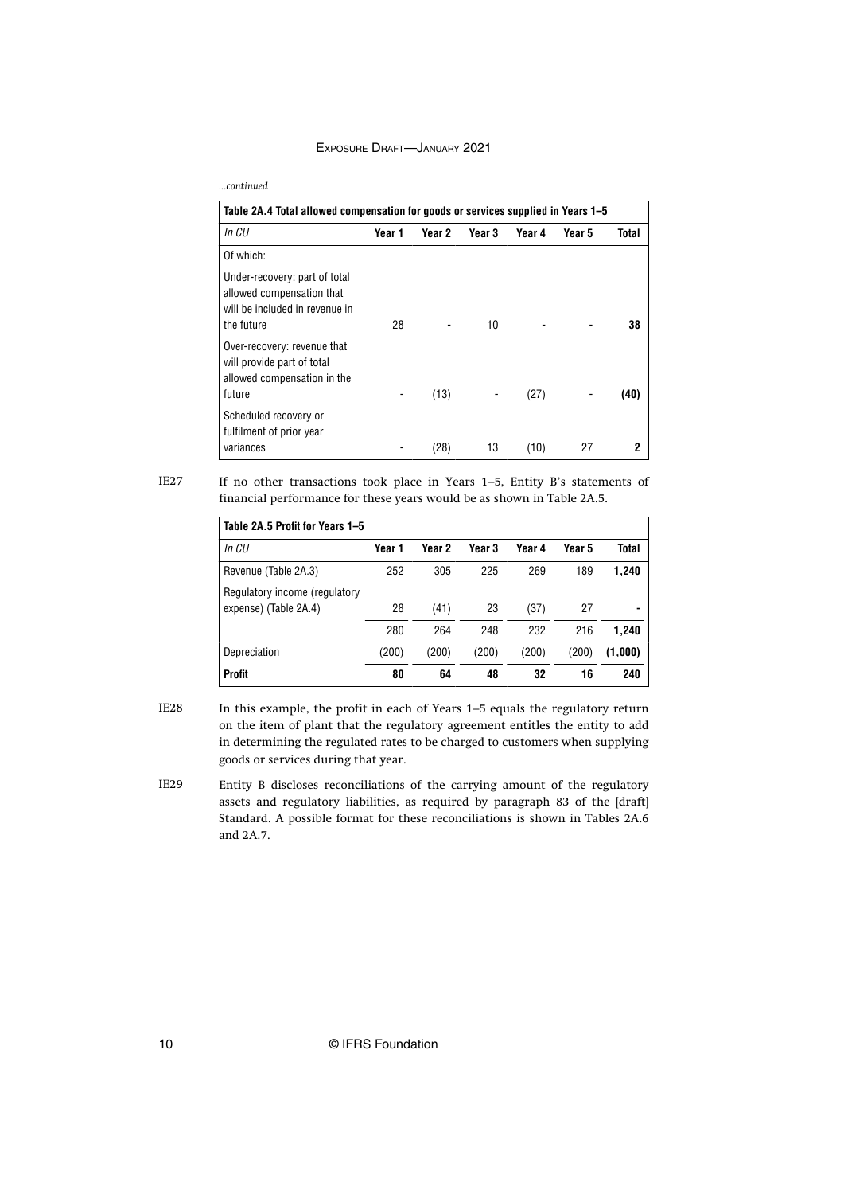*...continued*

| Table 2A.4 Total allowed compensation for goods or services supplied in Years 1–5 | | | | | | |
|---|---|---|---|---|---|---|
| *In CU* | **Year 1** | **Year 2** | **Year 3** | **Year 4** | **Year 5** | **Total** |
| Of which: | | | | | | |
| Under-recovery: part of total allowed compensation that will be included in revenue in the future | 28 | - | 10 | - | - | **38** |
| Over-recovery: revenue that will provide part of total allowed compensation in the future | - | (13) | - | (27) | - | **(40)** |
| Scheduled recovery or fulfilment of prior year variances | - | (28) | 13 | (10) | 27 | **2** |

IE27 If no other transactions took place in Years 1–5, Entity B's statements of financial performance for these years would be as shown in Table 2A.5.

| Table 2A.5 Profit for Years 1–5 | | | | | | |
|---|---|---|---|---|---|---|
| *In CU* | **Year 1** | **Year 2** | **Year 3** | **Year 4** | **Year 5** | **Total** |
| Revenue (Table 2A.3) | 252 | 305 | 225 | 269 | 189 | **1,240** |
| Regulatory income (regulatory expense) (Table 2A.4) | 28 | (41) | 23 | (37) | 27 | **-** |
| | 280 | 264 | 248 | 232 | 216 | **1,240** |
| Depreciation | (200) | (200) | (200) | (200) | (200) | **(1,000)** |
| **Profit** | **80** | **64** | **48** | **32** | **16** | **240** |

IE28 In this example, the profit in each of Years 1–5 equals the regulatory return on the item of plant that the regulatory agreement entitles the entity to add in determining the regulated rates to be charged to customers when supplying goods or services during that year.

IE29 Entity B discloses reconciliations of the carrying amount of the regulatory assets and regulatory liabilities, as required by paragraph 83 of the [draft] Standard. A possible format for these reconciliations is shown in Tables 2A.6 and 2A.7.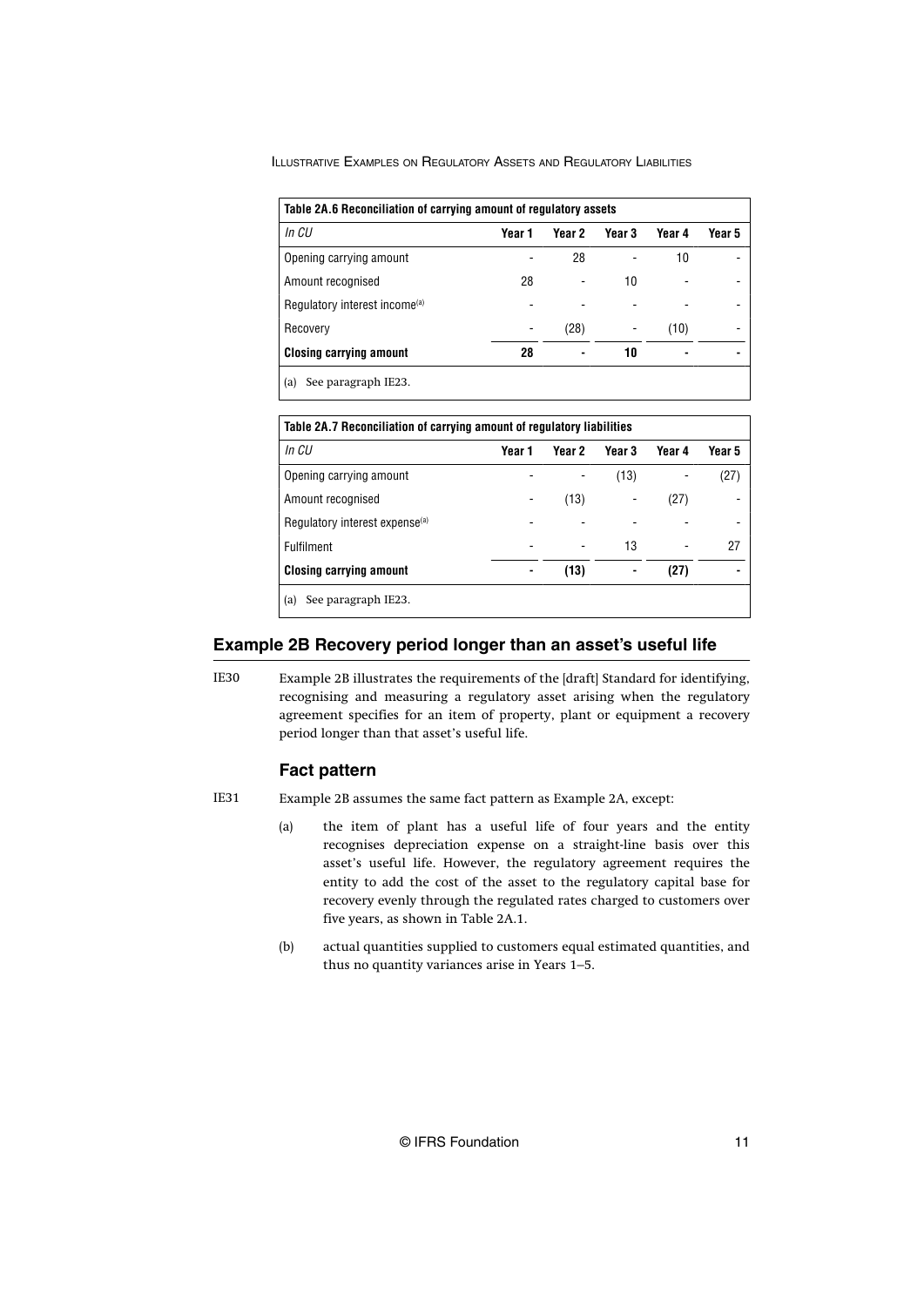**Table 2A.6 Reconciliation of carrying amount of regulatory assets**

| In CU | Year 1 | Year 2 | Year 3 | Year 4 | Year 5 |
|---|---|---|---|---|---|
| Opening carrying amount | - | 28 | - | 10 | - |
| Amount recognised | 28 | - | 10 | - | - |
| Regulatory interest income[(a)] | - | - | - | - | - |
| Recovery | - | (28) | - | (10) | - |
| **Closing carrying amount** | **28** | **-** | **10** | **-** | **-** |

(a) See paragraph IE23.

**Table 2A.7 Reconciliation of carrying amount of regulatory liabilities**

| In CU | Year 1 | Year 2 | Year 3 | Year 4 | Year 5 |
|---|---|---|---|---|---|
| Opening carrying amount | - | - | (13) | - | (27) |
| Amount recognised | - | (13) | - | (27) | - |
| Regulatory interest expense[(a)] | - | - | - | - | - |
| Fulfilment | - | - | 13 | - | 27 |
| **Closing carrying amount** | **-** | **(13)** | **-** | **(27)** | **-** |

(a) See paragraph IE23.

## Example 2B Recovery period longer than an asset's useful life

IE30 Example 2B illustrates the requirements of the [draft] Standard for identifying, recognising and measuring a regulatory asset arising when the regulatory agreement specifies for an item of property, plant or equipment a recovery period longer than that asset's useful life.

### Fact pattern

IE31 Example 2B assumes the same fact pattern as Example 2A, except:

(a) the item of plant has a useful life of four years and the entity recognises depreciation expense on a straight-line basis over this asset's useful life. However, the regulatory agreement requires the entity to add the cost of the asset to the regulatory capital base for recovery evenly through the regulated rates charged to customers over five years, as shown in Table 2A.1.

(b) actual quantities supplied to customers equal estimated quantities, and thus no quantity variances arise in Years 1–5.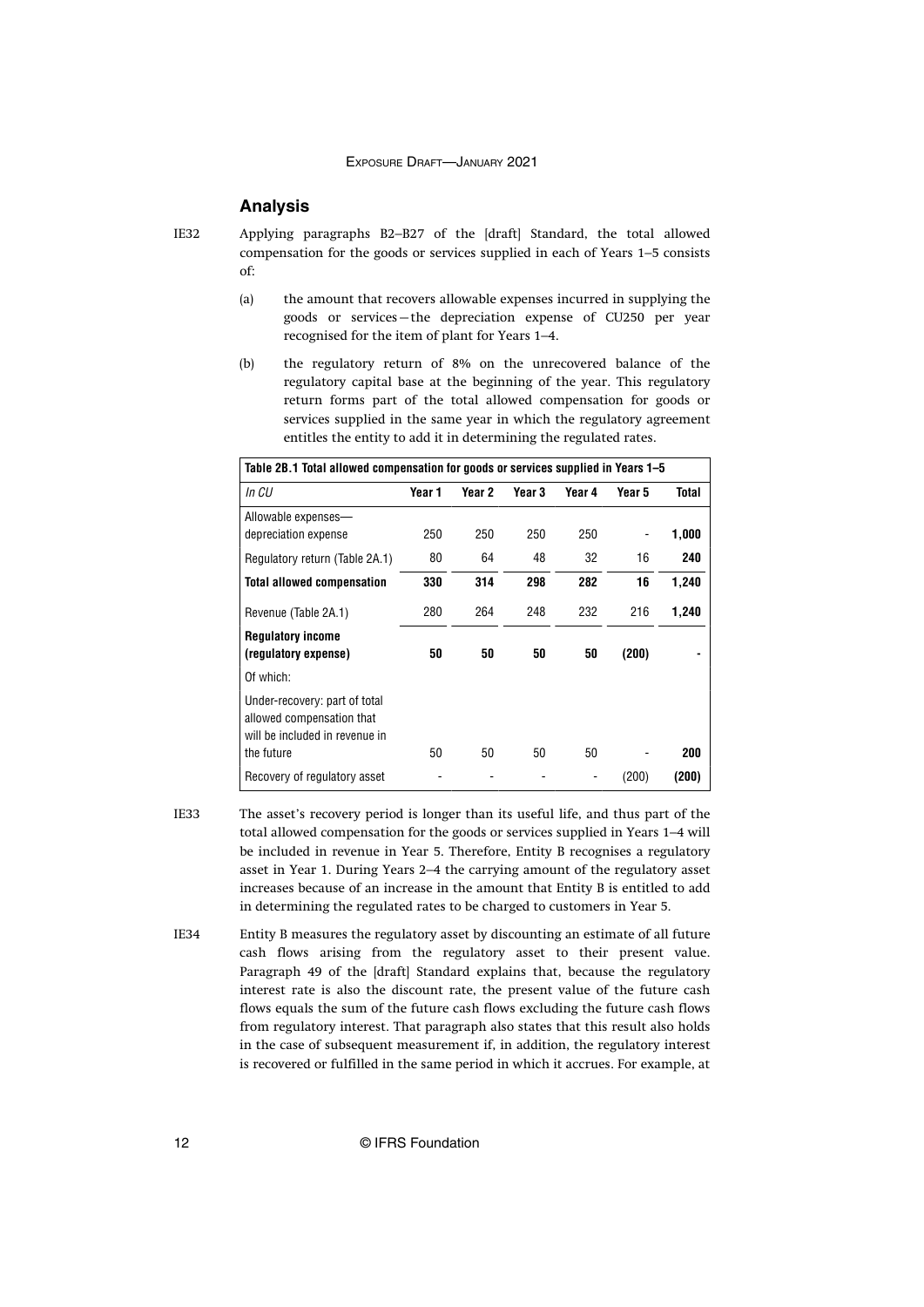## Analysis

IE32 Applying paragraphs B2–B27 of the [draft] Standard, the total allowed compensation for the goods or services supplied in each of Years 1–5 consists of:

(a) the amount that recovers allowable expenses incurred in supplying the goods or services—the depreciation expense of CU250 per year recognised for the item of plant for Years 1–4.

(b) the regulatory return of 8% on the unrecovered balance of the regulatory capital base at the beginning of the year. This regulatory return forms part of the total allowed compensation for goods or services supplied in the same year in which the regulatory agreement entitles the entity to add it in determining the regulated rates.

**Table 2B.1 Total allowed compensation for goods or services supplied in Years 1–5**

| *In CU* | Year 1 | Year 2 | Year 3 | Year 4 | Year 5 | Total |
|---|---|---|---|---|---|---|
| Allowable expenses—depreciation expense | 250 | 250 | 250 | 250 | - | **1,000** |
| Regulatory return (Table 2A.1) | 80 | 64 | 48 | 32 | 16 | **240** |
| **Total allowed compensation** | **330** | **314** | **298** | **282** | **16** | **1,240** |
| Revenue (Table 2A.1) | 280 | 264 | 248 | 232 | 216 | **1,240** |
| **Regulatory income (regulatory expense)** | **50** | **50** | **50** | **50** | **(200)** | **-** |
| Of which: | | | | | | |
| Under-recovery: part of total allowed compensation that will be included in revenue in the future | 50 | 50 | 50 | 50 | - | **200** |
| Recovery of regulatory asset | - | - | - | - | (200) | **(200)** |

IE33 The asset's recovery period is longer than its useful life, and thus part of the total allowed compensation for the goods or services supplied in Years 1–4 will be included in revenue in Year 5. Therefore, Entity B recognises a regulatory asset in Year 1. During Years 2–4 the carrying amount of the regulatory asset increases because of an increase in the amount that Entity B is entitled to add in determining the regulated rates to be charged to customers in Year 5.

IE34 Entity B measures the regulatory asset by discounting an estimate of all future cash flows arising from the regulatory asset to their present value. Paragraph 49 of the [draft] Standard explains that, because the regulatory interest rate is also the discount rate, the present value of the future cash flows equals the sum of the future cash flows excluding the future cash flows from regulatory interest. That paragraph also states that this result also holds in the case of subsequent measurement if, in addition, the regulatory interest is recovered or fulfilled in the same period in which it accrues. For example, at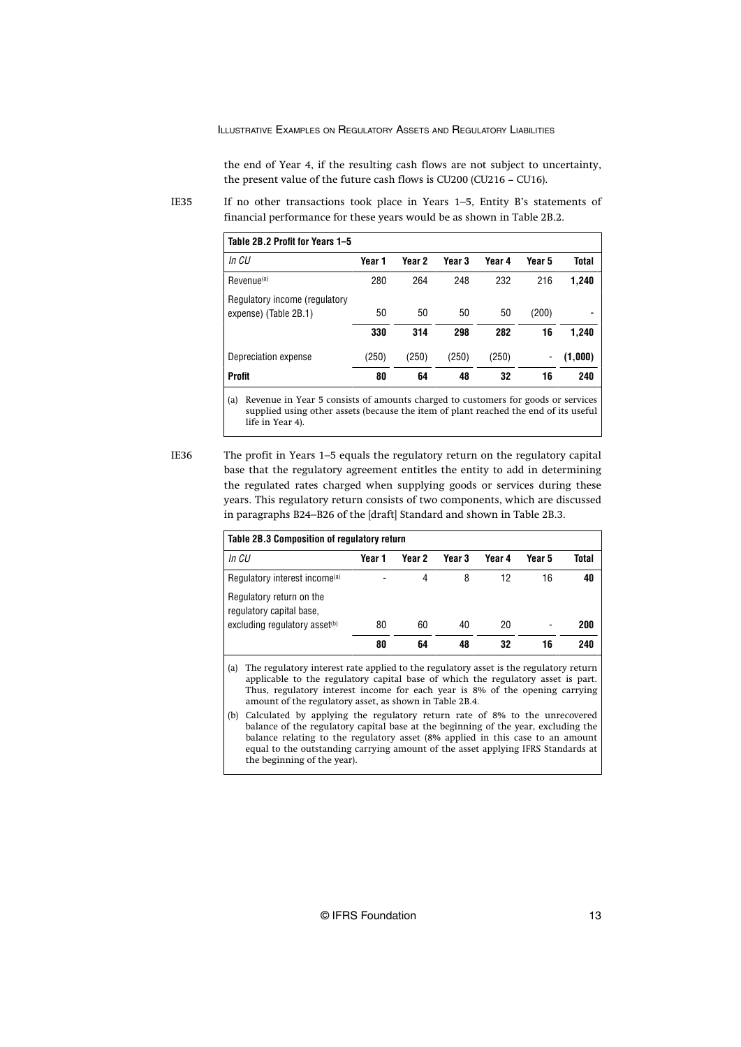the end of Year 4, if the resulting cash flows are not subject to uncertainty, the present value of the future cash flows is CU200 (CU216 – CU16).

IE35 If no other transactions took place in Years 1–5, Entity B's statements of financial performance for these years would be as shown in Table 2B.2.

| **Table 2B.2 Profit for Years 1–5** | | | | | | |
|---|---|---|---|---|---|---|
| *In CU* | **Year 1** | **Year 2** | **Year 3** | **Year 4** | **Year 5** | **Total** |
| Revenue[(a)] | 280 | 264 | 248 | 232 | 216 | **1,240** |
| Regulatory income (regulatory expense) (Table 2B.1) | 50 | 50 | 50 | 50 | (200) | **-** |
| | **330** | **314** | **298** | **282** | **16** | **1,240** |
| Depreciation expense | (250) | (250) | (250) | (250) | - | **(1,000)** |
| **Profit** | **80** | **64** | **48** | **32** | **16** | **240** |

(a) Revenue in Year 5 consists of amounts charged to customers for goods or services supplied using other assets (because the item of plant reached the end of its useful life in Year 4).

IE36 The profit in Years 1–5 equals the regulatory return on the regulatory capital base that the regulatory agreement entitles the entity to add in determining the regulated rates charged when supplying goods or services during these years. This regulatory return consists of two components, which are discussed in paragraphs B24–B26 of the [draft] Standard and shown in Table 2B.3.

| **Table 2B.3 Composition of regulatory return** | | | | | | |
|---|---|---|---|---|---|---|
| *In CU* | **Year 1** | **Year 2** | **Year 3** | **Year 4** | **Year 5** | **Total** |
| Regulatory interest income[(a)] | - | 4 | 8 | 12 | 16 | **40** |
| Regulatory return on the regulatory capital base, excluding regulatory asset[(b)] | 80 | 60 | 40 | 20 | - | **200** |
| | **80** | **64** | **48** | **32** | **16** | **240** |

(a) The regulatory interest rate applied to the regulatory asset is the regulatory return applicable to the regulatory capital base of which the regulatory asset is part. Thus, regulatory interest income for each year is 8% of the opening carrying amount of the regulatory asset, as shown in Table 2B.4.

(b) Calculated by applying the regulatory return rate of 8% to the unrecovered balance of the regulatory capital base at the beginning of the year, excluding the balance relating to the regulatory asset (8% applied in this case to an amount equal to the outstanding carrying amount of the asset applying IFRS Standards at the beginning of the year).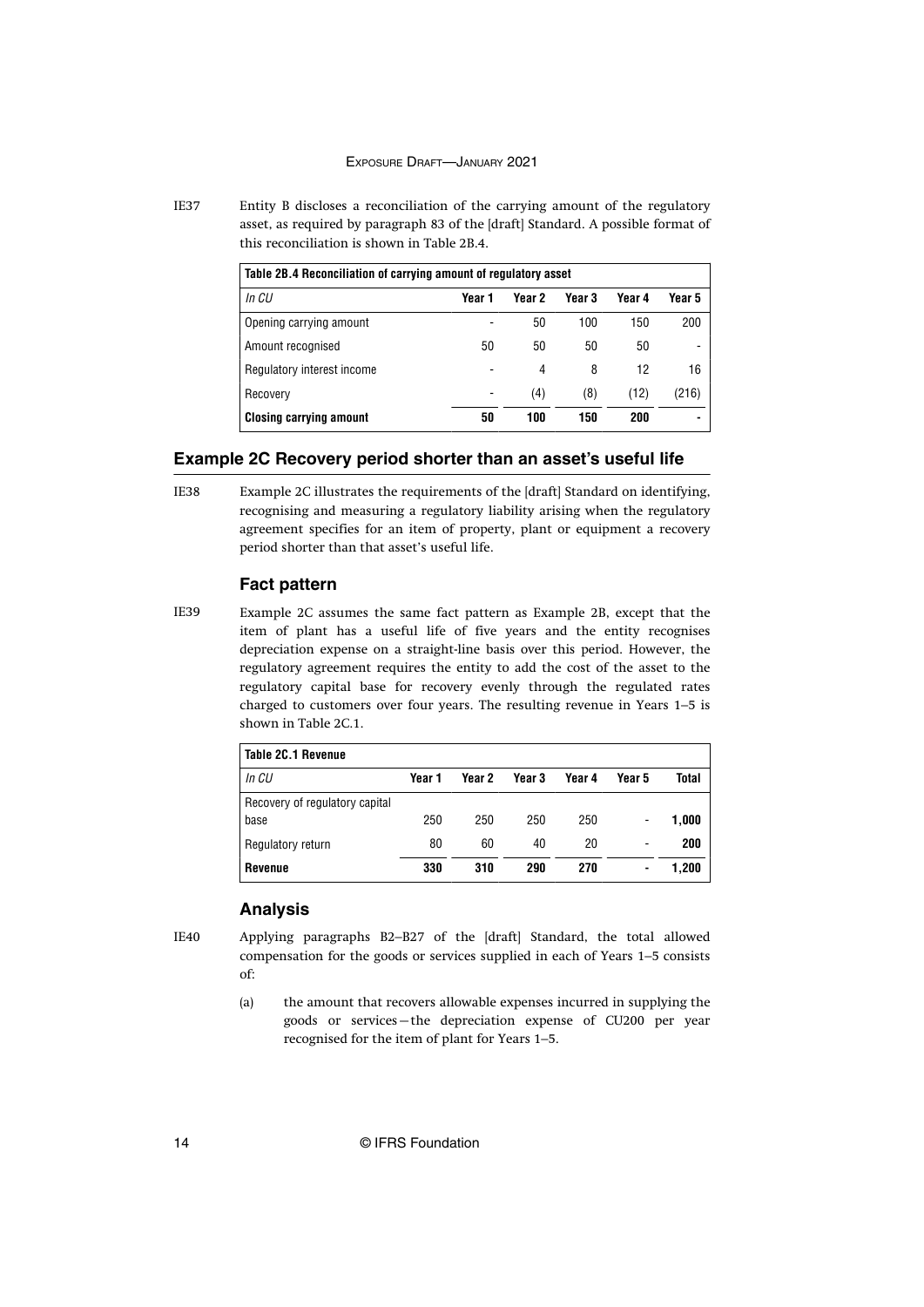IE37 Entity B discloses a reconciliation of the carrying amount of the regulatory asset, as required by paragraph 83 of the [draft] Standard. A possible format of this reconciliation is shown in Table 2B.4.

| Table 2B.4 Reconciliation of carrying amount of regulatory asset | | | | | |
|---|---|---|---|---|---|
| *In CU* | **Year 1** | **Year 2** | **Year 3** | **Year 4** | **Year 5** |
| Opening carrying amount | - | 50 | 100 | 150 | 200 |
| Amount recognised | 50 | 50 | 50 | 50 | - |
| Regulatory interest income | - | 4 | 8 | 12 | 16 |
| Recovery | - | (4) | (8) | (12) | (216) |
| **Closing carrying amount** | **50** | **100** | **150** | **200** | **-** |

## Example 2C Recovery period shorter than an asset's useful life

IE38 Example 2C illustrates the requirements of the [draft] Standard on identifying, recognising and measuring a regulatory liability arising when the regulatory agreement specifies for an item of property, plant or equipment a recovery period shorter than that asset's useful life.

### Fact pattern

IE39 Example 2C assumes the same fact pattern as Example 2B, except that the item of plant has a useful life of five years and the entity recognises depreciation expense on a straight-line basis over this period. However, the regulatory agreement requires the entity to add the cost of the asset to the regulatory capital base for recovery evenly through the regulated rates charged to customers over four years. The resulting revenue in Years 1–5 is shown in Table 2C.1.

| Table 2C.1 Revenue | | | | | | |
|---|---|---|---|---|---|---|
| *In CU* | **Year 1** | **Year 2** | **Year 3** | **Year 4** | **Year 5** | **Total** |
| Recovery of regulatory capital base | 250 | 250 | 250 | 250 | - | **1,000** |
| Regulatory return | 80 | 60 | 40 | 20 | - | **200** |
| **Revenue** | **330** | **310** | **290** | **270** | **-** | **1,200** |

### Analysis

IE40 Applying paragraphs B2–B27 of the [draft] Standard, the total allowed compensation for the goods or services supplied in each of Years 1–5 consists of:

(a) the amount that recovers allowable expenses incurred in supplying the goods or services—the depreciation expense of CU200 per year recognised for the item of plant for Years 1–5.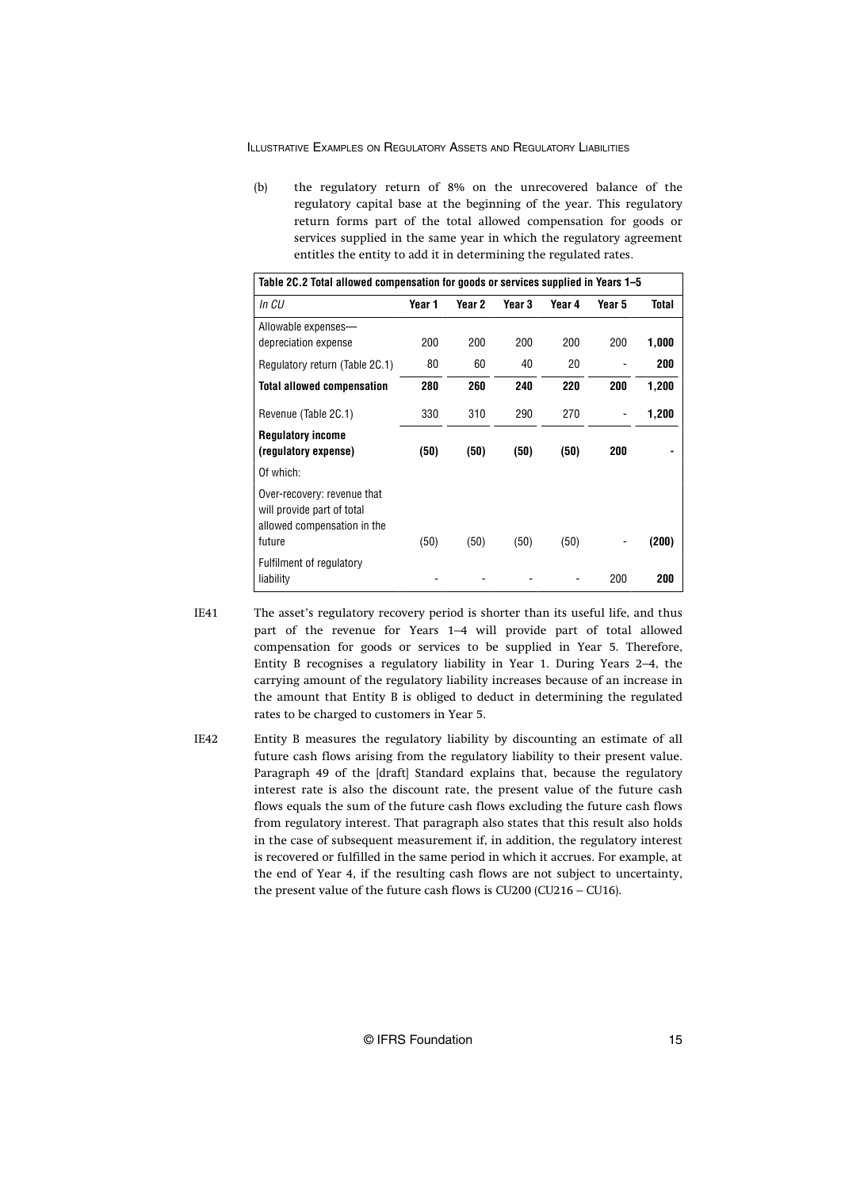(b) the regulatory return of 8% on the unrecovered balance of the regulatory capital base at the beginning of the year. This regulatory return forms part of the total allowed compensation for goods or services supplied in the same year in which the regulatory agreement entitles the entity to add it in determining the regulated rates.

| **Table 2C.2 Total allowed compensation for goods or services supplied in Years 1–5** | | | | | | |
|---|---|---|---|---|---|---|
| *In CU* | **Year 1** | **Year 2** | **Year 3** | **Year 4** | **Year 5** | **Total** |
| Allowable expenses—depreciation expense | 200 | 200 | 200 | 200 | 200 | **1,000** |
| Regulatory return (Table 2C.1) | 80 | 60 | 40 | 20 | - | **200** |
| **Total allowed compensation** | **280** | **260** | **240** | **220** | **200** | **1,200** |
| Revenue (Table 2C.1) | 330 | 310 | 290 | 270 | - | **1,200** |
| **Regulatory income (regulatory expense)** | **(50)** | **(50)** | **(50)** | **(50)** | **200** | **-** |
| Of which: | | | | | | |
| Over-recovery: revenue that will provide part of total allowed compensation in the future | (50) | (50) | (50) | (50) | - | **(200)** |
| Fulfilment of regulatory liability | - | - | - | - | 200 | **200** |

IE41 The asset's regulatory recovery period is shorter than its useful life, and thus part of the revenue for Years 1–4 will provide part of total allowed compensation for goods or services to be supplied in Year 5. Therefore, Entity B recognises a regulatory liability in Year 1. During Years 2–4, the carrying amount of the regulatory liability increases because of an increase in the amount that Entity B is obliged to deduct in determining the regulated rates to be charged to customers in Year 5.

IE42 Entity B measures the regulatory liability by discounting an estimate of all future cash flows arising from the regulatory liability to their present value. Paragraph 49 of the [draft] Standard explains that, because the regulatory interest rate is also the discount rate, the present value of the future cash flows equals the sum of the future cash flows excluding the future cash flows from regulatory interest. That paragraph also states that this result also holds in the case of subsequent measurement if, in addition, the regulatory interest is recovered or fulfilled in the same period in which it accrues. For example, at the end of Year 4, if the resulting cash flows are not subject to uncertainty, the present value of the future cash flows is CU200 (CU216 – CU16).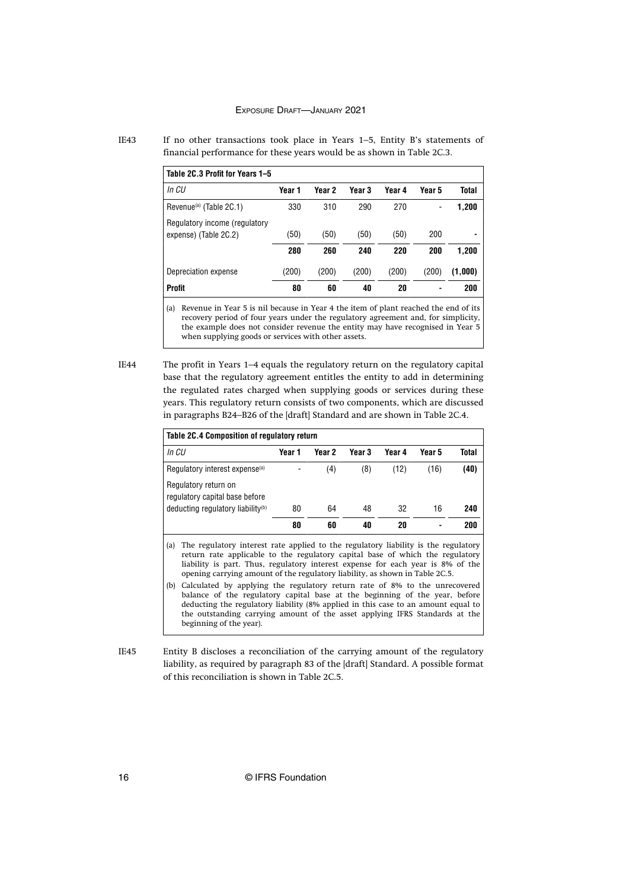IE43 If no other transactions took place in Years 1–5, Entity B's statements of financial performance for these years would be as shown in Table 2C.3.

**Table 2C.3 Profit for Years 1–5**

| *In CU* | Year 1 | Year 2 | Year 3 | Year 4 | Year 5 | Total |
|---|---|---|---|---|---|---|
| Revenue[(a)] (Table 2C.1) | 330 | 310 | 290 | 270 | - | **1,200** |
| Regulatory income (regulatory expense) (Table 2C.2) | (50) | (50) | (50) | (50) | 200 | **-** |
| | **280** | **260** | **240** | **220** | **200** | **1,200** |
| Depreciation expense | (200) | (200) | (200) | (200) | (200) | **(1,000)** |
| **Profit** | **80** | **60** | **40** | **20** | **-** | **200** |

(a) Revenue in Year 5 is nil because in Year 4 the item of plant reached the end of its recovery period of four years under the regulatory agreement and, for simplicity, the example does not consider revenue the entity may have recognised in Year 5 when supplying goods or services with other assets.

IE44 The profit in Years 1–4 equals the regulatory return on the regulatory capital base that the regulatory agreement entitles the entity to add in determining the regulated rates charged when supplying goods or services during these years. This regulatory return consists of two components, which are discussed in paragraphs B24–B26 of the [draft] Standard and are shown in Table 2C.4.

**Table 2C.4 Composition of regulatory return**

| *In CU* | Year 1 | Year 2 | Year 3 | Year 4 | Year 5 | Total |
|---|---|---|---|---|---|---|
| Regulatory interest expense[(a)] | - | (4) | (8) | (12) | (16) | **(40)** |
| Regulatory return on regulatory capital base before deducting regulatory liability[(b)] | 80 | 64 | 48 | 32 | 16 | **240** |
| | **80** | **60** | **40** | **20** | **-** | **200** |

(a) The regulatory interest rate applied to the regulatory liability is the regulatory return rate applicable to the regulatory capital base of which the regulatory liability is part. Thus, regulatory interest expense for each year is 8% of the opening carrying amount of the regulatory liability, as shown in Table 2C.5.

(b) Calculated by applying the regulatory return rate of 8% to the unrecovered balance of the regulatory capital base at the beginning of the year, before deducting the regulatory liability (8% applied in this case to an amount equal to the outstanding carrying amount of the asset applying IFRS Standards at the beginning of the year).

IE45 Entity B discloses a reconciliation of the carrying amount of the regulatory liability, as required by paragraph 83 of the [draft] Standard. A possible format of this reconciliation is shown in Table 2C.5.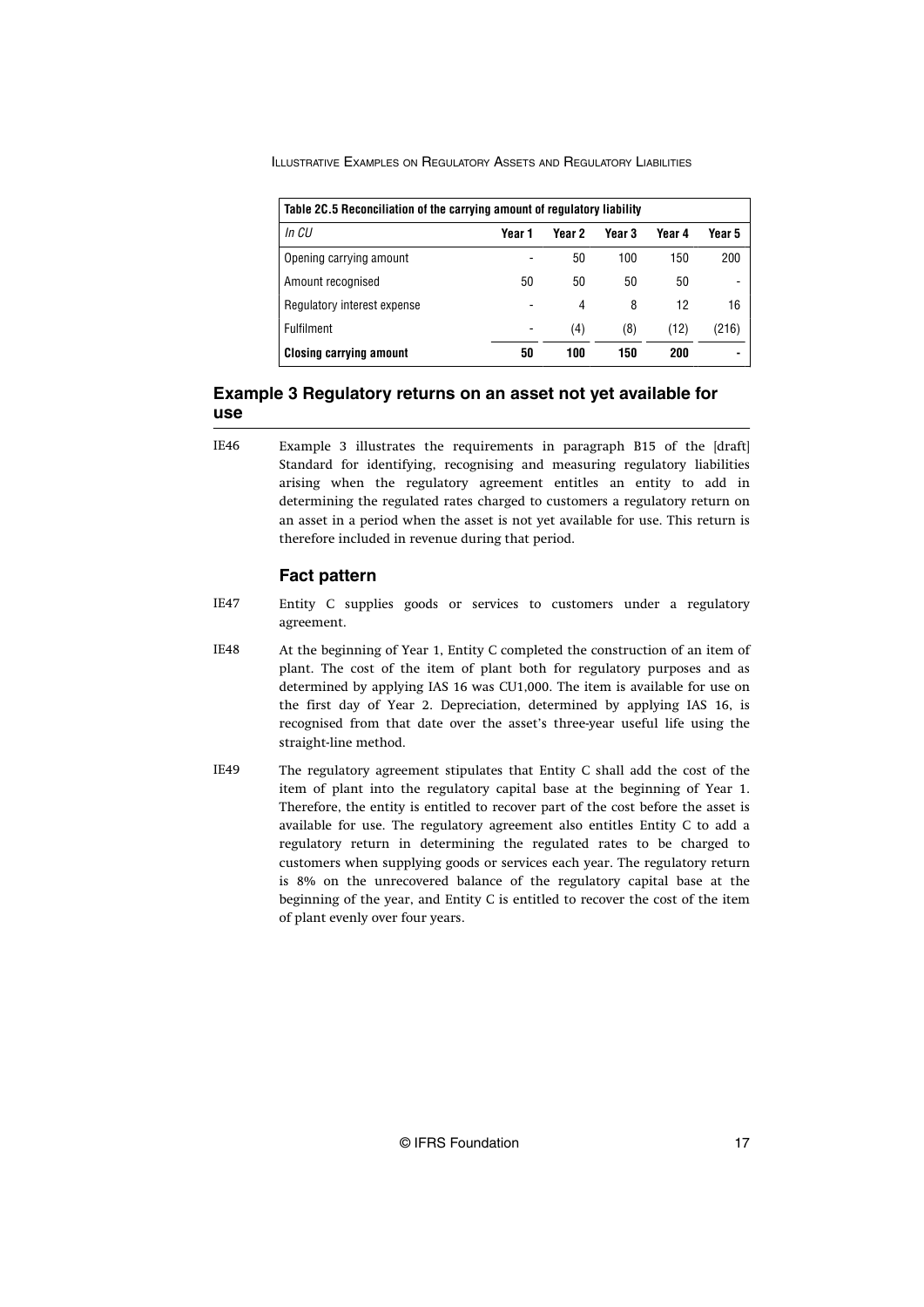| Table 2C.5 Reconciliation of the carrying amount of regulatory liability | | | | | |
|---|---|---|---|---|---|
| *In CU* | **Year 1** | **Year 2** | **Year 3** | **Year 4** | **Year 5** |
| Opening carrying amount | - | 50 | 100 | 150 | 200 |
| Amount recognised | 50 | 50 | 50 | 50 | - |
| Regulatory interest expense | - | 4 | 8 | 12 | 16 |
| Fulfilment | - | (4) | (8) | (12) | (216) |
| **Closing carrying amount** | **50** | **100** | **150** | **200** | **-** |

## Example 3 Regulatory returns on an asset not yet available for use

IE46 Example 3 illustrates the requirements in paragraph B15 of the [draft] Standard for identifying, recognising and measuring regulatory liabilities arising when the regulatory agreement entitles an entity to add in determining the regulated rates charged to customers a regulatory return on an asset in a period when the asset is not yet available for use. This return is therefore included in revenue during that period.

### Fact pattern

IE47 Entity C supplies goods or services to customers under a regulatory agreement.

IE48 At the beginning of Year 1, Entity C completed the construction of an item of plant. The cost of the item of plant both for regulatory purposes and as determined by applying IAS 16 was CU1,000. The item is available for use on the first day of Year 2. Depreciation, determined by applying IAS 16, is recognised from that date over the asset's three-year useful life using the straight-line method.

IE49 The regulatory agreement stipulates that Entity C shall add the cost of the item of plant into the regulatory capital base at the beginning of Year 1. Therefore, the entity is entitled to recover part of the cost before the asset is available for use. The regulatory agreement also entitles Entity C to add a regulatory return in determining the regulated rates to be charged to customers when supplying goods or services each year. The regulatory return is 8% on the unrecovered balance of the regulatory capital base at the beginning of the year, and Entity C is entitled to recover the cost of the item of plant evenly over four years.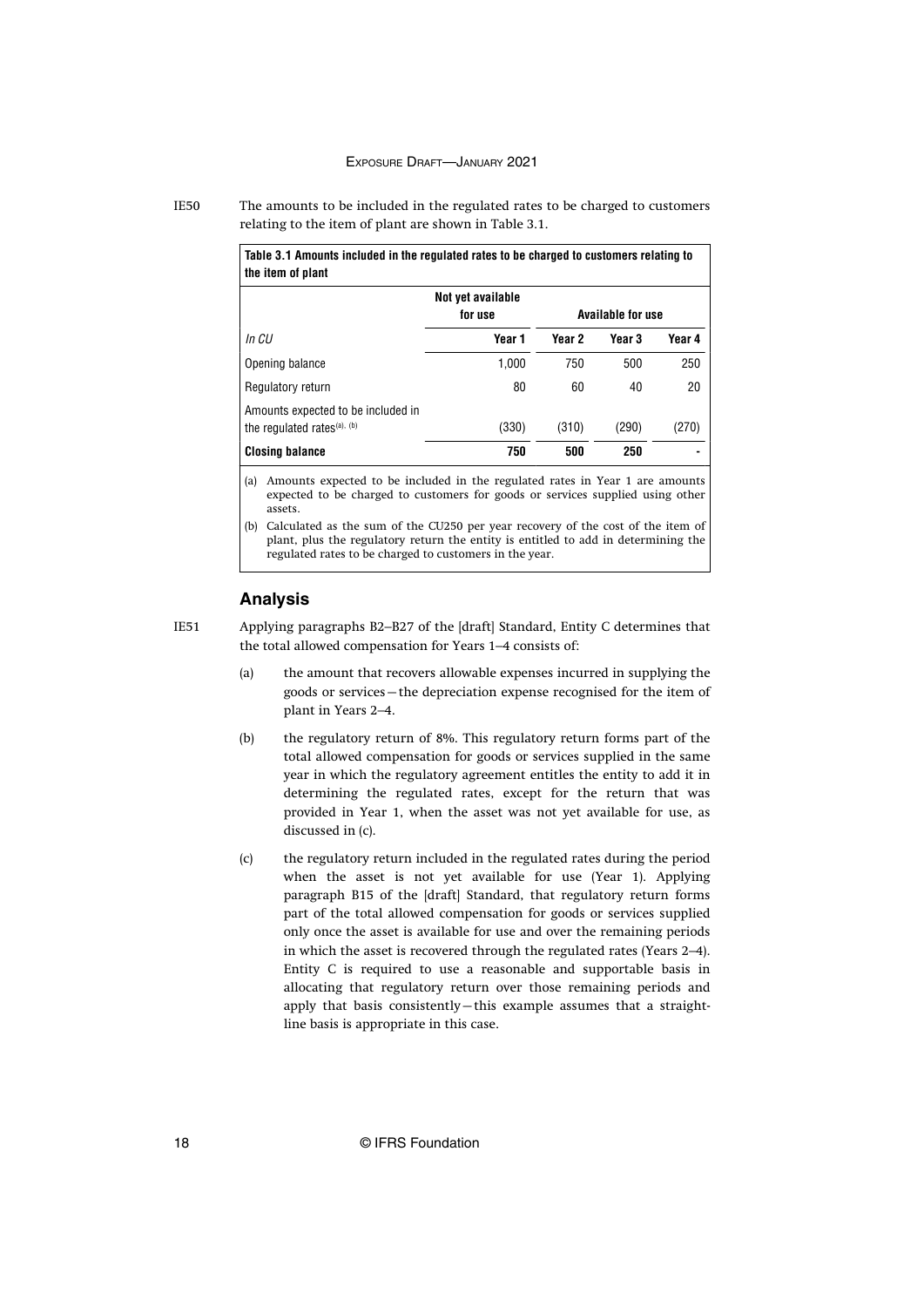IE50 The amounts to be included in the regulated rates to be charged to customers relating to the item of plant are shown in Table 3.1.

**Table 3.1 Amounts included in the regulated rates to be charged to customers relating to the item of plant**

| | Not yet available for use | Available for use | | |
|---|---|---|---|---|
| *In CU* | Year 1 | Year 2 | Year 3 | Year 4 |
| Opening balance | 1,000 | 750 | 500 | 250 |
| Regulatory return | 80 | 60 | 40 | 20 |
| Amounts expected to be included in the regulated rates[(a), (b)] | (330) | (310) | (290) | (270) |
| **Closing balance** | **750** | **500** | **250** | **-** |

(a) Amounts expected to be included in the regulated rates in Year 1 are amounts expected to be charged to customers for goods or services supplied using other assets.

(b) Calculated as the sum of the CU250 per year recovery of the cost of the item of plant, plus the regulatory return the entity is entitled to add in determining the regulated rates to be charged to customers in the year.

## Analysis

IE51 Applying paragraphs B2–B27 of the [draft] Standard, Entity C determines that the total allowed compensation for Years 1–4 consists of:

(a) the amount that recovers allowable expenses incurred in supplying the goods or services—the depreciation expense recognised for the item of plant in Years 2–4.

(b) the regulatory return of 8%. This regulatory return forms part of the total allowed compensation for goods or services supplied in the same year in which the regulatory agreement entitles the entity to add it in determining the regulated rates, except for the return that was provided in Year 1, when the asset was not yet available for use, as discussed in (c).

(c) the regulatory return included in the regulated rates during the period when the asset is not yet available for use (Year 1). Applying paragraph B15 of the [draft] Standard, that regulatory return forms part of the total allowed compensation for goods or services supplied only once the asset is available for use and over the remaining periods in which the asset is recovered through the regulated rates (Years 2–4). Entity C is required to use a reasonable and supportable basis in allocating that regulatory return over those remaining periods and apply that basis consistently—this example assumes that a straight-line basis is appropriate in this case.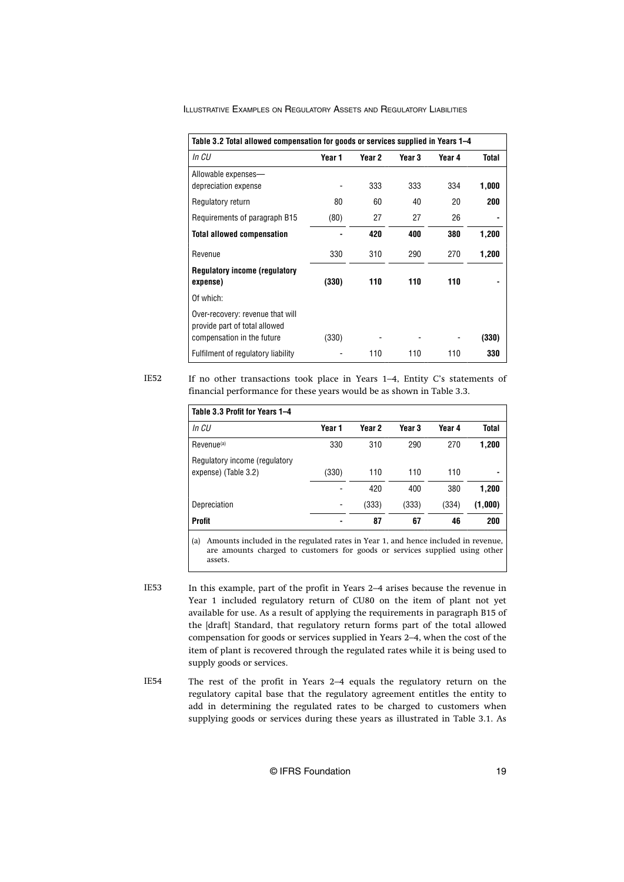| Table 3.2 Total allowed compensation for goods or services supplied in Years 1–4 | | | | | |
|---|---|---|---|---|---|
| *In CU* | **Year 1** | **Year 2** | **Year 3** | **Year 4** | **Total** |
| Allowable expenses—depreciation expense | - | 333 | 333 | 334 | **1,000** |
| Regulatory return | 80 | 60 | 40 | 20 | **200** |
| Requirements of paragraph B15 | (80) | 27 | 27 | 26 | **-** |
| **Total allowed compensation** | **-** | **420** | **400** | **380** | **1,200** |
| Revenue | 330 | 310 | 290 | 270 | **1,200** |
| **Regulatory income (regulatory expense)** | **(330)** | **110** | **110** | **110** | **-** |
| Of which: | | | | | |
| Over-recovery: revenue that will provide part of total allowed compensation in the future | (330) | - | - | - | **(330)** |
| Fulfilment of regulatory liability | - | 110 | 110 | 110 | **330** |

IE52 If no other transactions took place in Years 1–4, Entity C's statements of financial performance for these years would be as shown in Table 3.3.

| Table 3.3 Profit for Years 1–4 | | | | | |
|---|---|---|---|---|---|
| *In CU* | **Year 1** | **Year 2** | **Year 3** | **Year 4** | **Total** |
| Revenue[(a)] | 330 | 310 | 290 | 270 | **1,200** |
| Regulatory income (regulatory expense) (Table 3.2) | (330) | 110 | 110 | 110 | **-** |
| | - | 420 | 400 | 380 | **1,200** |
| Depreciation | - | (333) | (333) | (334) | **(1,000)** |
| **Profit** | **-** | **87** | **67** | **46** | **200** |

(a) Amounts included in the regulated rates in Year 1, and hence included in revenue, are amounts charged to customers for goods or services supplied using other assets.

IE53 In this example, part of the profit in Years 2–4 arises because the revenue in Year 1 included regulatory return of CU80 on the item of plant not yet available for use. As a result of applying the requirements in paragraph B15 of the [draft] Standard, that regulatory return forms part of the total allowed compensation for goods or services supplied in Years 2–4, when the cost of the item of plant is recovered through the regulated rates while it is being used to supply goods or services.

IE54 The rest of the profit in Years 2–4 equals the regulatory return on the regulatory capital base that the regulatory agreement entitles the entity to add in determining the regulated rates to be charged to customers when supplying goods or services during these years as illustrated in Table 3.1. As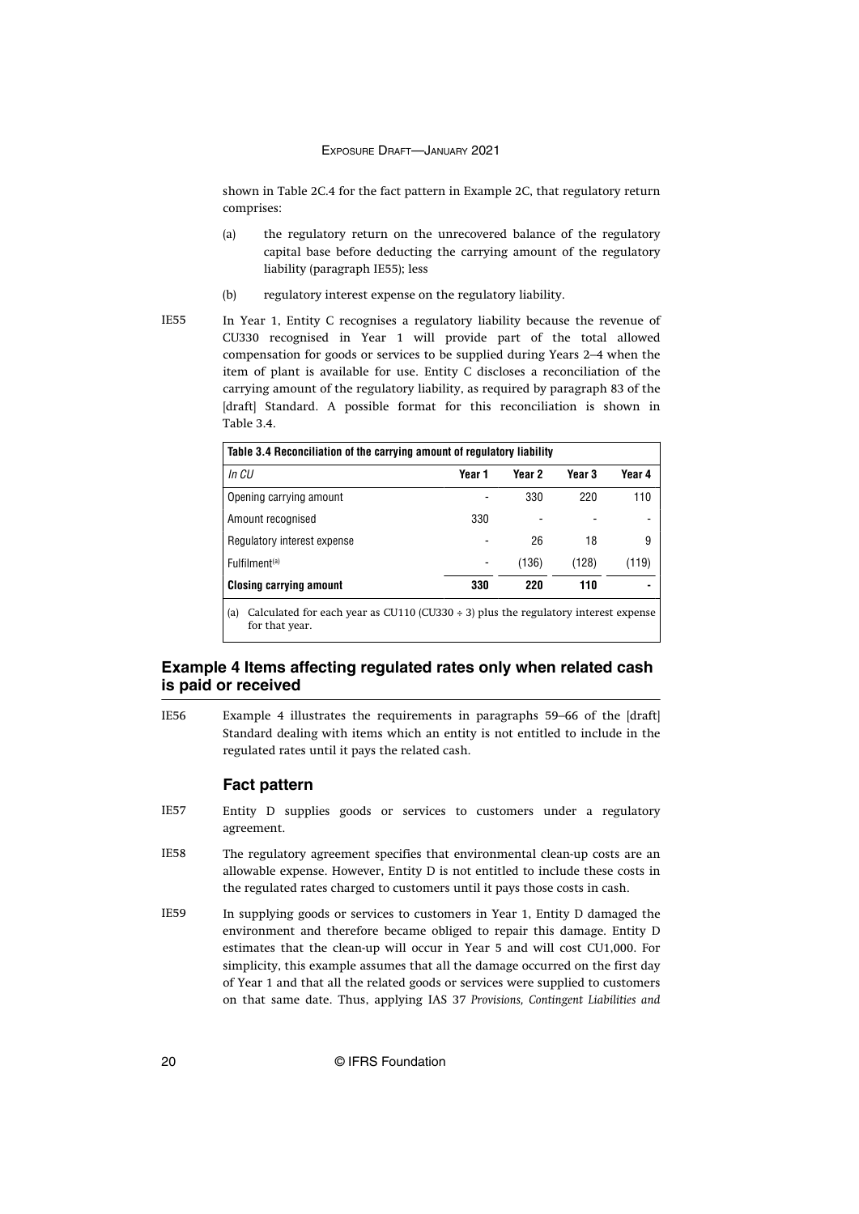shown in Table 2C.4 for the fact pattern in Example 2C, that regulatory return comprises:

(a) the regulatory return on the unrecovered balance of the regulatory capital base before deducting the carrying amount of the regulatory liability (paragraph IE55); less

(b) regulatory interest expense on the regulatory liability.

IE55 In Year 1, Entity C recognises a regulatory liability because the revenue of CU330 recognised in Year 1 will provide part of the total allowed compensation for goods or services to be supplied during Years 2–4 when the item of plant is available for use. Entity C discloses a reconciliation of the carrying amount of the regulatory liability, as required by paragraph 83 of the [draft] Standard. A possible format for this reconciliation is shown in Table 3.4.

**Table 3.4 Reconciliation of the carrying amount of regulatory liability**

| *In CU* | Year 1 | Year 2 | Year 3 | Year 4 |
|---|---|---|---|---|
| Opening carrying amount | - | 330 | 220 | 110 |
| Amount recognised | 330 | - | - | - |
| Regulatory interest expense | - | 26 | 18 | 9 |
| Fulfilment[(a)] | - | (136) | (128) | (119) |
| **Closing carrying amount** | **330** | **220** | **110** | **-** |

(a) Calculated for each year as CU110 (CU330 ÷ 3) plus the regulatory interest expense for that year.

## Example 4 Items affecting regulated rates only when related cash is paid or received

IE56 Example 4 illustrates the requirements in paragraphs 59–66 of the [draft] Standard dealing with items which an entity is not entitled to include in the regulated rates until it pays the related cash.

### Fact pattern

IE57 Entity D supplies goods or services to customers under a regulatory agreement.

IE58 The regulatory agreement specifies that environmental clean-up costs are an allowable expense. However, Entity D is not entitled to include these costs in the regulated rates charged to customers until it pays those costs in cash.

IE59 In supplying goods or services to customers in Year 1, Entity D damaged the environment and therefore became obliged to repair this damage. Entity D estimates that the clean-up will occur in Year 5 and will cost CU1,000. For simplicity, this example assumes that all the damage occurred on the first day of Year 1 and that all the related goods or services were supplied to customers on that same date. Thus, applying IAS 37 *Provisions, Contingent Liabilities and*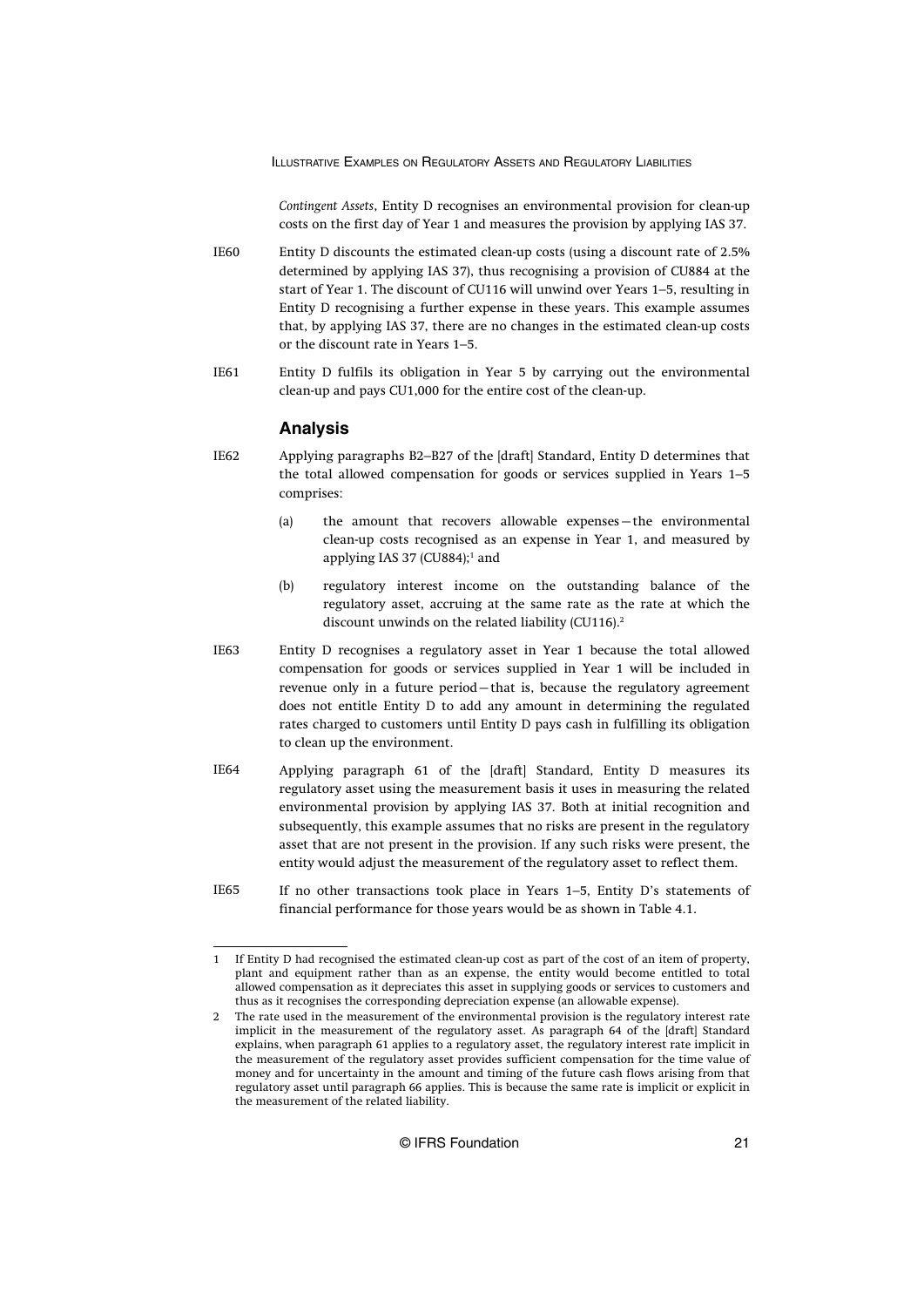*Contingent Assets*, Entity D recognises an environmental provision for clean-up costs on the first day of Year 1 and measures the provision by applying IAS 37.

IE60 Entity D discounts the estimated clean-up costs (using a discount rate of 2.5% determined by applying IAS 37), thus recognising a provision of CU884 at the start of Year 1. The discount of CU116 will unwind over Years 1–5, resulting in Entity D recognising a further expense in these years. This example assumes that, by applying IAS 37, there are no changes in the estimated clean-up costs or the discount rate in Years 1–5.

IE61 Entity D fulfils its obligation in Year 5 by carrying out the environmental clean-up and pays CU1,000 for the entire cost of the clean-up.

## Analysis

IE62 Applying paragraphs B2–B27 of the [draft] Standard, Entity D determines that the total allowed compensation for goods or services supplied in Years 1–5 comprises:

(a) the amount that recovers allowable expenses—the environmental clean-up costs recognised as an expense in Year 1, and measured by applying IAS 37 (CU884);[1] and

(b) regulatory interest income on the outstanding balance of the regulatory asset, accruing at the same rate as the rate at which the discount unwinds on the related liability (CU116).[2]

IE63 Entity D recognises a regulatory asset in Year 1 because the total allowed compensation for goods or services supplied in Year 1 will be included in revenue only in a future period—that is, because the regulatory agreement does not entitle Entity D to add any amount in determining the regulated rates charged to customers until Entity D pays cash in fulfilling its obligation to clean up the environment.

IE64 Applying paragraph 61 of the [draft] Standard, Entity D measures its regulatory asset using the measurement basis it uses in measuring the related environmental provision by applying IAS 37. Both at initial recognition and subsequently, this example assumes that no risks are present in the regulatory asset that are not present in the provision. If any such risks were present, the entity would adjust the measurement of the regulatory asset to reflect them.

IE65 If no other transactions took place in Years 1–5, Entity D's statements of financial performance for those years would be as shown in Table 4.1.

---

1 If Entity D had recognised the estimated clean-up cost as part of the cost of an item of property, plant and equipment rather than as an expense, the entity would become entitled to total allowed compensation as it depreciates this asset in supplying goods or services to customers and thus as it recognises the corresponding depreciation expense (an allowable expense).

2 The rate used in the measurement of the environmental provision is the regulatory interest rate implicit in the measurement of the regulatory asset. As paragraph 64 of the [draft] Standard explains, when paragraph 61 applies to a regulatory asset, the regulatory interest rate implicit in the measurement of the regulatory asset provides sufficient compensation for the time value of money and for uncertainty in the amount and timing of the future cash flows arising from that regulatory asset until paragraph 66 applies. This is because the same rate is implicit or explicit in the measurement of the related liability.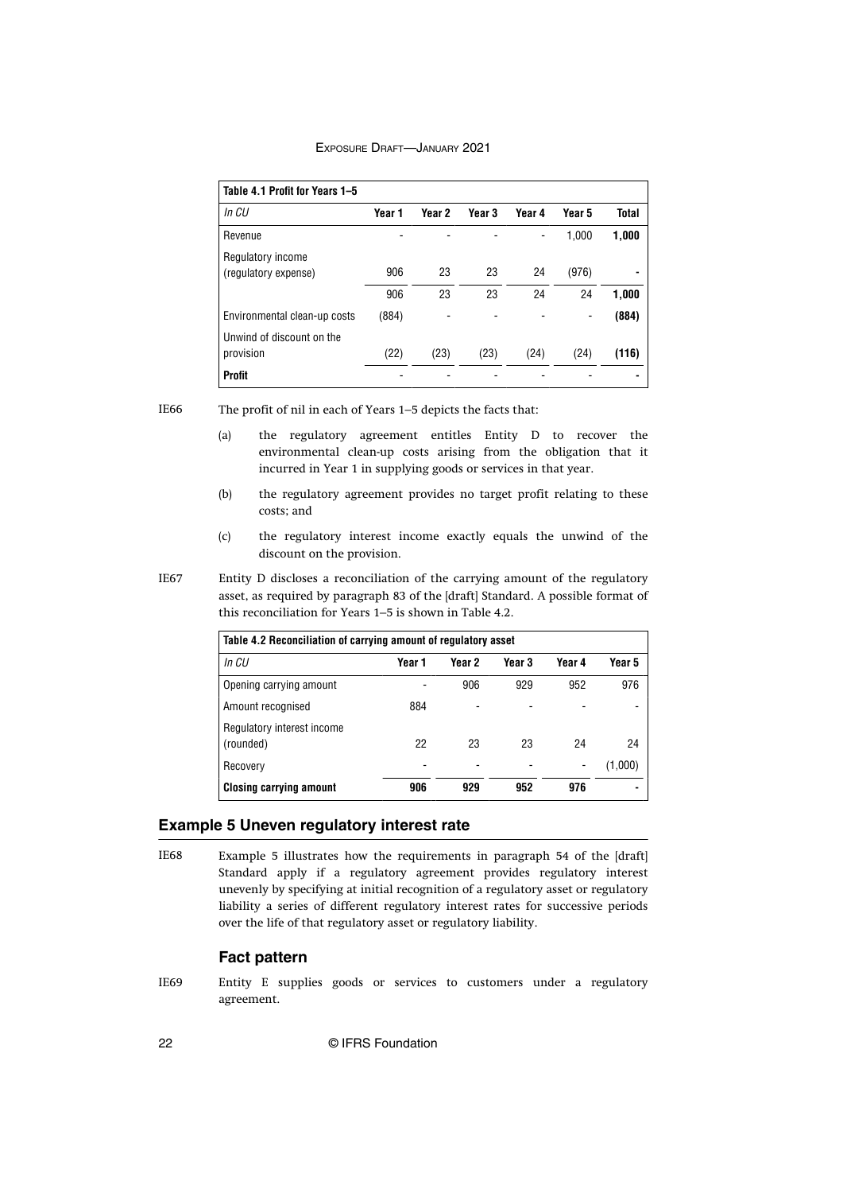| Table 4.1 Profit for Years 1–5 | | | | | | |
|---|---|---|---|---|---|---|
| *In CU* | **Year 1** | **Year 2** | **Year 3** | **Year 4** | **Year 5** | **Total** |
| Revenue | - | - | - | - | 1,000 | **1,000** |
| Regulatory income (regulatory expense) | 906 | 23 | 23 | 24 | (976) | **-** |
| | 906 | 23 | 23 | 24 | 24 | **1,000** |
| Environmental clean-up costs | (884) | - | - | - | - | **(884)** |
| Unwind of discount on the provision | (22) | (23) | (23) | (24) | (24) | **(116)** |
| **Profit** | - | - | - | - | - | **-** |

IE66 The profit of nil in each of Years 1–5 depicts the facts that:

(a) the regulatory agreement entitles Entity D to recover the environmental clean-up costs arising from the obligation that it incurred in Year 1 in supplying goods or services in that year.

(b) the regulatory agreement provides no target profit relating to these costs; and

(c) the regulatory interest income exactly equals the unwind of the discount on the provision.

IE67 Entity D discloses a reconciliation of the carrying amount of the regulatory asset, as required by paragraph 83 of the [draft] Standard. A possible format of this reconciliation for Years 1–5 is shown in Table 4.2.

| Table 4.2 Reconciliation of carrying amount of regulatory asset | | | | | |
|---|---|---|---|---|---|
| *In CU* | **Year 1** | **Year 2** | **Year 3** | **Year 4** | **Year 5** |
| Opening carrying amount | - | 906 | 929 | 952 | 976 |
| Amount recognised | 884 | - | - | - | - |
| Regulatory interest income (rounded) | 22 | 23 | 23 | 24 | 24 |
| Recovery | - | - | - | - | (1,000) |
| **Closing carrying amount** | **906** | **929** | **952** | **976** | **-** |

## Example 5 Uneven regulatory interest rate

IE68 Example 5 illustrates how the requirements in paragraph 54 of the [draft] Standard apply if a regulatory agreement provides regulatory interest unevenly by specifying at initial recognition of a regulatory asset or regulatory liability a series of different regulatory interest rates for successive periods over the life of that regulatory asset or regulatory liability.

### Fact pattern

IE69 Entity E supplies goods or services to customers under a regulatory agreement.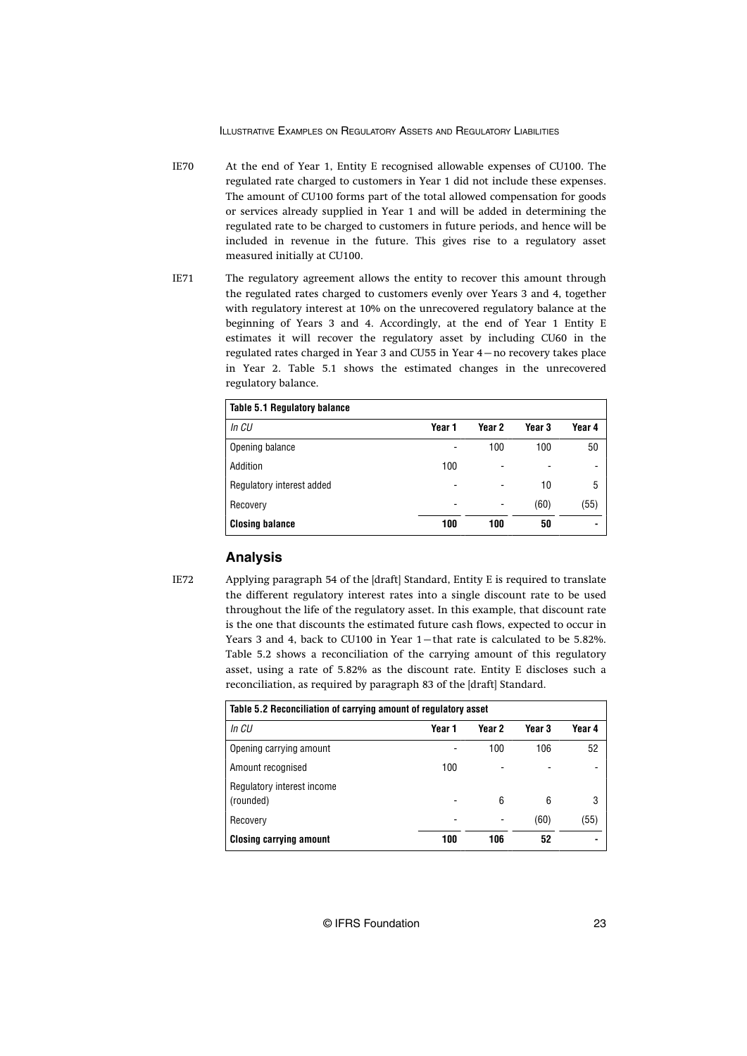IE70 At the end of Year 1, Entity E recognised allowable expenses of CU100. The regulated rate charged to customers in Year 1 did not include these expenses. The amount of CU100 forms part of the total allowed compensation for goods or services already supplied in Year 1 and will be added in determining the regulated rate to be charged to customers in future periods, and hence will be included in revenue in the future. This gives rise to a regulatory asset measured initially at CU100.

IE71 The regulatory agreement allows the entity to recover this amount through the regulated rates charged to customers evenly over Years 3 and 4, together with regulatory interest at 10% on the unrecovered regulatory balance at the beginning of Years 3 and 4. Accordingly, at the end of Year 1 Entity E estimates it will recover the regulatory asset by including CU60 in the regulated rates charged in Year 3 and CU55 in Year 4—no recovery takes place in Year 2. Table 5.1 shows the estimated changes in the unrecovered regulatory balance.

**Table 5.1 Regulatory balance**

| *In CU* | Year 1 | Year 2 | Year 3 | Year 4 |
|---|---|---|---|---|
| Opening balance | - | 100 | 100 | 50 |
| Addition | 100 | - | - | - |
| Regulatory interest added | - | - | 10 | 5 |
| Recovery | - | - | (60) | (55) |
| **Closing balance** | **100** | **100** | **50** | **-** |

## Analysis

IE72 Applying paragraph 54 of the [draft] Standard, Entity E is required to translate the different regulatory interest rates into a single discount rate to be used throughout the life of the regulatory asset. In this example, that discount rate is the one that discounts the estimated future cash flows, expected to occur in Years 3 and 4, back to CU100 in Year 1—that rate is calculated to be 5.82%. Table 5.2 shows a reconciliation of the carrying amount of this regulatory asset, using a rate of 5.82% as the discount rate. Entity E discloses such a reconciliation, as required by paragraph 83 of the [draft] Standard.

**Table 5.2 Reconciliation of carrying amount of regulatory asset**

| *In CU* | Year 1 | Year 2 | Year 3 | Year 4 |
|---|---|---|---|---|
| Opening carrying amount | - | 100 | 106 | 52 |
| Amount recognised | 100 | - | - | - |
| Regulatory interest income (rounded) | - | 6 | 6 | 3 |
| Recovery | - | - | (60) | (55) |
| **Closing carrying amount** | **100** | **106** | **52** | **-** |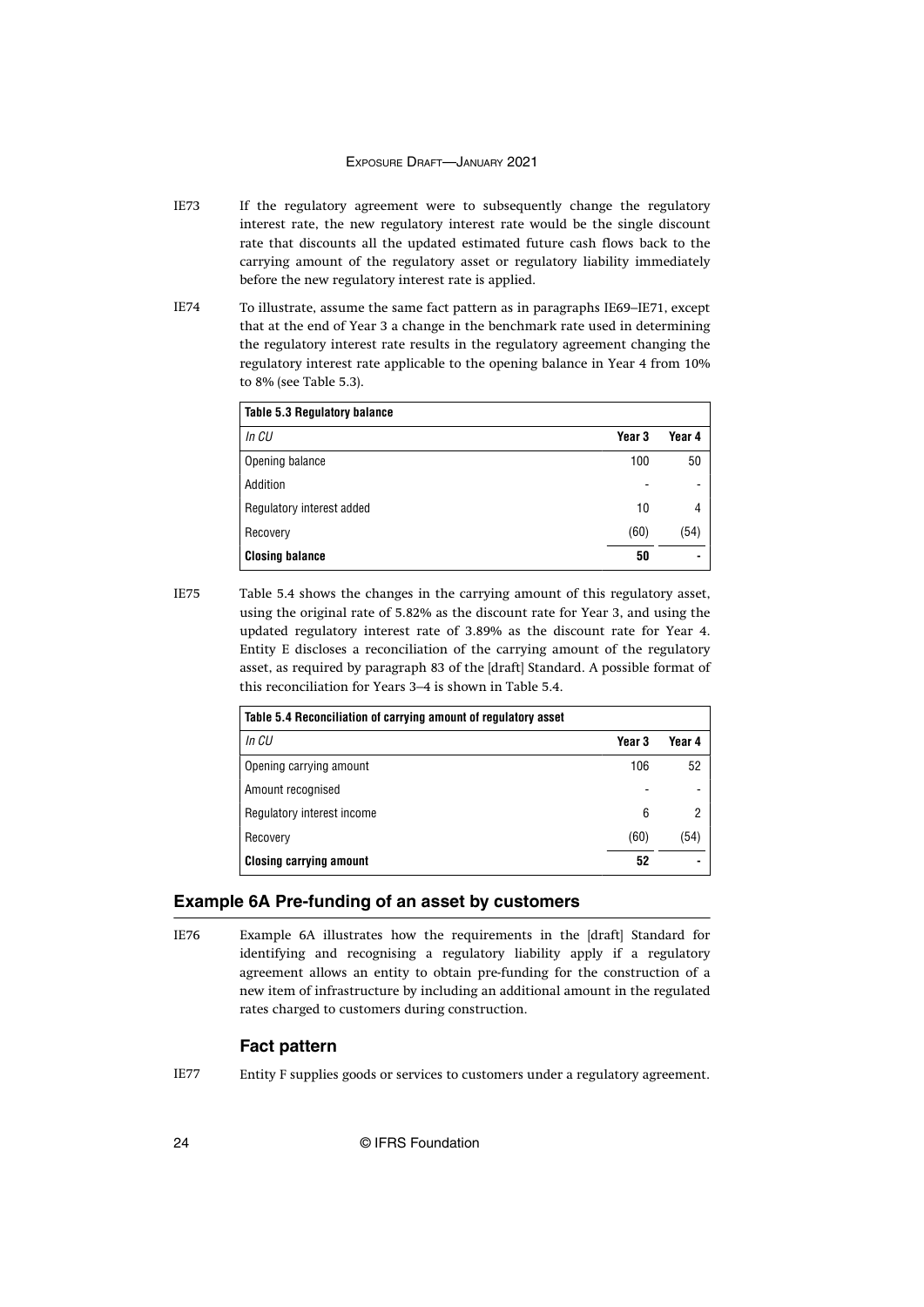IE73 If the regulatory agreement were to subsequently change the regulatory interest rate, the new regulatory interest rate would be the single discount rate that discounts all the updated estimated future cash flows back to the carrying amount of the regulatory asset or regulatory liability immediately before the new regulatory interest rate is applied.

IE74 To illustrate, assume the same fact pattern as in paragraphs IE69–IE71, except that at the end of Year 3 a change in the benchmark rate used in determining the regulatory interest rate results in the regulatory agreement changing the regulatory interest rate applicable to the opening balance in Year 4 from 10% to 8% (see Table 5.3).

| **Table 5.3 Regulatory balance** | | |
|---|---|---|
| *In CU* | **Year 3** | **Year 4** |
| Opening balance | 100 | 50 |
| Addition | - | - |
| Regulatory interest added | 10 | 4 |
| Recovery | (60) | (54) |
| **Closing balance** | **50** | **-** |

IE75 Table 5.4 shows the changes in the carrying amount of this regulatory asset, using the original rate of 5.82% as the discount rate for Year 3, and using the updated regulatory interest rate of 3.89% as the discount rate for Year 4. Entity E discloses a reconciliation of the carrying amount of the regulatory asset, as required by paragraph 83 of the [draft] Standard. A possible format of this reconciliation for Years 3–4 is shown in Table 5.4.

| **Table 5.4 Reconciliation of carrying amount of regulatory asset** | | |
|---|---|---|
| *In CU* | **Year 3** | **Year 4** |
| Opening carrying amount | 106 | 52 |
| Amount recognised | - | - |
| Regulatory interest income | 6 | 2 |
| Recovery | (60) | (54) |
| **Closing carrying amount** | **52** | **-** |

## Example 6A Pre-funding of an asset by customers

IE76 Example 6A illustrates how the requirements in the [draft] Standard for identifying and recognising a regulatory liability apply if a regulatory agreement allows an entity to obtain pre-funding for the construction of a new item of infrastructure by including an additional amount in the regulated rates charged to customers during construction.

### Fact pattern

IE77 Entity F supplies goods or services to customers under a regulatory agreement.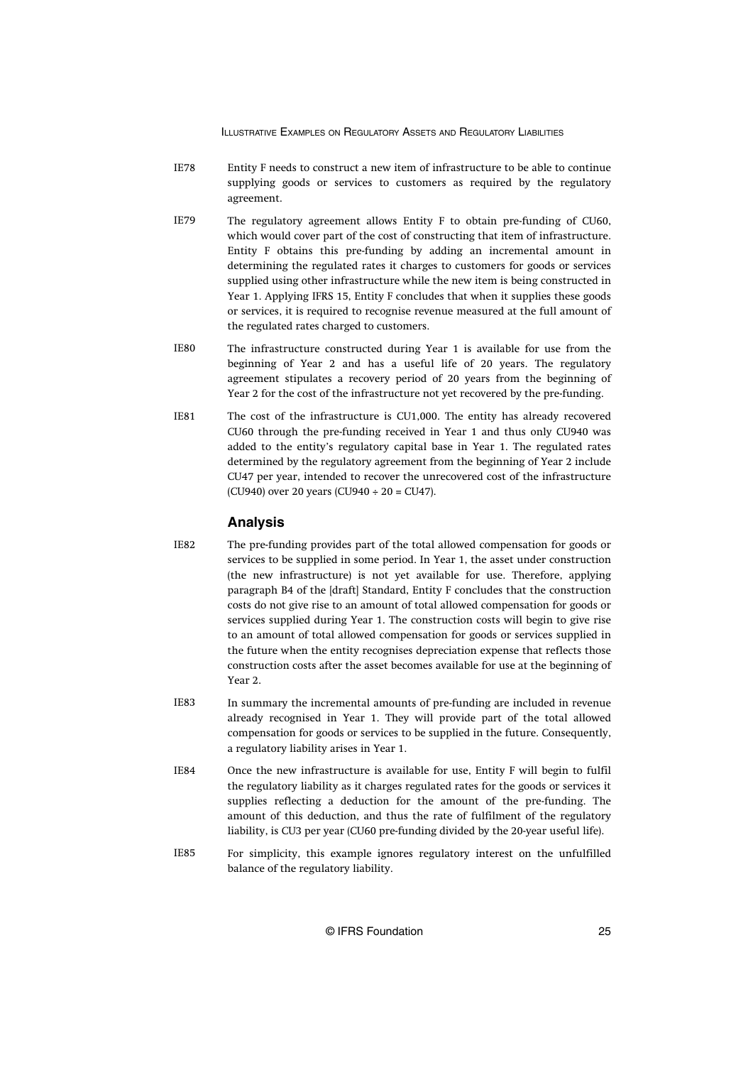IE78 Entity F needs to construct a new item of infrastructure to be able to continue supplying goods or services to customers as required by the regulatory agreement.

IE79 The regulatory agreement allows Entity F to obtain pre-funding of CU60, which would cover part of the cost of constructing that item of infrastructure. Entity F obtains this pre-funding by adding an incremental amount in determining the regulated rates it charges to customers for goods or services supplied using other infrastructure while the new item is being constructed in Year 1. Applying IFRS 15, Entity F concludes that when it supplies these goods or services, it is required to recognise revenue measured at the full amount of the regulated rates charged to customers.

IE80 The infrastructure constructed during Year 1 is available for use from the beginning of Year 2 and has a useful life of 20 years. The regulatory agreement stipulates a recovery period of 20 years from the beginning of Year 2 for the cost of the infrastructure not yet recovered by the pre-funding.

IE81 The cost of the infrastructure is CU1,000. The entity has already recovered CU60 through the pre-funding received in Year 1 and thus only CU940 was added to the entity's regulatory capital base in Year 1. The regulated rates determined by the regulatory agreement from the beginning of Year 2 include CU47 per year, intended to recover the unrecovered cost of the infrastructure (CU940) over 20 years (CU940 ÷ 20 = CU47).

### Analysis

IE82 The pre-funding provides part of the total allowed compensation for goods or services to be supplied in some period. In Year 1, the asset under construction (the new infrastructure) is not yet available for use. Therefore, applying paragraph B4 of the [draft] Standard, Entity F concludes that the construction costs do not give rise to an amount of total allowed compensation for goods or services supplied during Year 1. The construction costs will begin to give rise to an amount of total allowed compensation for goods or services supplied in the future when the entity recognises depreciation expense that reflects those construction costs after the asset becomes available for use at the beginning of Year 2.

IE83 In summary the incremental amounts of pre-funding are included in revenue already recognised in Year 1. They will provide part of the total allowed compensation for goods or services to be supplied in the future. Consequently, a regulatory liability arises in Year 1.

IE84 Once the new infrastructure is available for use, Entity F will begin to fulfil the regulatory liability as it charges regulated rates for the goods or services it supplies reflecting a deduction for the amount of the pre-funding. The amount of this deduction, and thus the rate of fulfilment of the regulatory liability, is CU3 per year (CU60 pre-funding divided by the 20-year useful life).

IE85 For simplicity, this example ignores regulatory interest on the unfulfilled balance of the regulatory liability.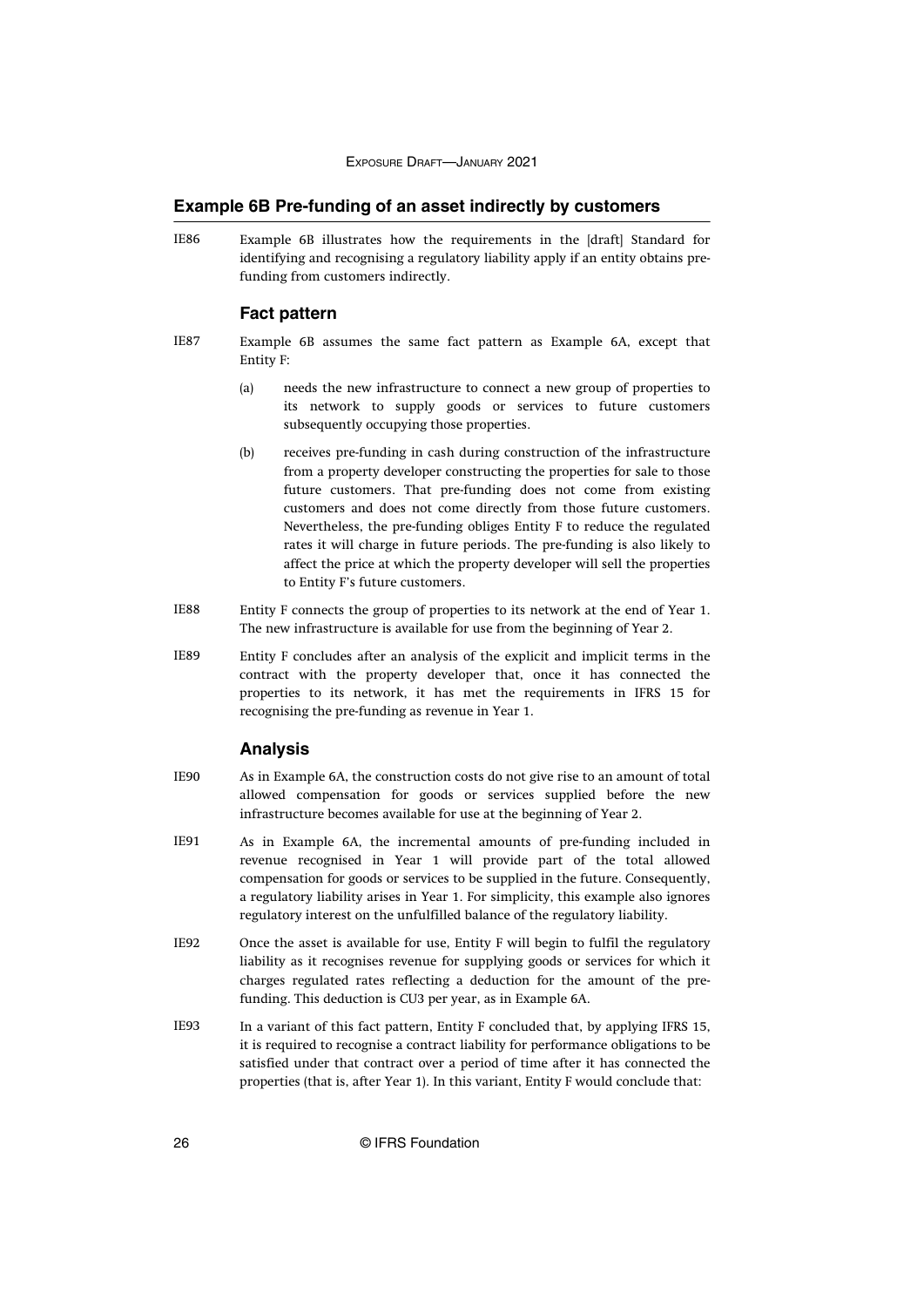## Example 6B Pre-funding of an asset indirectly by customers

IE86 Example 6B illustrates how the requirements in the [draft] Standard for identifying and recognising a regulatory liability apply if an entity obtains pre-funding from customers indirectly.

### Fact pattern

IE87 Example 6B assumes the same fact pattern as Example 6A, except that Entity F:

(a) needs the new infrastructure to connect a new group of properties to its network to supply goods or services to future customers subsequently occupying those properties.

(b) receives pre-funding in cash during construction of the infrastructure from a property developer constructing the properties for sale to those future customers. That pre-funding does not come from existing customers and does not come directly from those future customers. Nevertheless, the pre-funding obliges Entity F to reduce the regulated rates it will charge in future periods. The pre-funding is also likely to affect the price at which the property developer will sell the properties to Entity F's future customers.

IE88 Entity F connects the group of properties to its network at the end of Year 1. The new infrastructure is available for use from the beginning of Year 2.

IE89 Entity F concludes after an analysis of the explicit and implicit terms in the contract with the property developer that, once it has connected the properties to its network, it has met the requirements in IFRS 15 for recognising the pre-funding as revenue in Year 1.

### Analysis

IE90 As in Example 6A, the construction costs do not give rise to an amount of total allowed compensation for goods or services supplied before the new infrastructure becomes available for use at the beginning of Year 2.

IE91 As in Example 6A, the incremental amounts of pre-funding included in revenue recognised in Year 1 will provide part of the total allowed compensation for goods or services to be supplied in the future. Consequently, a regulatory liability arises in Year 1. For simplicity, this example also ignores regulatory interest on the unfulfilled balance of the regulatory liability.

IE92 Once the asset is available for use, Entity F will begin to fulfil the regulatory liability as it recognises revenue for supplying goods or services for which it charges regulated rates reflecting a deduction for the amount of the pre-funding. This deduction is CU3 per year, as in Example 6A.

IE93 In a variant of this fact pattern, Entity F concluded that, by applying IFRS 15, it is required to recognise a contract liability for performance obligations to be satisfied under that contract over a period of time after it has connected the properties (that is, after Year 1). In this variant, Entity F would conclude that: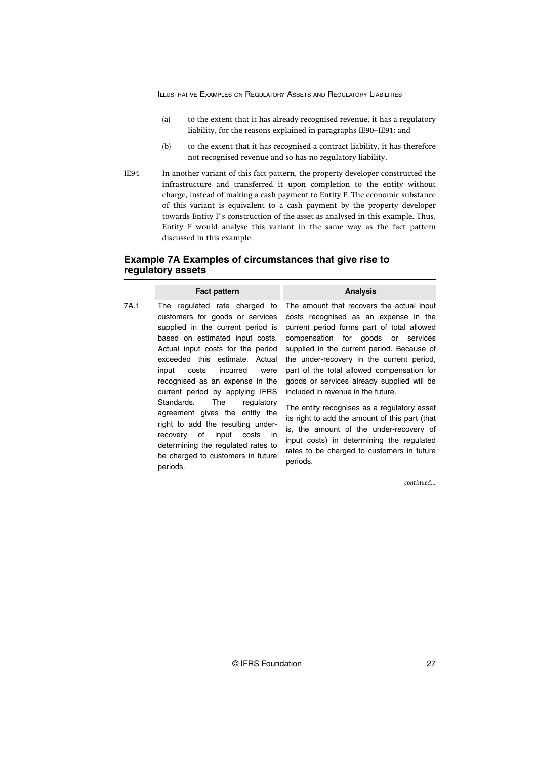(a) to the extent that it has already recognised revenue, it has a regulatory liability, for the reasons explained in paragraphs IE90–IE91; and

(b) to the extent that it has recognised a contract liability, it has therefore not recognised revenue and so has no regulatory liability.

IE94 In another variant of this fact pattern, the property developer constructed the infrastructure and transferred it upon completion to the entity without charge, instead of making a cash payment to Entity F. The economic substance of this variant is equivalent to a cash payment by the property developer towards Entity F's construction of the asset as analysed in this example. Thus, Entity F would analyse this variant in the same way as the fact pattern discussed in this example.

## Example 7A Examples of circumstances that give rise to regulatory assets

| | Fact pattern | Analysis |
|---|---|---|
| 7A.1 | The regulated rate charged to customers for goods or services supplied in the current period is based on estimated input costs. Actual input costs for the period exceeded this estimate. Actual input costs incurred were recognised as an expense in the current period by applying IFRS Standards. The regulatory agreement gives the entity the right to add the resulting under-recovery of input costs in determining the regulated rates to be charged to customers in future periods. | The amount that recovers the actual input costs recognised as an expense in the current period forms part of total allowed compensation for goods or services supplied in the current period. Because of the under-recovery in the current period, part of the total allowed compensation for goods or services already supplied will be included in revenue in the future.<br><br>The entity recognises as a regulatory asset its right to add the amount of this part (that is, the amount of the under-recovery of input costs) in determining the regulated rates to be charged to customers in future periods. |

*continued...*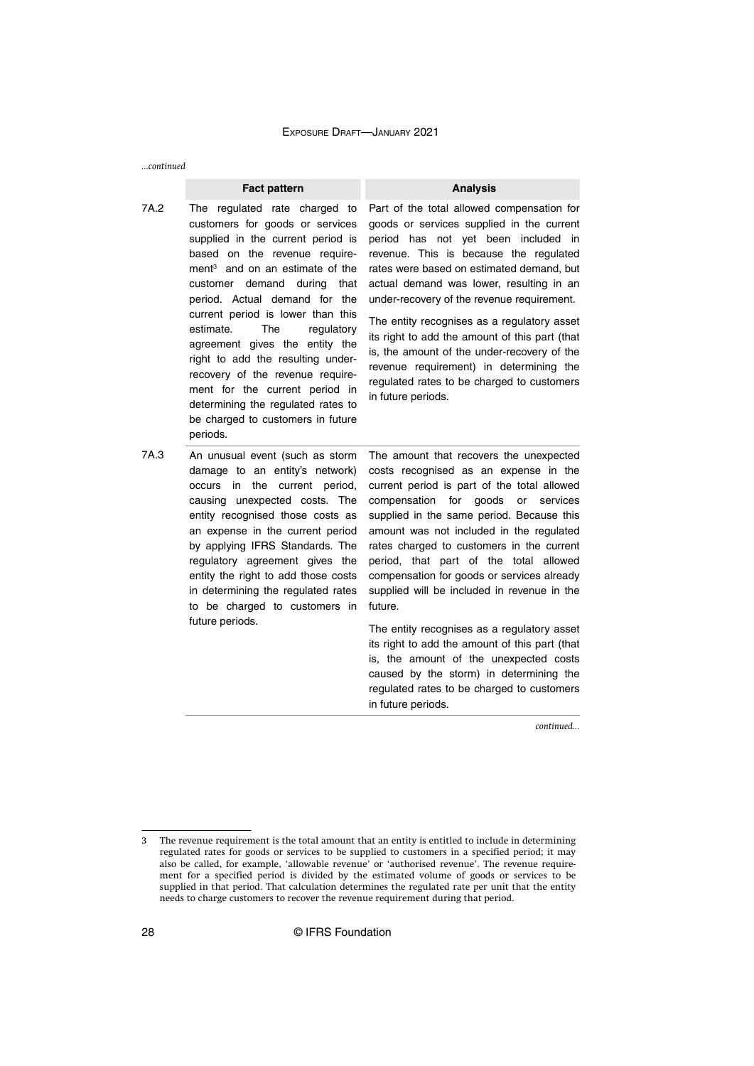*...continued*

| | Fact pattern | Analysis |
|---|---|---|
| 7A.2 | The regulated rate charged to customers for goods or services supplied in the current period is based on the revenue requirement[3] and on an estimate of the customer demand during that period. Actual demand for the current period is lower than this estimate. The regulatory agreement gives the entity the right to add the resulting under-recovery of the revenue requirement for the current period in determining the regulated rates to be charged to customers in future periods. | Part of the total allowed compensation for goods or services supplied in the current period has not yet been included in revenue. This is because the regulated rates were based on estimated demand, but actual demand was lower, resulting in an under-recovery of the revenue requirement.<br><br>The entity recognises as a regulatory asset its right to add the amount of this part (that is, the amount of the under-recovery of the revenue requirement) in determining the regulated rates to be charged to customers in future periods. |
| 7A.3 | An unusual event (such as storm damage to an entity's network) occurs in the current period, causing unexpected costs. The entity recognised those costs as an expense in the current period by applying IFRS Standards. The regulatory agreement gives the entity the right to add those costs in determining the regulated rates to be charged to customers in future periods. | The amount that recovers the unexpected costs recognised as an expense in the current period is part of the total allowed compensation for goods or services supplied in the same period. Because this amount was not included in the regulated rates charged to customers in the current period, that part of the total allowed compensation for goods or services already supplied will be included in revenue in the future.<br><br>The entity recognises as a regulatory asset its right to add the amount of this part (that is, the amount of the unexpected costs caused by the storm) in determining the regulated rates to be charged to customers in future periods. |

*continued...*

[3] The revenue requirement is the total amount that an entity is entitled to include in determining regulated rates for goods or services to be supplied to customers in a specified period; it may also be called, for example, 'allowable revenue' or 'authorised revenue'. The revenue requirement for a specified period is divided by the estimated volume of goods or services to be supplied in that period. That calculation determines the regulated rate per unit that the entity needs to charge customers to recover the revenue requirement during that period.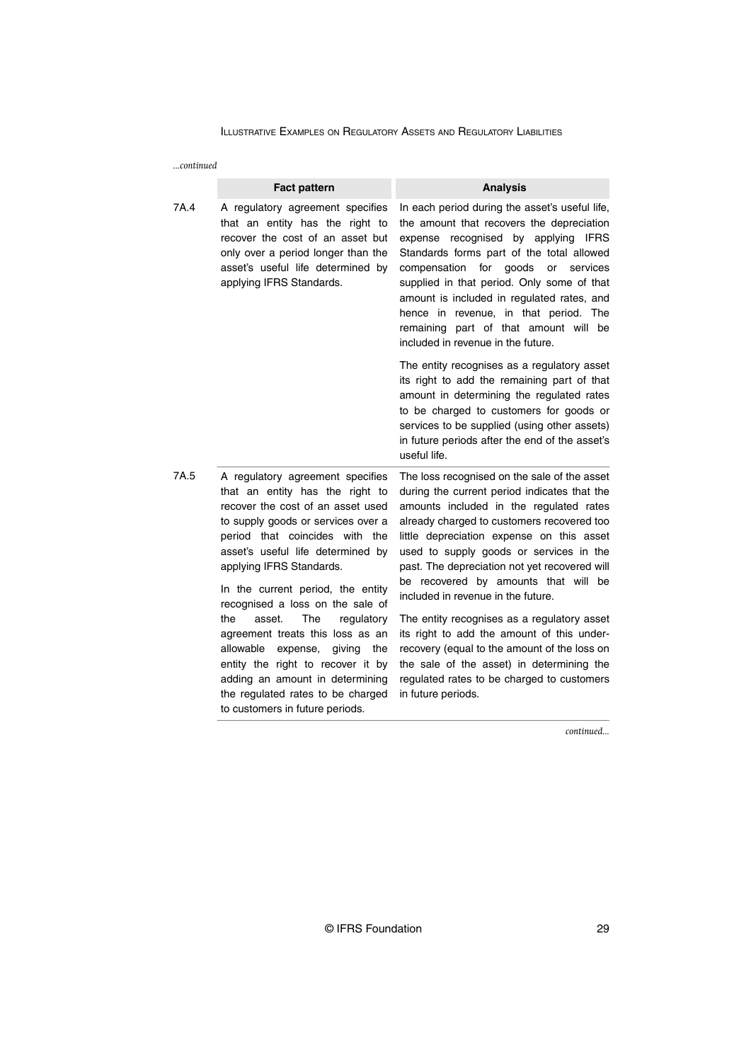*...continued*

| | Fact pattern | Analysis |
|---|---|---|
| 7A.4 | A regulatory agreement specifies that an entity has the right to recover the cost of an asset but only over a period longer than the asset's useful life determined by applying IFRS Standards. | In each period during the asset's useful life, the amount that recovers the depreciation expense recognised by applying IFRS Standards forms part of the total allowed compensation for goods or services supplied in that period. Only some of that amount is included in regulated rates, and hence in revenue, in that period. The remaining part of that amount will be included in revenue in the future.<br><br>The entity recognises as a regulatory asset its right to add the remaining part of that amount in determining the regulated rates to be charged to customers for goods or services to be supplied (using other assets) in future periods after the end of the asset's useful life. |
| 7A.5 | A regulatory agreement specifies that an entity has the right to recover the cost of an asset used to supply goods or services over a period that coincides with the asset's useful life determined by applying IFRS Standards.<br><br>In the current period, the entity recognised a loss on the sale of the asset. The regulatory agreement treats this loss as an allowable expense, giving the entity the right to recover it by adding an amount in determining the regulated rates to be charged to customers in future periods. | The loss recognised on the sale of the asset during the current period indicates that the amounts included in the regulated rates already charged to customers recovered too little depreciation expense on this asset used to supply goods or services in the past. The depreciation not yet recovered will be recovered by amounts that will be included in revenue in the future.<br><br>The entity recognises as a regulatory asset its right to add the amount of this under-recovery (equal to the amount of the loss on the sale of the asset) in determining the regulated rates to be charged to customers in future periods. |

*continued...*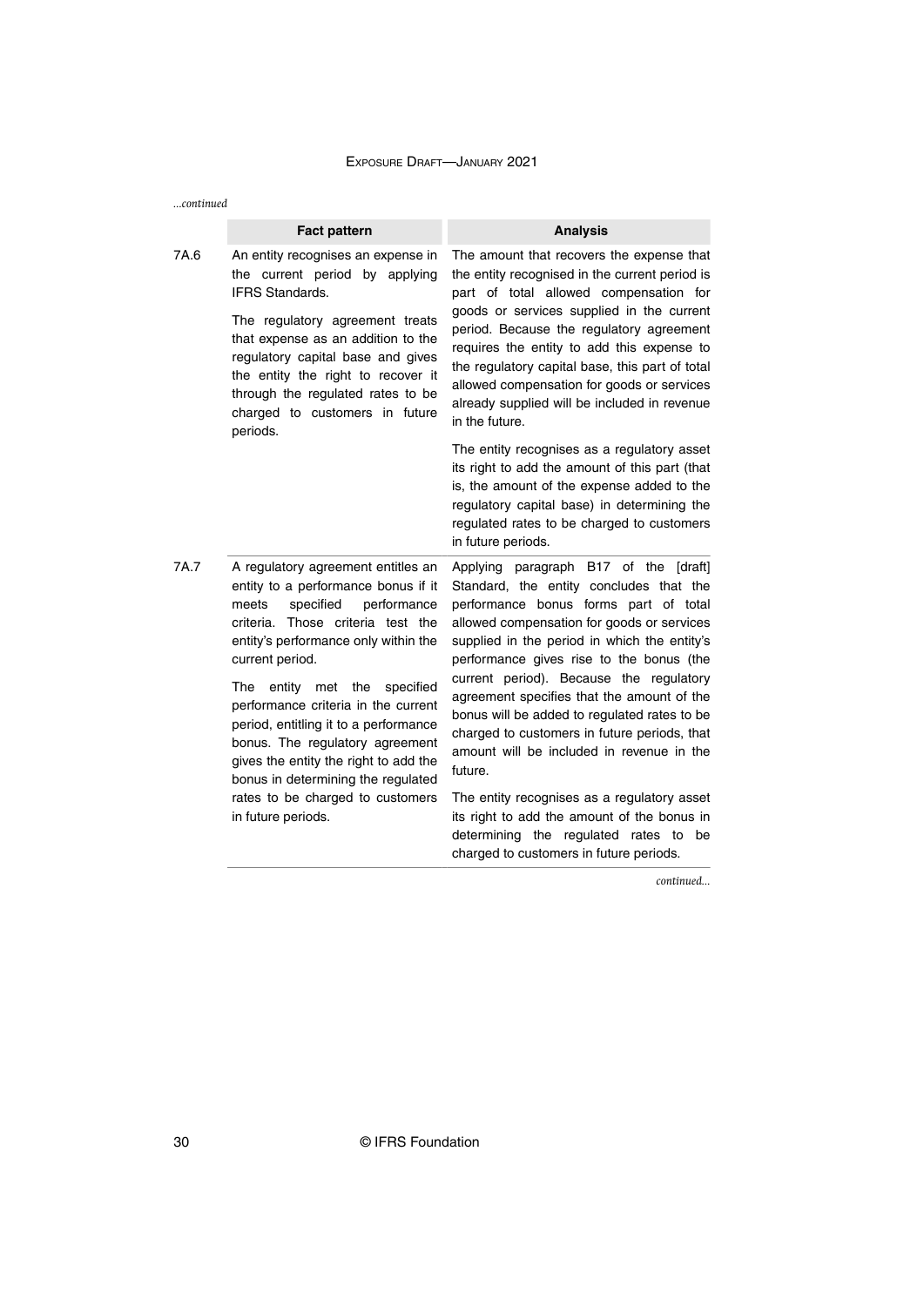*...continued*

| | Fact pattern | Analysis |
|---|---|---|
| 7A.6 | An entity recognises an expense in the current period by applying IFRS Standards.<br><br>The regulatory agreement treats that expense as an addition to the regulatory capital base and gives the entity the right to recover it through the regulated rates to be charged to customers in future periods. | The amount that recovers the expense that the entity recognised in the current period is part of total allowed compensation for goods or services supplied in the current period. Because the regulatory agreement requires the entity to add this expense to the regulatory capital base, this part of total allowed compensation for goods or services already supplied will be included in revenue in the future.<br><br>The entity recognises as a regulatory asset its right to add the amount of this part (that is, the amount of the expense added to the regulatory capital base) in determining the regulated rates to be charged to customers in future periods. |
| 7A.7 | A regulatory agreement entitles an entity to a performance bonus if it meets specified performance criteria. Those criteria test the entity's performance only within the current period.<br><br>The entity met the specified performance criteria in the current period, entitling it to a performance bonus. The regulatory agreement gives the entity the right to add the bonus in determining the regulated rates to be charged to customers in future periods. | Applying paragraph B17 of the [draft] Standard, the entity concludes that the performance bonus forms part of total allowed compensation for goods or services supplied in the period in which the entity's performance gives rise to the bonus (the current period). Because the regulatory agreement specifies that the amount of the bonus will be added to regulated rates to be charged to customers in future periods, that amount will be included in revenue in the future.<br><br>The entity recognises as a regulatory asset its right to add the amount of the bonus in determining the regulated rates to be charged to customers in future periods. |

*continued...*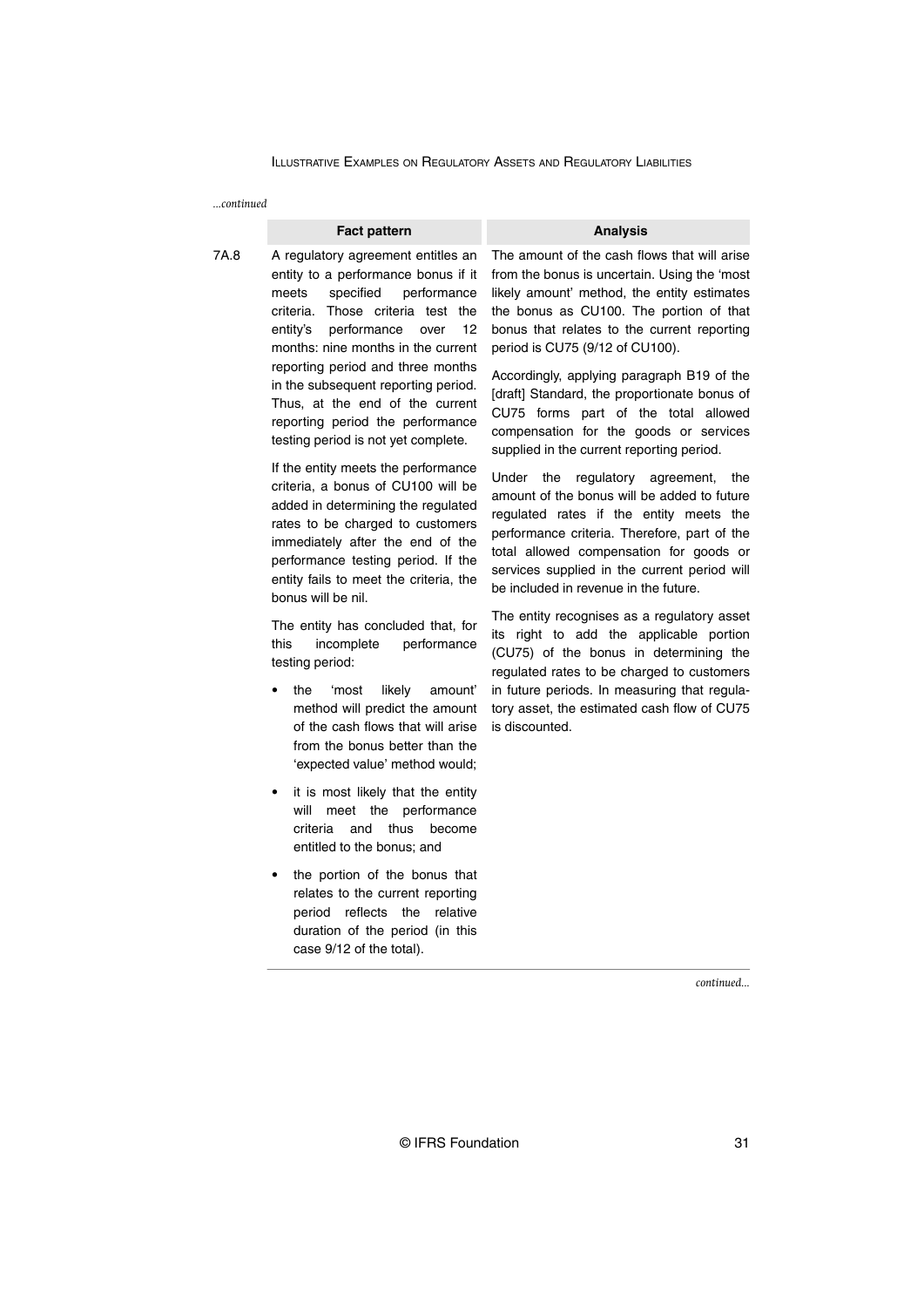*...continued*

| | Fact pattern | Analysis |
|---|---|---|
| 7A.8 | A regulatory agreement entitles an entity to a performance bonus if it meets specified performance criteria. Those criteria test the entity's performance over 12 months: nine months in the current reporting period and three months in the subsequent reporting period. Thus, at the end of the current reporting period the performance testing period is not yet complete.<br><br>If the entity meets the performance criteria, a bonus of CU100 will be added in determining the regulated rates to be charged to customers immediately after the end of the performance testing period. If the entity fails to meet the criteria, the bonus will be nil.<br><br>The entity has concluded that, for this incomplete performance testing period:<br><br>• the 'most likely amount' method will predict the amount of the cash flows that will arise from the bonus better than the 'expected value' method would;<br><br>• it is most likely that the entity will meet the performance criteria and thus become entitled to the bonus; and<br><br>• the portion of the bonus that relates to the current reporting period reflects the relative duration of the period (in this case 9/12 of the total). | The amount of the cash flows that will arise from the bonus is uncertain. Using the 'most likely amount' method, the entity estimates the bonus as CU100. The portion of that bonus that relates to the current reporting period is CU75 (9/12 of CU100).<br><br>Accordingly, applying paragraph B19 of the [draft] Standard, the proportionate bonus of CU75 forms part of the total allowed compensation for the goods or services supplied in the current reporting period.<br><br>Under the regulatory agreement, the amount of the bonus will be added to future regulated rates if the entity meets the performance criteria. Therefore, part of the total allowed compensation for goods or services supplied in the current period will be included in revenue in the future.<br><br>The entity recognises as a regulatory asset its right to add the applicable portion (CU75) of the bonus in determining the regulated rates to be charged to customers in future periods. In measuring that regulatory asset, the estimated cash flow of CU75 is discounted. |

*continued...*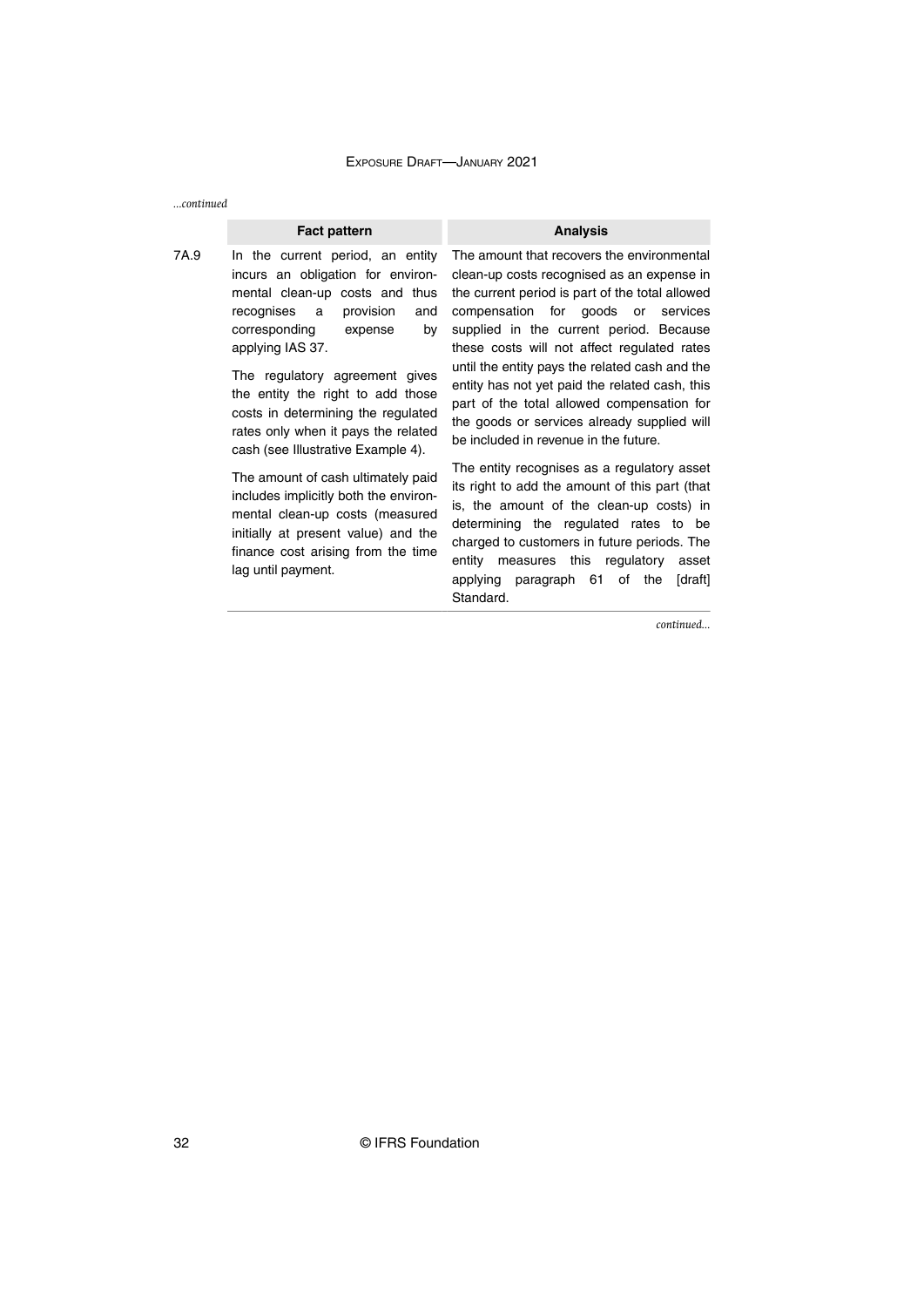*...continued*

| | Fact pattern | Analysis |
|---|---|---|
| 7A.9 | In the current period, an entity incurs an obligation for environmental clean-up costs and thus recognises a provision and corresponding expense by applying IAS 37.<br><br>The regulatory agreement gives the entity the right to add those costs in determining the regulated rates only when it pays the related cash (see Illustrative Example 4).<br><br>The amount of cash ultimately paid includes implicitly both the environmental clean-up costs (measured initially at present value) and the finance cost arising from the time lag until payment. | The amount that recovers the environmental clean-up costs recognised as an expense in the current period is part of the total allowed compensation for goods or services supplied in the current period. Because these costs will not affect regulated rates until the entity pays the related cash and the entity has not yet paid the related cash, this part of the total allowed compensation for the goods or services already supplied will be included in revenue in the future.<br><br>The entity recognises as a regulatory asset its right to add the amount of this part (that is, the amount of the clean-up costs) in determining the regulated rates to be charged to customers in future periods. The entity measures this regulatory asset applying paragraph 61 of the [draft] Standard. |

*continued...*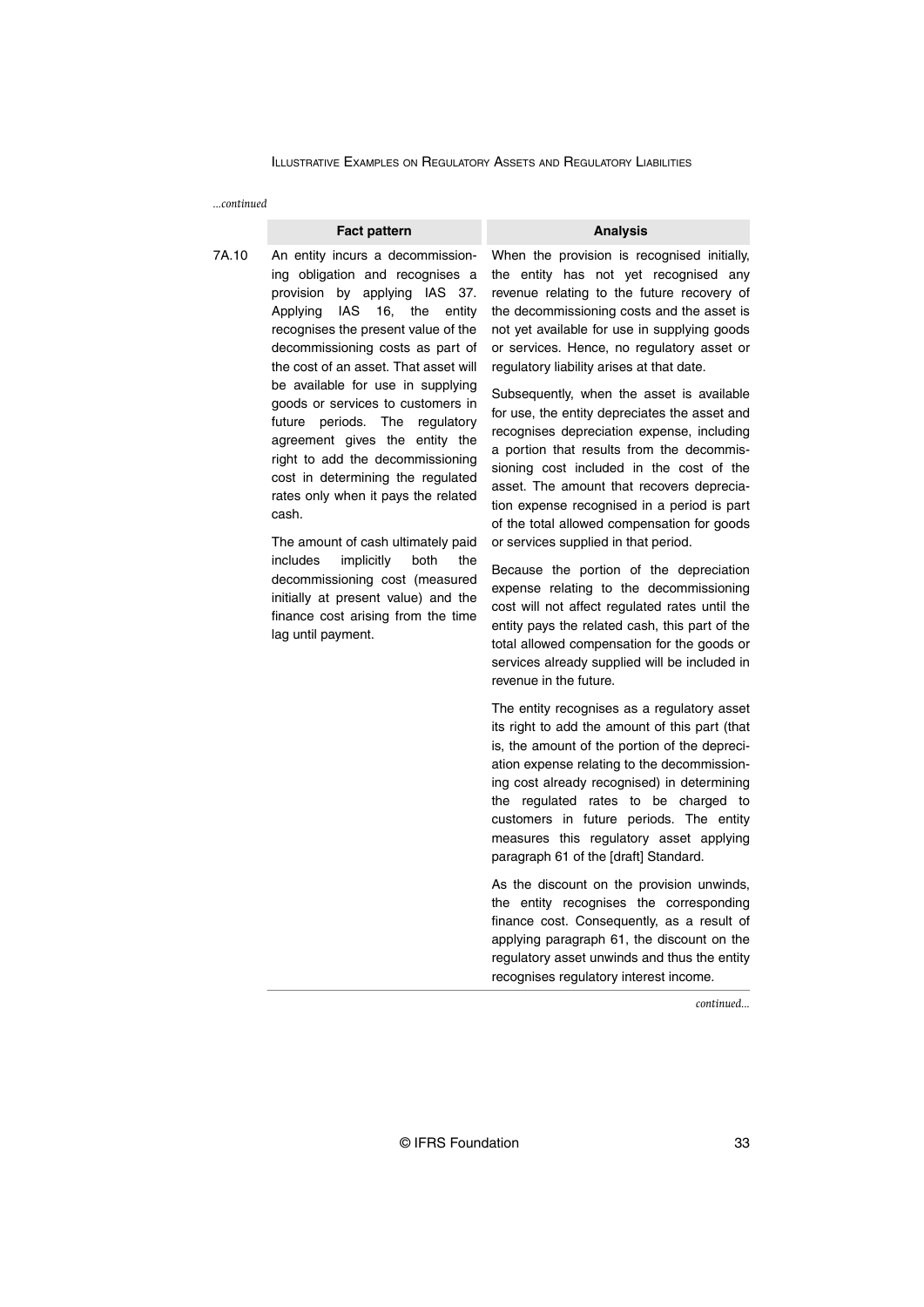*...continued*

| | Fact pattern | Analysis |
|---|---|---|
| 7A.10 | An entity incurs a decommissioning obligation and recognises a provision by applying IAS 37. Applying IAS 16, the entity recognises the present value of the decommissioning costs as part of the cost of an asset. That asset will be available for use in supplying goods or services to customers in future periods. The regulatory agreement gives the entity the right to add the decommissioning cost in determining the regulated rates only when it pays the related cash.<br><br>The amount of cash ultimately paid includes implicitly both the decommissioning cost (measured initially at present value) and the finance cost arising from the time lag until payment. | When the provision is recognised initially, the entity has not yet recognised any revenue relating to the future recovery of the decommissioning costs and the asset is not yet available for use in supplying goods or services. Hence, no regulatory asset or regulatory liability arises at that date.<br><br>Subsequently, when the asset is available for use, the entity depreciates the asset and recognises depreciation expense, including a portion that results from the decommissioning cost included in the cost of the asset. The amount that recovers depreciation expense recognised in a period is part of the total allowed compensation for goods or services supplied in that period.<br><br>Because the portion of the depreciation expense relating to the decommissioning cost will not affect regulated rates until the entity pays the related cash, this part of the total allowed compensation for the goods or services already supplied will be included in revenue in the future.<br><br>The entity recognises as a regulatory asset its right to add the amount of this part (that is, the amount of the portion of the depreciation expense relating to the decommissioning cost already recognised) in determining the regulated rates to be charged to customers in future periods. The entity measures this regulatory asset applying paragraph 61 of the [draft] Standard.<br><br>As the discount on the provision unwinds, the entity recognises the corresponding finance cost. Consequently, as a result of applying paragraph 61, the discount on the regulatory asset unwinds and thus the entity recognises regulatory interest income. |

*continued...*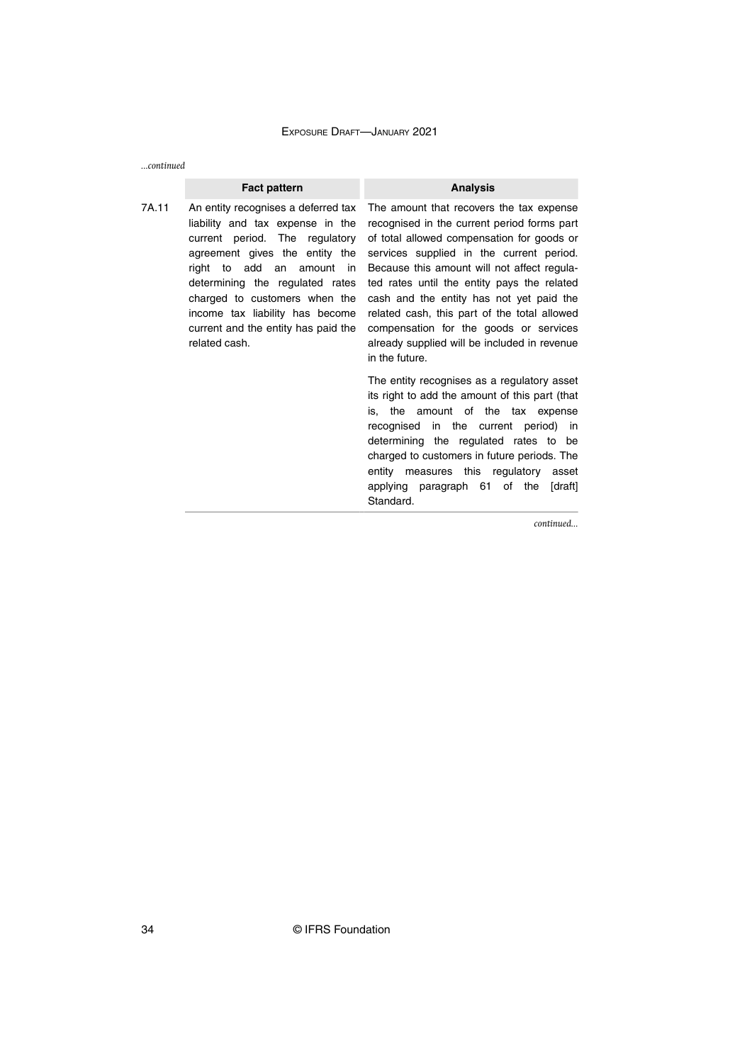*...continued*

| | Fact pattern | Analysis |
|---|---|---|
| 7A.11 | An entity recognises a deferred tax liability and tax expense in the current period. The regulatory agreement gives the entity the right to add an amount in determining the regulated rates charged to customers when the income tax liability has become current and the entity has paid the related cash. | The amount that recovers the tax expense recognised in the current period forms part of total allowed compensation for goods or services supplied in the current period. Because this amount will not affect regulated rates until the entity pays the related cash and the entity has not yet paid the related cash, this part of the total allowed compensation for the goods or services already supplied will be included in revenue in the future.<br><br>The entity recognises as a regulatory asset its right to add the amount of this part (that is, the amount of the tax expense recognised in the current period) in determining the regulated rates to be charged to customers in future periods. The entity measures this regulatory asset applying paragraph 61 of the [draft] Standard. |

*continued...*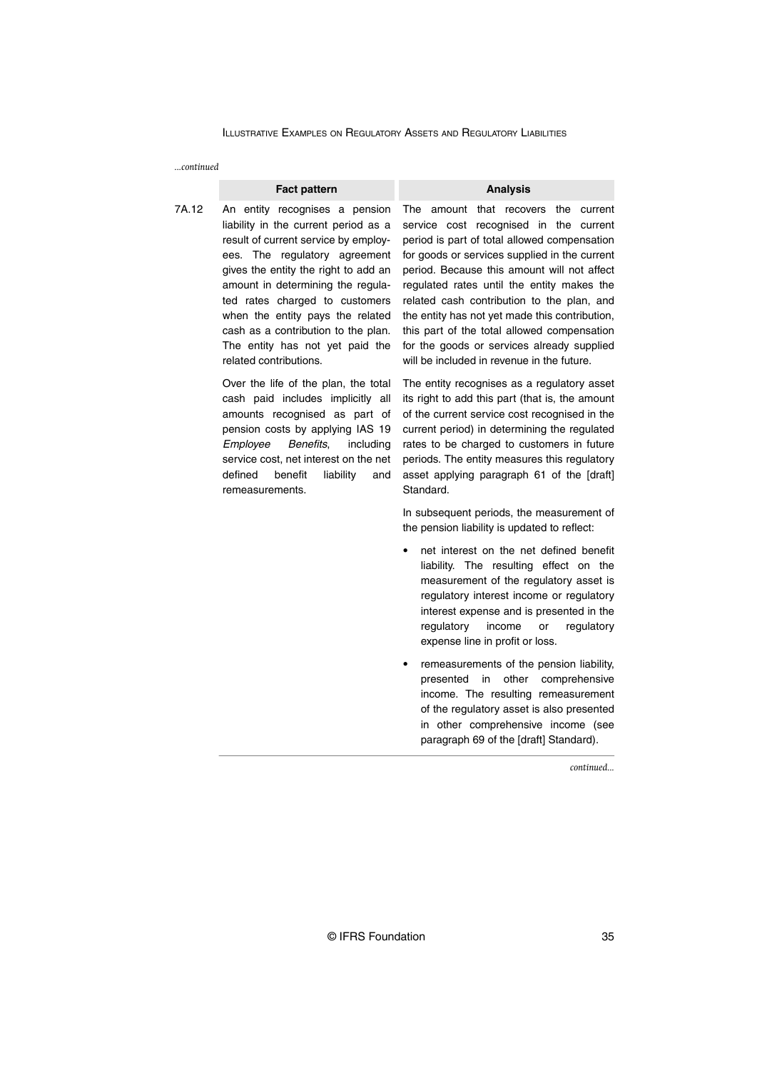*...continued*

| | Fact pattern | Analysis |
|---|---|---|
| 7A.12 | An entity recognises a pension liability in the current period as a result of current service by employees. The regulatory agreement gives the entity the right to add an amount in determining the regulated rates charged to customers when the entity pays the related cash as a contribution to the plan. The entity has not yet paid the related contributions.<br><br>Over the life of the plan, the total cash paid includes implicitly all amounts recognised as part of pension costs by applying IAS 19 *Employee Benefits*, including service cost, net interest on the net defined benefit liability and remeasurements. | The amount that recovers the current service cost recognised in the current period is part of total allowed compensation for goods or services supplied in the current period. Because this amount will not affect regulated rates until the entity makes the related cash contribution to the plan, and the entity has not yet made this contribution, this part of the total allowed compensation for the goods or services already supplied will be included in revenue in the future.<br><br>The entity recognises as a regulatory asset its right to add this part (that is, the amount of the current service cost recognised in the current period) in determining the regulated rates to be charged to customers in future periods. The entity measures this regulatory asset applying paragraph 61 of the [draft] Standard.<br><br>In subsequent periods, the measurement of the pension liability is updated to reflect:<br><br>• net interest on the net defined benefit liability. The resulting effect on the measurement of the regulatory asset is regulatory interest income or regulatory interest expense and is presented in the regulatory income or regulatory expense line in profit or loss.<br><br>• remeasurements of the pension liability, presented in other comprehensive income. The resulting remeasurement of the regulatory asset is also presented in other comprehensive income (see paragraph 69 of the [draft] Standard). |

*continued...*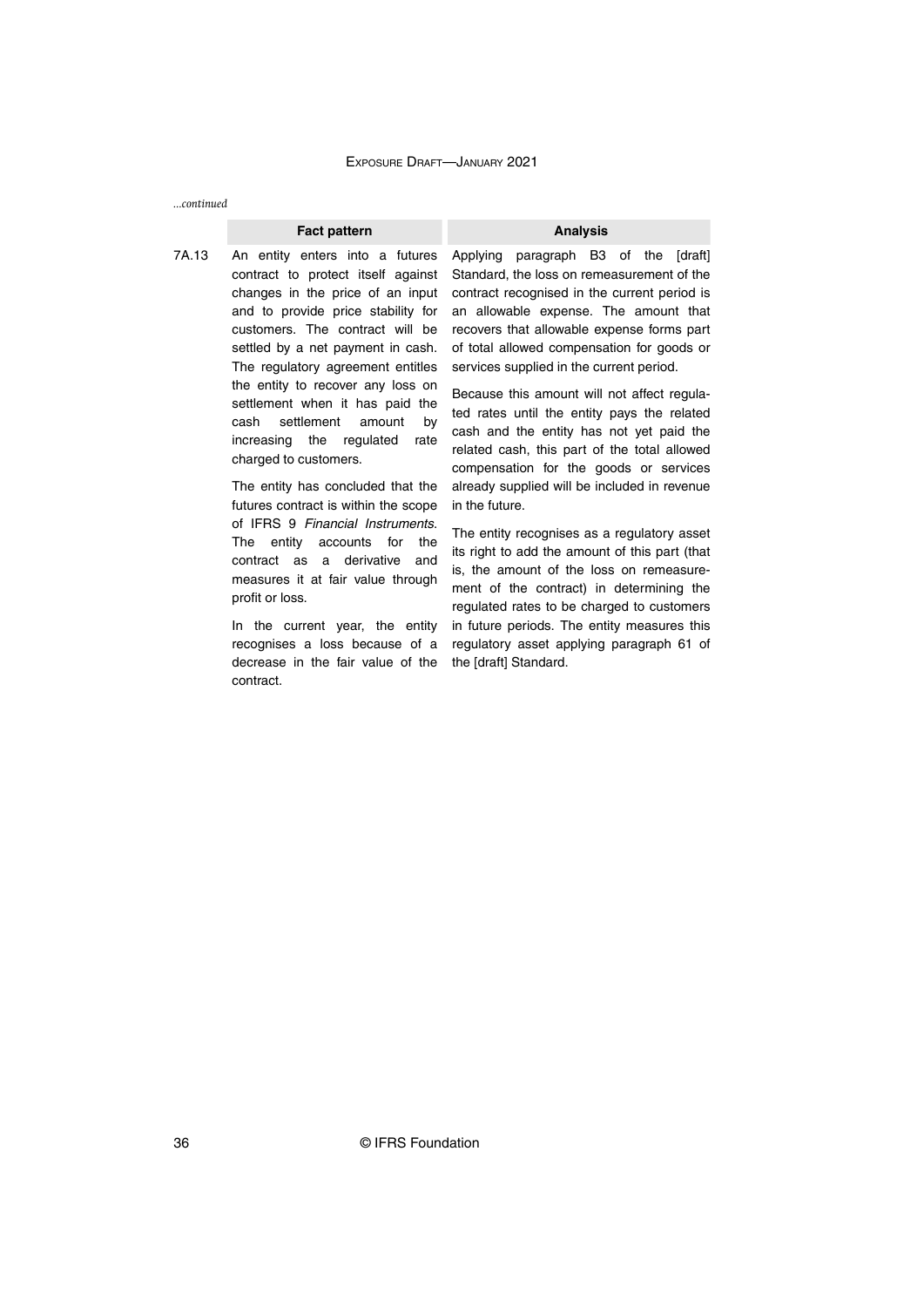*...continued*

| | Fact pattern | Analysis |
|---|---|---|
| 7A.13 | An entity enters into a futures contract to protect itself against changes in the price of an input and to provide price stability for customers. The contract will be settled by a net payment in cash. The regulatory agreement entitles the entity to recover any loss on settlement when it has paid the cash settlement amount by increasing the regulated rate charged to customers.<br><br>The entity has concluded that the futures contract is within the scope of IFRS 9 *Financial Instruments*. The entity accounts for the contract as a derivative and measures it at fair value through profit or loss.<br><br>In the current year, the entity recognises a loss because of a decrease in the fair value of the contract. | Applying paragraph B3 of the [draft] Standard, the loss on remeasurement of the contract recognised in the current period is an allowable expense. The amount that recovers that allowable expense forms part of total allowed compensation for goods or services supplied in the current period.<br><br>Because this amount will not affect regulated rates until the entity pays the related cash and the entity has not yet paid the related cash, this part of the total allowed compensation for the goods or services already supplied will be included in revenue in the future.<br><br>The entity recognises as a regulatory asset its right to add the amount of this part (that is, the amount of the loss on remeasurement of the contract) in determining the regulated rates to be charged to customers in future periods. The entity measures this regulatory asset applying paragraph 61 of the [draft] Standard. |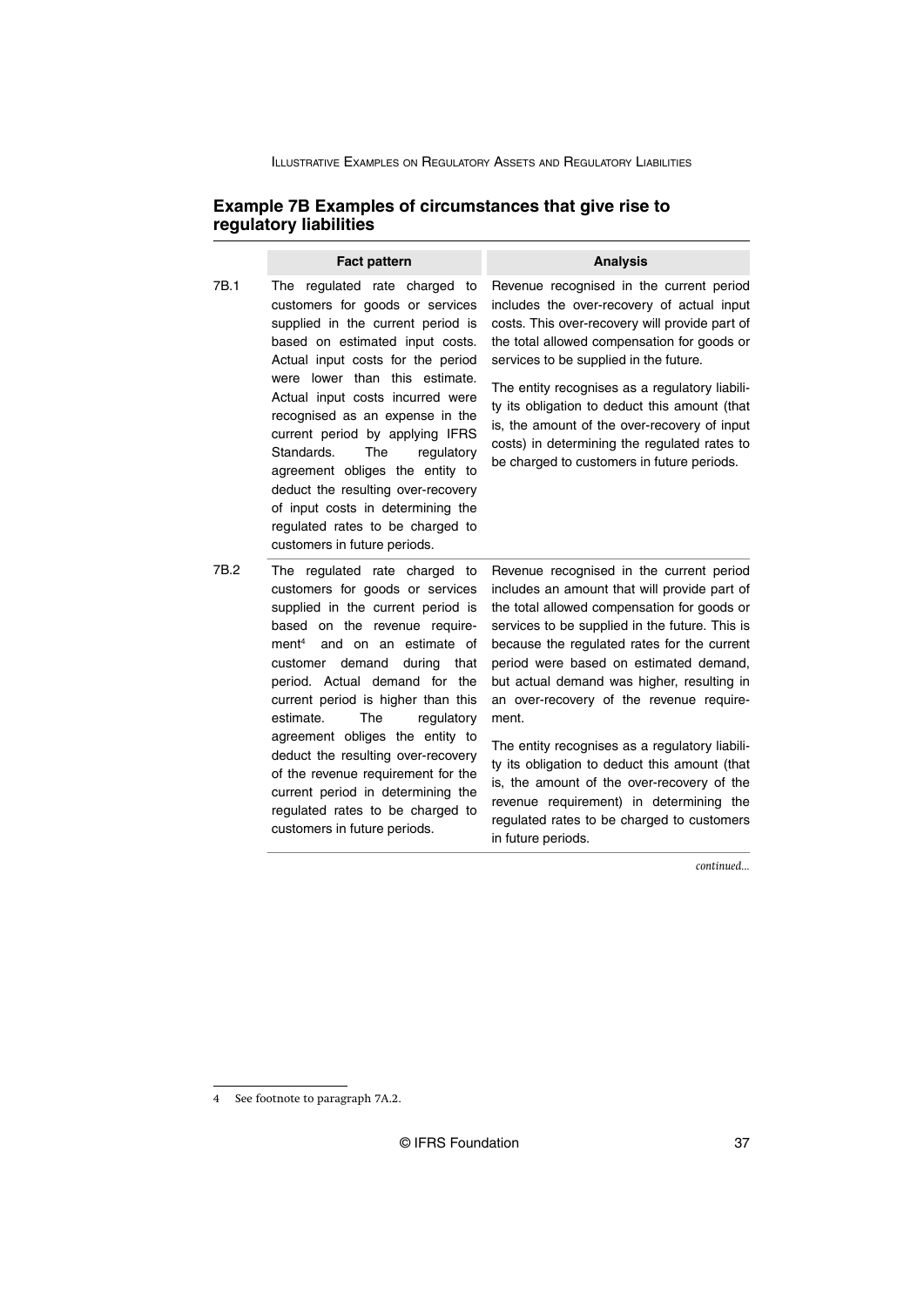## Example 7B Examples of circumstances that give rise to regulatory liabilities

| | Fact pattern | Analysis |
|---|---|---|
| 7B.1 | The regulated rate charged to customers for goods or services supplied in the current period is based on estimated input costs. Actual input costs for the period were lower than this estimate. Actual input costs incurred were recognised as an expense in the current period by applying IFRS Standards. The regulatory agreement obliges the entity to deduct the resulting over-recovery of input costs in determining the regulated rates to be charged to customers in future periods. | Revenue recognised in the current period includes the over-recovery of actual input costs. This over-recovery will provide part of the total allowed compensation for goods or services to be supplied in the future.<br><br>The entity recognises as a regulatory liability its obligation to deduct this amount (that is, the amount of the over-recovery of input costs) in determining the regulated rates to be charged to customers in future periods. |
| 7B.2 | The regulated rate charged to customers for goods or services supplied in the current period is based on the revenue requirement[4] and on an estimate of customer demand during that period. Actual demand for the current period is higher than this estimate. The regulatory agreement obliges the entity to deduct the resulting over-recovery of the revenue requirement for the current period in determining the regulated rates to be charged to customers in future periods. | Revenue recognised in the current period includes an amount that will provide part of the total allowed compensation for goods or services to be supplied in the future. This is because the regulated rates for the current period were based on estimated demand, but actual demand was higher, resulting in an over-recovery of the revenue requirement.<br><br>The entity recognises as a regulatory liability its obligation to deduct this amount (that is, the amount of the over-recovery of the revenue requirement) in determining the regulated rates to be charged to customers in future periods. |

*continued...*

4 See footnote to paragraph 7A.2.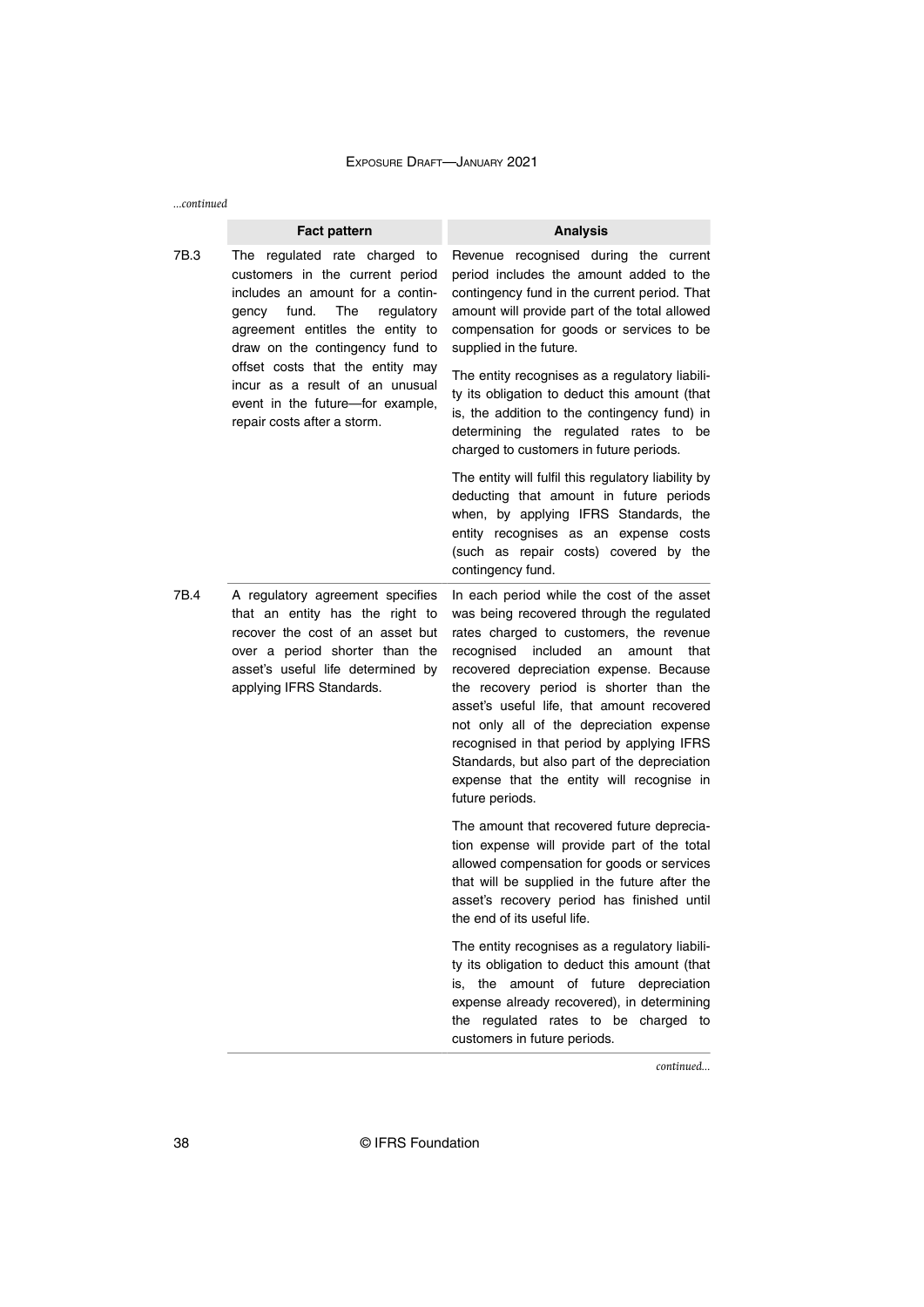*...continued*

| | Fact pattern | Analysis |
|---|---|---|
| 7B.3 | The regulated rate charged to customers in the current period includes an amount for a contingency fund. The regulatory agreement entitles the entity to draw on the contingency fund to offset costs that the entity may incur as a result of an unusual event in the future—for example, repair costs after a storm. | Revenue recognised during the current period includes the amount added to the contingency fund in the current period. That amount will provide part of the total allowed compensation for goods or services to be supplied in the future.<br><br>The entity recognises as a regulatory liability its obligation to deduct this amount (that is, the addition to the contingency fund) in determining the regulated rates to be charged to customers in future periods.<br><br>The entity will fulfil this regulatory liability by deducting that amount in future periods when, by applying IFRS Standards, the entity recognises as an expense costs (such as repair costs) covered by the contingency fund. |
| 7B.4 | A regulatory agreement specifies that an entity has the right to recover the cost of an asset but over a period shorter than the asset's useful life determined by applying IFRS Standards. | In each period while the cost of the asset was being recovered through the regulated rates charged to customers, the revenue recognised included an amount that recovered depreciation expense. Because the recovery period is shorter than the asset's useful life, that amount recovered not only all of the depreciation expense recognised in that period by applying IFRS Standards, but also part of the depreciation expense that the entity will recognise in future periods.<br><br>The amount that recovered future depreciation expense will provide part of the total allowed compensation for goods or services that will be supplied in the future after the asset's recovery period has finished until the end of its useful life.<br><br>The entity recognises as a regulatory liability its obligation to deduct this amount (that is, the amount of future depreciation expense already recovered), in determining the regulated rates to be charged to customers in future periods. |

*continued...*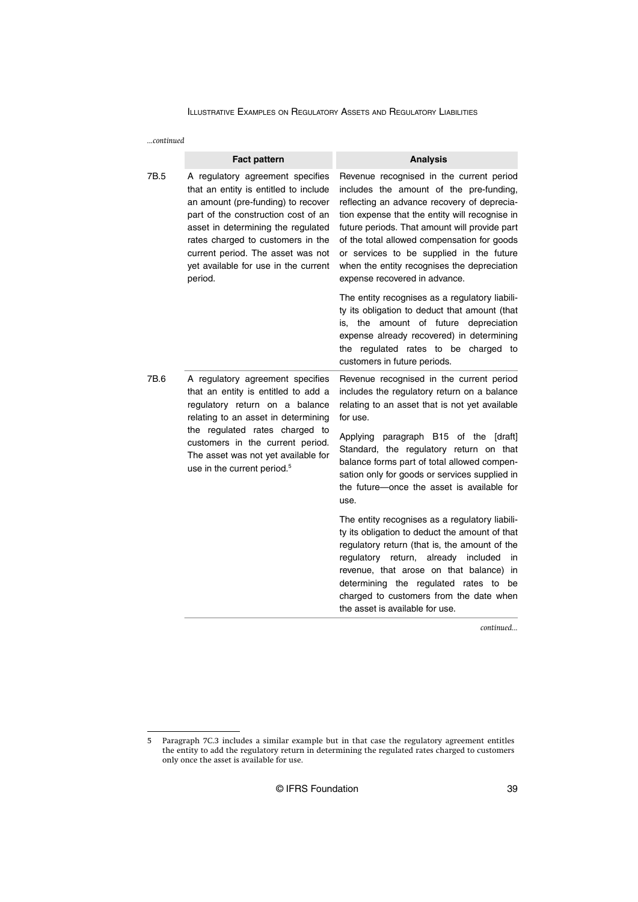*...continued*

| | Fact pattern | Analysis |
|---|---|---|
| 7B.5 | A regulatory agreement specifies that an entity is entitled to include an amount (pre-funding) to recover part of the construction cost of an asset in determining the regulated rates charged to customers in the current period. The asset was not yet available for use in the current period. | Revenue recognised in the current period includes the amount of the pre-funding, reflecting an advance recovery of depreciation expense that the entity will recognise in future periods. That amount will provide part of the total allowed compensation for goods or services to be supplied in the future when the entity recognises the depreciation expense recovered in advance.<br><br>The entity recognises as a regulatory liability its obligation to deduct that amount (that is, the amount of future depreciation expense already recovered) in determining the regulated rates to be charged to customers in future periods. |
| 7B.6 | A regulatory agreement specifies that an entity is entitled to add a regulatory return on a balance relating to an asset in determining the regulated rates charged to customers in the current period. The asset was not yet available for use in the current period.[5] | Revenue recognised in the current period includes the regulatory return on a balance relating to an asset that is not yet available for use.<br><br>Applying paragraph B15 of the [draft] Standard, the regulatory return on that balance forms part of total allowed compensation only for goods or services supplied in the future—once the asset is available for use.<br><br>The entity recognises as a regulatory liability its obligation to deduct the amount of that regulatory return (that is, the amount of the regulatory return, already included in revenue, that arose on that balance) in determining the regulated rates to be charged to customers from the date when the asset is available for use. |

*continued...*

5 Paragraph 7C.3 includes a similar example but in that case the regulatory agreement entitles the entity to add the regulatory return in determining the regulated rates charged to customers only once the asset is available for use.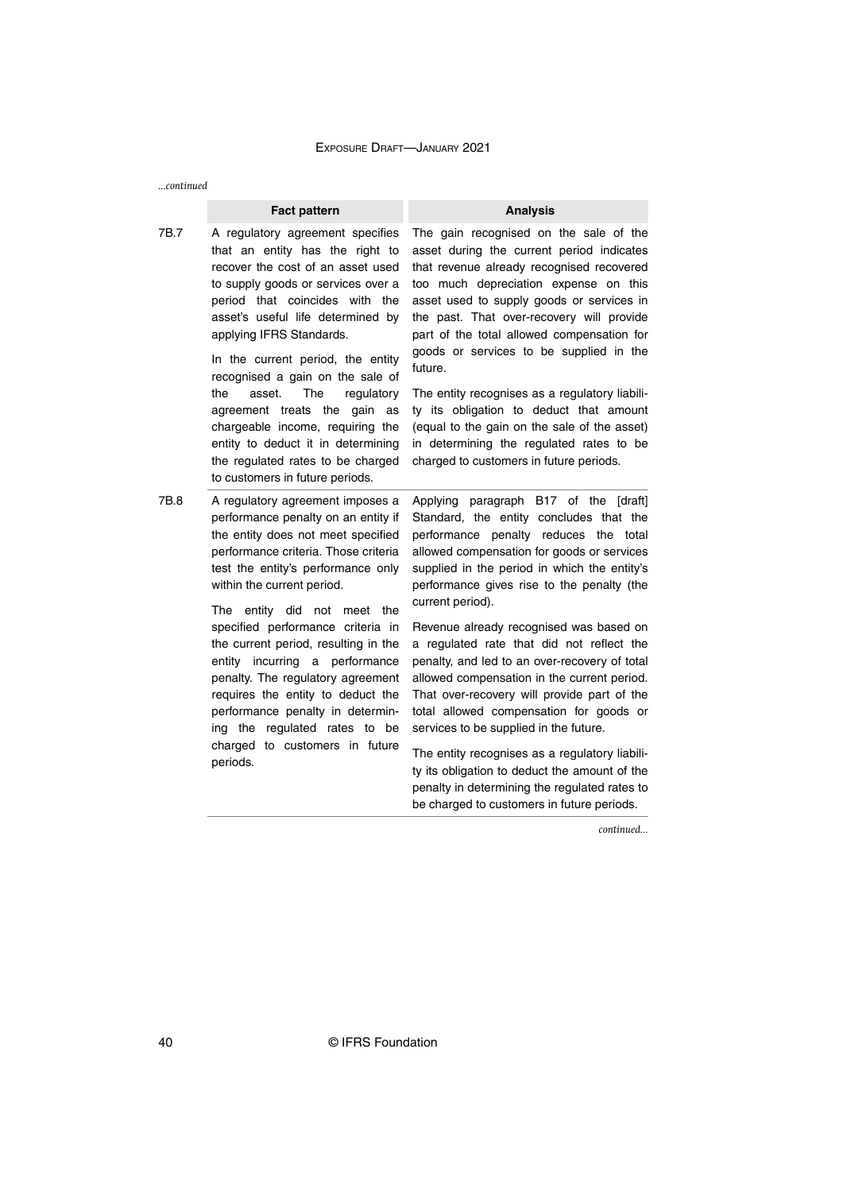*...continued*

| | Fact pattern | Analysis |
|---|---|---|
| 7B.7 | A regulatory agreement specifies that an entity has the right to recover the cost of an asset used to supply goods or services over a period that coincides with the asset's useful life determined by applying IFRS Standards.<br><br>In the current period, the entity recognised a gain on the sale of the asset. The regulatory agreement treats the gain as chargeable income, requiring the entity to deduct it in determining the regulated rates to be charged to customers in future periods. | The gain recognised on the sale of the asset during the current period indicates that revenue already recognised recovered too much depreciation expense on this asset used to supply goods or services in the past. That over-recovery will provide part of the total allowed compensation for goods or services to be supplied in the future.<br><br>The entity recognises as a regulatory liability its obligation to deduct that amount (equal to the gain on the sale of the asset) in determining the regulated rates to be charged to customers in future periods. |
| 7B.8 | A regulatory agreement imposes a performance penalty on an entity if the entity does not meet specified performance criteria. Those criteria test the entity's performance only within the current period.<br><br>The entity did not meet the specified performance criteria in the current period, resulting in the entity incurring a performance penalty. The regulatory agreement requires the entity to deduct the performance penalty in determining the regulated rates to be charged to customers in future periods. | Applying paragraph B17 of the [draft] Standard, the entity concludes that the performance penalty reduces the total allowed compensation for goods or services supplied in the period in which the entity's performance gives rise to the penalty (the current period).<br><br>Revenue already recognised was based on a regulated rate that did not reflect the penalty, and led to an over-recovery of total allowed compensation in the current period. That over-recovery will provide part of the total allowed compensation for goods or services to be supplied in the future.<br><br>The entity recognises as a regulatory liability its obligation to deduct the amount of the penalty in determining the regulated rates to be charged to customers in future periods. |

*continued...*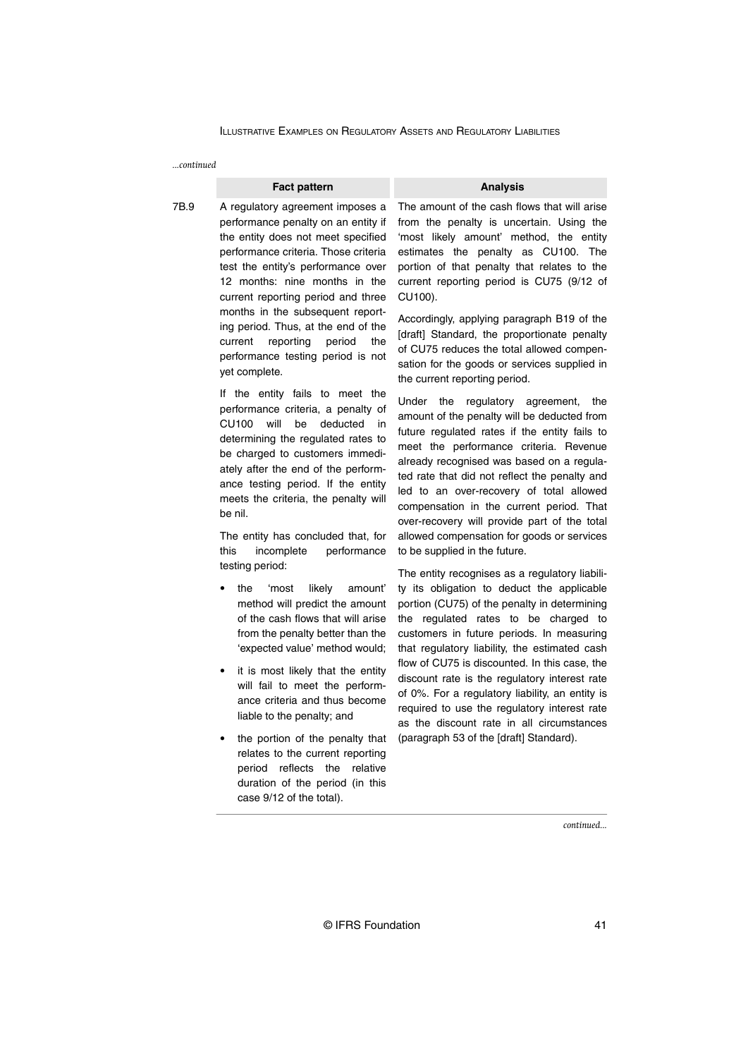*...continued*

| | Fact pattern | Analysis |
|---|---|---|
| 7B.9 | A regulatory agreement imposes a performance penalty on an entity if the entity does not meet specified performance criteria. Those criteria test the entity's performance over 12 months: nine months in the current reporting period and three months in the subsequent reporting period. Thus, at the end of the current reporting period the performance testing period is not yet complete.<br><br>If the entity fails to meet the performance criteria, a penalty of CU100 will be deducted in determining the regulated rates to be charged to customers immediately after the end of the performance testing period. If the entity meets the criteria, the penalty will be nil.<br><br>The entity has concluded that, for this incomplete performance testing period:<br><br>• the 'most likely amount' method will predict the amount of the cash flows that will arise from the penalty better than the 'expected value' method would;<br><br>• it is most likely that the entity will fail to meet the performance criteria and thus become liable to the penalty; and<br><br>• the portion of the penalty that relates to the current reporting period reflects the relative duration of the period (in this case 9/12 of the total). | The amount of the cash flows that will arise from the penalty is uncertain. Using the 'most likely amount' method, the entity estimates the penalty as CU100. The portion of that penalty that relates to the current reporting period is CU75 (9/12 of CU100).<br><br>Accordingly, applying paragraph B19 of the [draft] Standard, the proportionate penalty of CU75 reduces the total allowed compensation for the goods or services supplied in the current reporting period.<br><br>Under the regulatory agreement, the amount of the penalty will be deducted from future regulated rates if the entity fails to meet the performance criteria. Revenue already recognised was based on a regulated rate that did not reflect the penalty and led to an over-recovery of total allowed compensation in the current period. That over-recovery will provide part of the total allowed compensation for goods or services to be supplied in the future.<br><br>The entity recognises as a regulatory liability its obligation to deduct the applicable portion (CU75) of the penalty in determining the regulated rates to be charged to customers in future periods. In measuring that regulatory liability, the estimated cash flow of CU75 is discounted. In this case, the discount rate is the regulatory interest rate of 0%. For a regulatory liability, an entity is required to use the regulatory interest rate as the discount rate in all circumstances (paragraph 53 of the [draft] Standard). |

*continued...*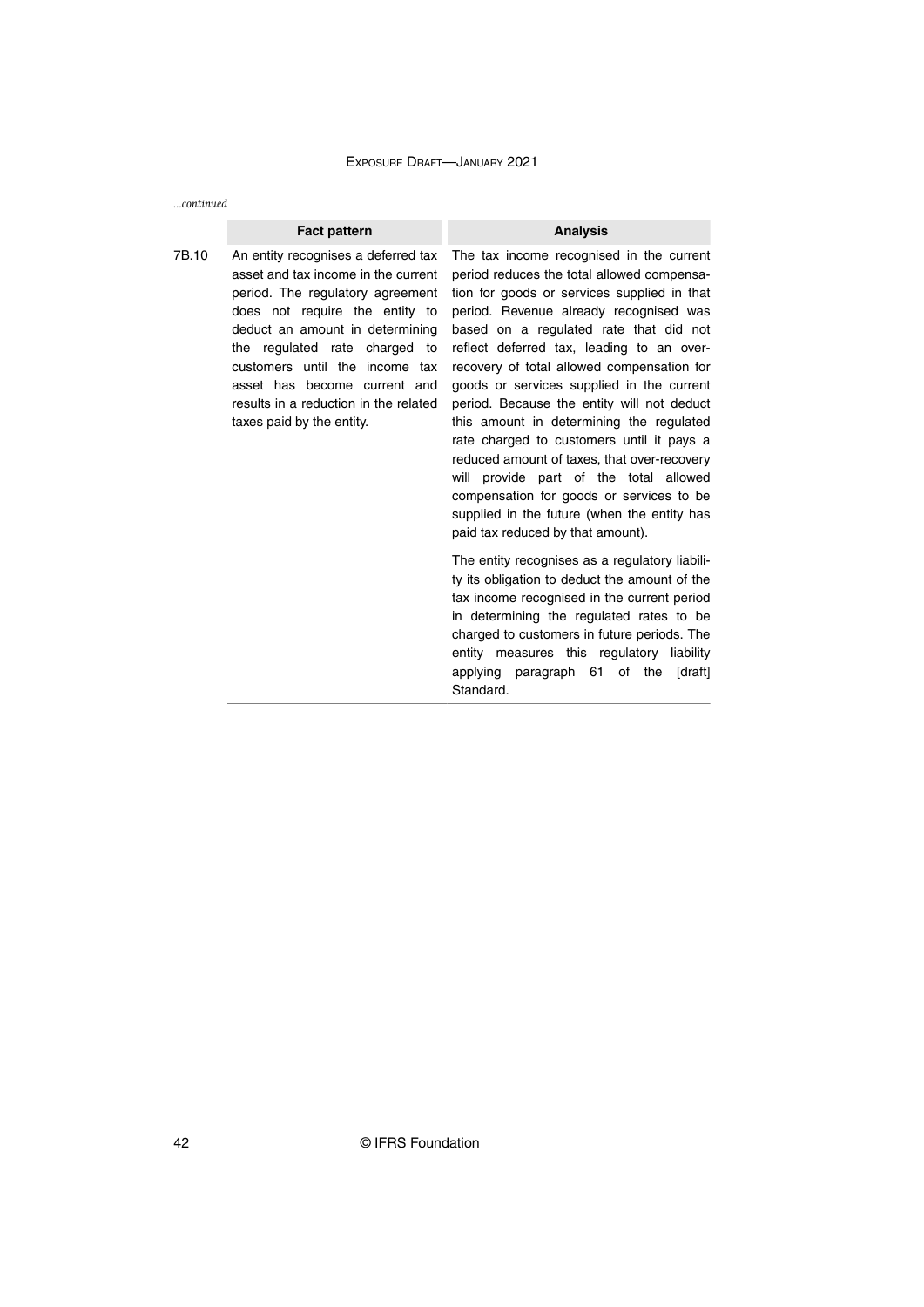*...continued*

| | Fact pattern | Analysis |
|---|---|---|
| 7B.10 | An entity recognises a deferred tax asset and tax income in the current period. The regulatory agreement does not require the entity to deduct an amount in determining the regulated rate charged to customers until the income tax asset has become current and results in a reduction in the related taxes paid by the entity. | The tax income recognised in the current period reduces the total allowed compensation for goods or services supplied in that period. Revenue already recognised was based on a regulated rate that did not reflect deferred tax, leading to an over-recovery of total allowed compensation for goods or services supplied in the current period. Because the entity will not deduct this amount in determining the regulated rate charged to customers until it pays a reduced amount of taxes, that over-recovery will provide part of the total allowed compensation for goods or services to be supplied in the future (when the entity has paid tax reduced by that amount).<br><br>The entity recognises as a regulatory liability its obligation to deduct the amount of the tax income recognised in the current period in determining the regulated rates to be charged to customers in future periods. The entity measures this regulatory liability applying paragraph 61 of the [draft] Standard. |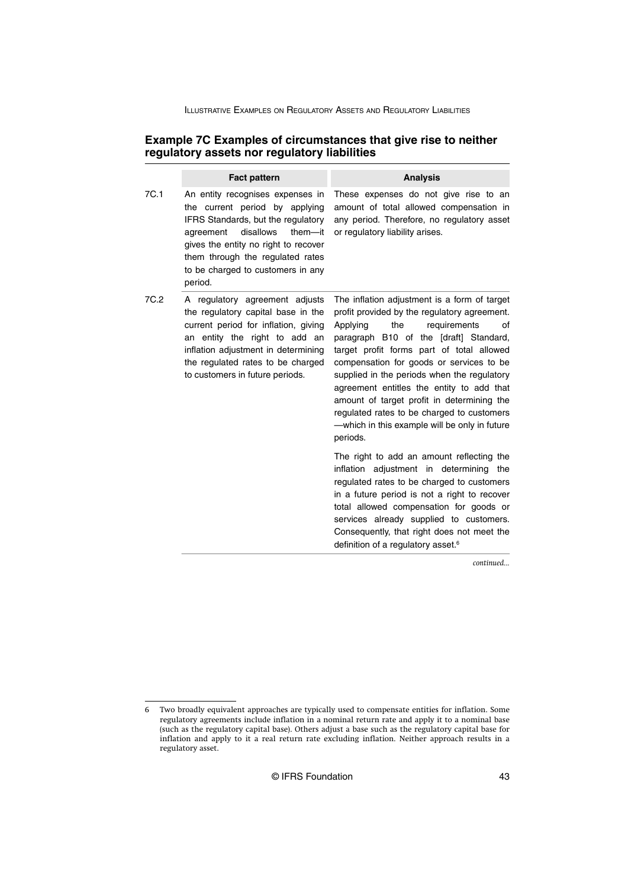## Example 7C Examples of circumstances that give rise to neither regulatory assets nor regulatory liabilities

| | Fact pattern | Analysis |
|---|---|---|
| 7C.1 | An entity recognises expenses in the current period by applying IFRS Standards, but the regulatory agreement disallows them—it gives the entity no right to recover them through the regulated rates to be charged to customers in any period. | These expenses do not give rise to an amount of total allowed compensation in any period. Therefore, no regulatory asset or regulatory liability arises. |
| 7C.2 | A regulatory agreement adjusts the regulatory capital base in the current period for inflation, giving an entity the right to add an inflation adjustment in determining the regulated rates to be charged to customers in future periods. | The inflation adjustment is a form of target profit provided by the regulatory agreement. Applying the requirements of paragraph B10 of the [draft] Standard, target profit forms part of total allowed compensation for goods or services to be supplied in the periods when the regulatory agreement entitles the entity to add that amount of target profit in determining the regulated rates to be charged to customers—which in this example will be only in future periods.<br><br>The right to add an amount reflecting the inflation adjustment in determining the regulated rates to be charged to customers in a future period is not a right to recover total allowed compensation for goods or services already supplied to customers. Consequently, that right does not meet the definition of a regulatory asset.[6] |

*continued...*

6 Two broadly equivalent approaches are typically used to compensate entities for inflation. Some regulatory agreements include inflation in a nominal return rate and apply it to a nominal base (such as the regulatory capital base). Others adjust a base such as the regulatory capital base for inflation and apply to it a real return rate excluding inflation. Neither approach results in a regulatory asset.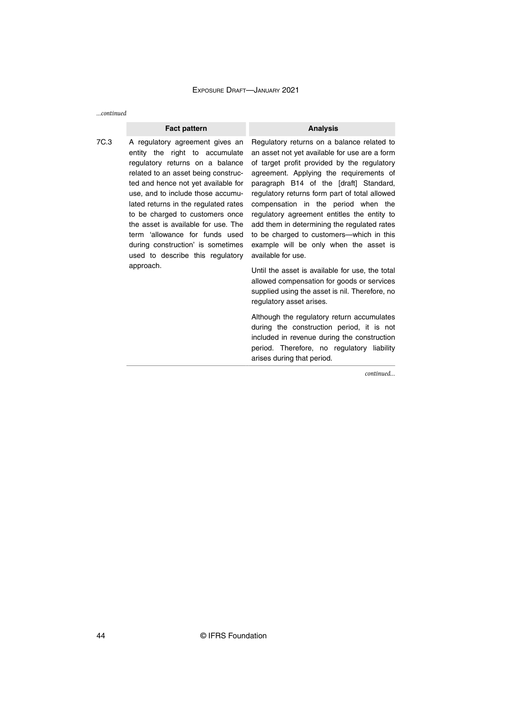*...continued*

| | Fact pattern | Analysis |
|---|---|---|
| 7C.3 | A regulatory agreement gives an entity the right to accumulate regulatory returns on a balance related to an asset being constructed and hence not yet available for use, and to include those accumulated returns in the regulated rates to be charged to customers once the asset is available for use. The term 'allowance for funds used during construction' is sometimes used to describe this regulatory approach. | Regulatory returns on a balance related to an asset not yet available for use are a form of target profit provided by the regulatory agreement. Applying the requirements of paragraph B14 of the [draft] Standard, regulatory returns form part of total allowed compensation in the period when the regulatory agreement entitles the entity to add them in determining the regulated rates to be charged to customers—which in this example will be only when the asset is available for use.<br><br>Until the asset is available for use, the total allowed compensation for goods or services supplied using the asset is nil. Therefore, no regulatory asset arises.<br><br>Although the regulatory return accumulates during the construction period, it is not included in revenue during the construction period. Therefore, no regulatory liability arises during that period. |

*continued...*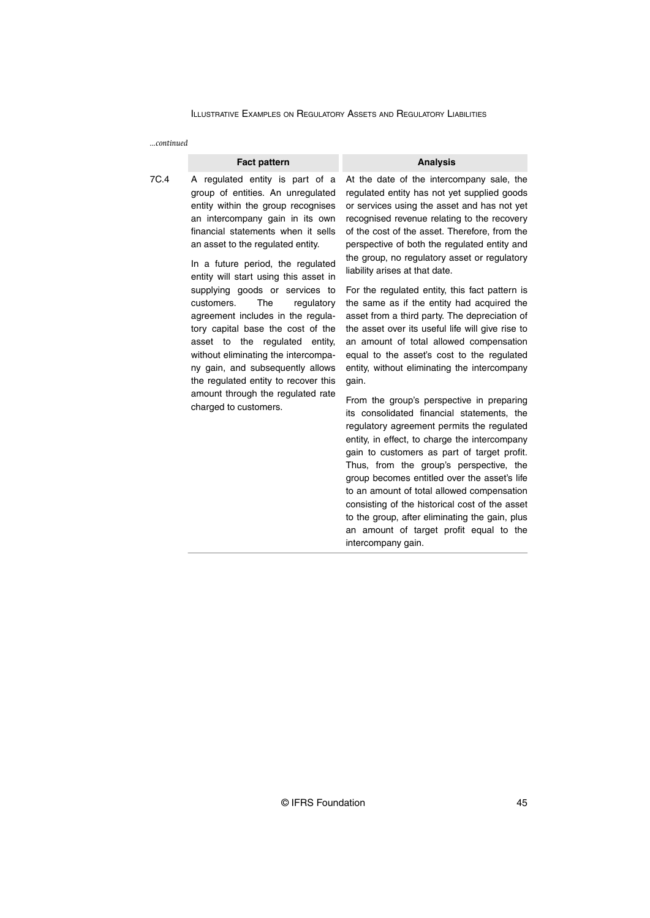*...continued*

| | Fact pattern | Analysis |
|---|---|---|
| 7C.4 | A regulated entity is part of a group of entities. An unregulated entity within the group recognises an intercompany gain in its own financial statements when it sells an asset to the regulated entity.<br><br>In a future period, the regulated entity will start using this asset in supplying goods or services to customers. The regulatory agreement includes in the regulatory capital base the cost of the asset to the regulated entity, without eliminating the intercompany gain, and subsequently allows the regulated entity to recover this amount through the regulated rate charged to customers. | At the date of the intercompany sale, the regulated entity has not yet supplied goods or services using the asset and has not yet recognised revenue relating to the recovery of the cost of the asset. Therefore, from the perspective of both the regulated entity and the group, no regulatory asset or regulatory liability arises at that date.<br><br>For the regulated entity, this fact pattern is the same as if the entity had acquired the asset from a third party. The depreciation of the asset over its useful life will give rise to an amount of total allowed compensation equal to the asset's cost to the regulated entity, without eliminating the intercompany gain.<br><br>From the group's perspective in preparing its consolidated financial statements, the regulatory agreement permits the regulated entity, in effect, to charge the intercompany gain to customers as part of target profit. Thus, from the group's perspective, the group becomes entitled over the asset's life to an amount of total allowed compensation consisting of the historical cost of the asset to the group, after eliminating the gain, plus an amount of target profit equal to the intercompany gain. |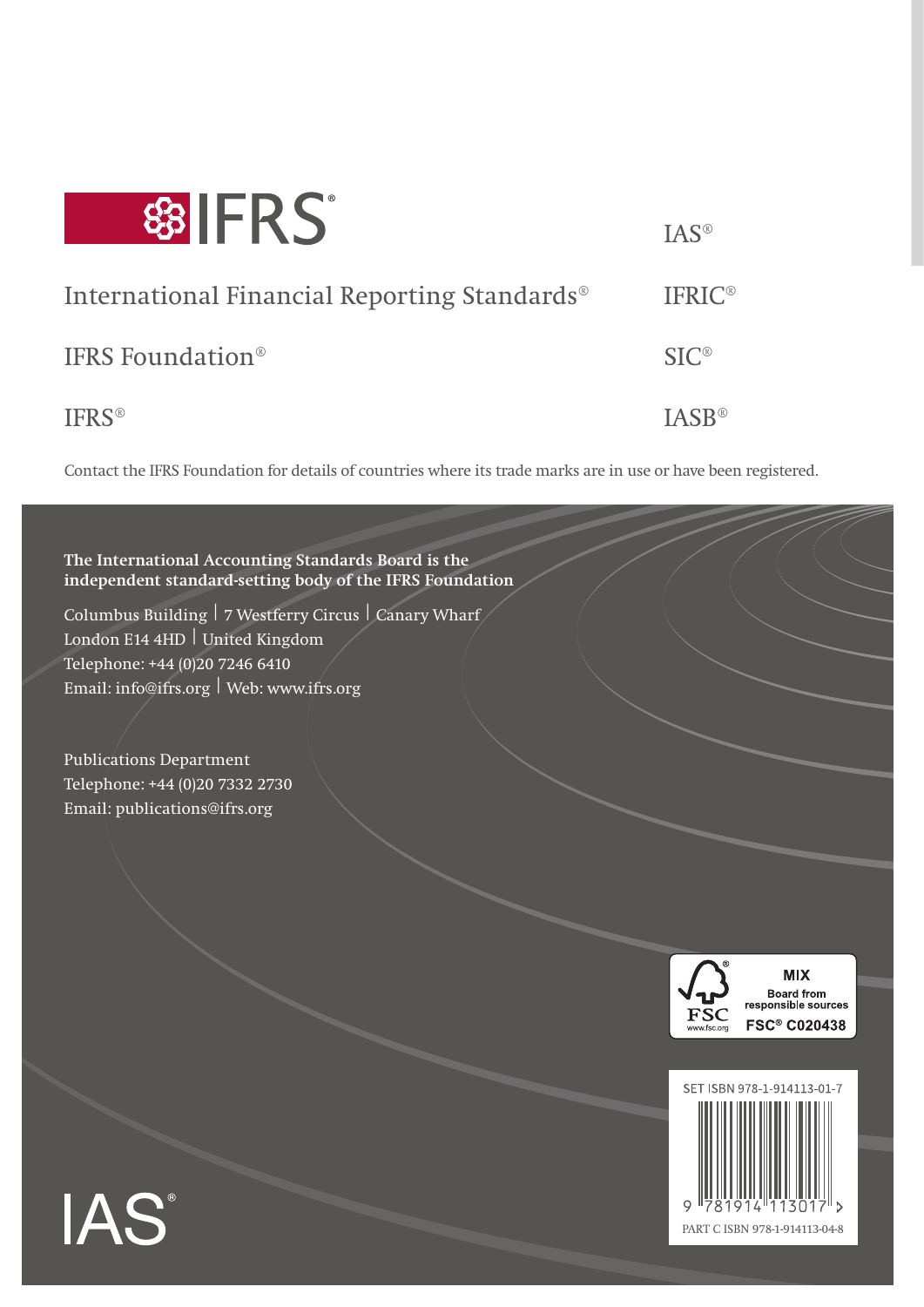IFRS®

International Financial Reporting Standards®

IFRS Foundation®

IFRS®

IAS®

IFRIC®

SIC®

IASB®

Contact the IFRS Foundation for details of countries where its trade marks are in use or have been registered.

**The International Accounting Standards Board is the independent standard-setting body of the IFRS Foundation**

Columbus Building | 7 Westferry Circus | Canary Wharf
London E14 4HD | United Kingdom
Telephone: +44 (0)20 7246 6410
Email: info@ifrs.org | Web: www.ifrs.org

Publications Department
Telephone: +44 (0)20 7332 2730
Email: publications@ifrs.org

FSC
www.fsc.org
MIX
Board from responsible sources
FSC® C020438

SET ISBN 978-1-914113-01-7

9 781914 113017

PART C ISBN 978-1-914113-04-8

IAS®